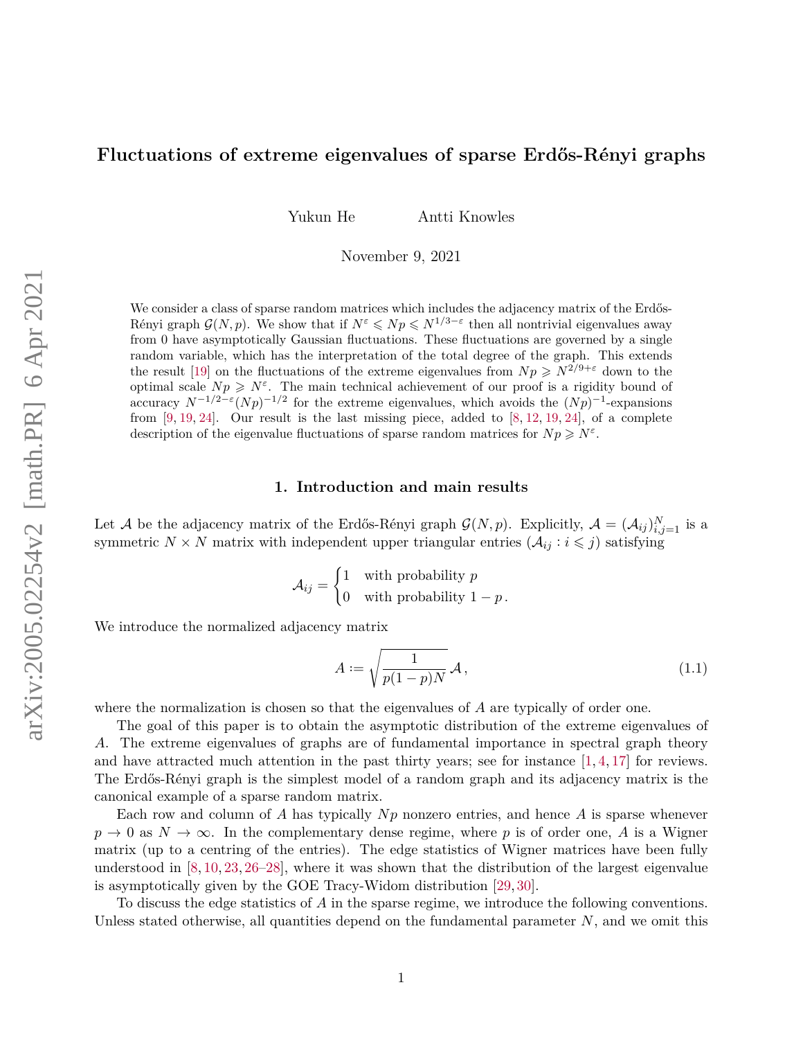# Fluctuations of extreme eigenvalues of sparse Erdős-Rényi graphs

Yukun He Antti Knowles

November 9, 2021

We consider a class of sparse random matrices which includes the adjacency matrix of the Erdős-Rényi graph $\mathcal{G}(N,p)$. We show that if $N^{\varepsilon} \leqslant Np \leqslant N^{1/3-\varepsilon}$ then all nontrivial eigenvalues away from 0 have asymptotically Gaussian fluctuations. These fluctuations are governed by a single random variable, which has the interpretation of the total degree of the graph. This extends the result [19] on the fluctuations of the extreme eigenvalues from $Np \geqslant N^{2/9+\varepsilon}$ down to the optimal scale $Np \geqslant N^{\varepsilon}$. The main technical achievement of our proof is a rigidity bound of accuracy $N^{-1/2-\varepsilon}(Np)^{-1/2}$ for the extreme eigenvalues, which avoids the $(Np)^{-1}$-expansions from [9, 19, 24]. Our result is the last missing piece, added to [8, 12, 19, 24], of a complete description of the eigenvalue fluctuations of sparse random matrices for $Np \geqslant N^{\varepsilon}$.

## 1. Introduction and main results

Let $\mathcal{A}$ be the adjacency matrix of the Erdős-Rényi graph $\mathcal{G}(N,p)$. Explicitly, $\mathcal{A} = (\mathcal{A}_{ij})_{i,j=1}^N$ is a symmetric $N \times N$ matrix with independent upper triangular entries $(\mathcal{A}_{ij} : i \leqslant j)$ satisfying

$$\mathcal{A}_{ij} = \begin{cases} 1 & \text{with probability } p \\ 0 & \text{with probability } 1-p\,. \end{cases}$$

We introduce the normalized adjacency matrix

$$A := \sqrt{\frac{1}{p(1-p)N}}\,\mathcal{A}\,, \tag{1.1}$$

where the normalization is chosen so that the eigenvalues of $A$ are typically of order one.

The goal of this paper is to obtain the asymptotic distribution of the extreme eigenvalues of $A$. The extreme eigenvalues of graphs are of fundamental importance in spectral graph theory and have attracted much attention in the past thirty years; see for instance [1, 4, 17] for reviews. The Erdős-Rényi graph is the simplest model of a random graph and its adjacency matrix is the canonical example of a sparse random matrix.

Each row and column of $A$ has typically $Np$ nonzero entries, and hence $A$ is sparse whenever $p \to 0$ as $N \to \infty$. In the complementary dense regime, where $p$ is of order one, $A$ is a Wigner matrix (up to a centring of the entries). The edge statistics of Wigner matrices have been fully understood in [8, 10, 23, 26–28], where it was shown that the distribution of the largest eigenvalue is asymptotically given by the GOE Tracy-Widom distribution [29, 30].

To discuss the edge statistics of $A$ in the sparse regime, we introduce the following conventions. Unless stated otherwise, all quantities depend on the fundamental parameter $N$, and we omit this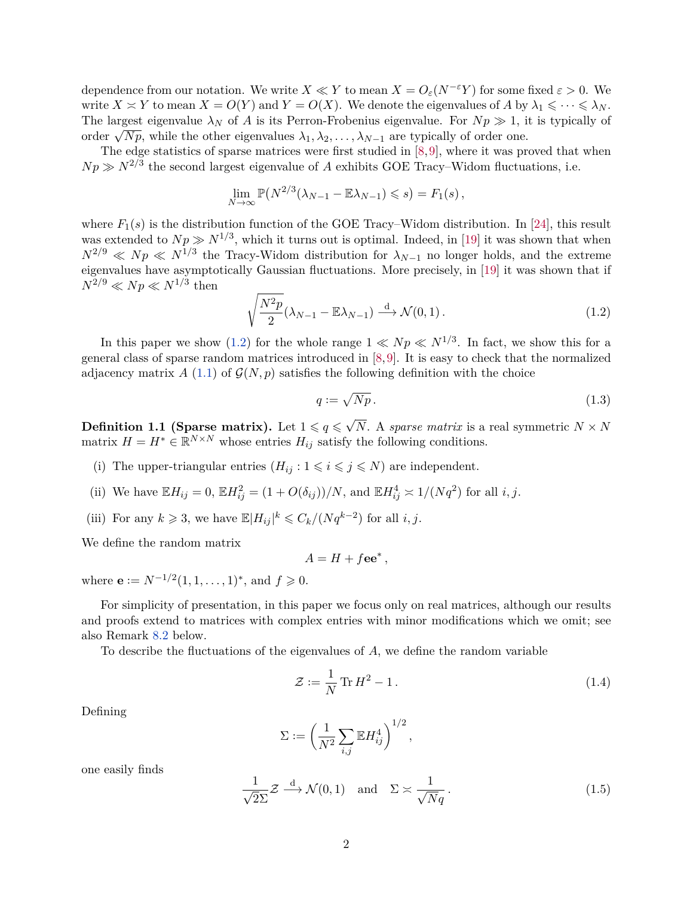dependence from our notation. We write $X \ll Y$ to mean $X = O_\varepsilon(N^{-\varepsilon}Y)$ for some fixed $\varepsilon > 0$. We write $X \asymp Y$ to mean $X = O(Y)$ and $Y = O(X)$. We denote the eigenvalues of $A$ by $\lambda_1 \leqslant \cdots \leqslant \lambda_N$. The largest eigenvalue $\lambda_N$ of $A$ is its Perron-Frobenius eigenvalue. For $Np \gg 1$, it is typically of order $\sqrt{Np}$, while the other eigenvalues $\lambda_1, \lambda_2, \dots, \lambda_{N-1}$ are typically of order one.

The edge statistics of sparse matrices were first studied in [8,9], where it was proved that when $Np \gg N^{2/3}$ the second largest eigenvalue of $A$ exhibits GOE Tracy–Widom fluctuations, i.e.

$$\lim_{N\to\infty} \mathbb{P}\big(N^{2/3}(\lambda_{N-1} - \mathbb{E}\lambda_{N-1}) \leqslant s\big) = F_1(s)\,,$$

where $F_1(s)$ is the distribution function of the GOE Tracy–Widom distribution. In [24], this result was extended to $Np \gg N^{1/3}$, which it turns out is optimal. Indeed, in [19] it was shown that when $N^{2/9} \ll Np \ll N^{1/3}$ the Tracy-Widom distribution for $\lambda_{N-1}$ no longer holds, and the extreme eigenvalues have asymptotically Gaussian fluctuations. More precisely, in [19] it was shown that if $N^{2/9} \ll Np \ll N^{1/3}$ then

$$\sqrt{\frac{N^2p}{2}}(\lambda_{N-1} - \mathbb{E}\lambda_{N-1}) \xrightarrow{\mathrm{d}} \mathcal{N}(0,1)\,. \tag{1.2}$$

In this paper we show (1.2) for the whole range $1 \ll Np \ll N^{1/3}$. In fact, we show this for a general class of sparse random matrices introduced in [8,9]. It is easy to check that the normalized adjacency matrix $A$ (1.1) of $\mathcal{G}(N,p)$ satisfies the following definition with the choice

$$q := \sqrt{Np}\,. \tag{1.3}$$

**Definition 1.1 (Sparse matrix).** Let $1 \leqslant q \leqslant \sqrt{N}$. A *sparse matrix* is a real symmetric $N \times N$ matrix $H = H^* \in \mathbb{R}^{N\times N}$ whose entries $H_{ij}$ satisfy the following conditions.

(i) The upper-triangular entries ($H_{ij} : 1 \leqslant i \leqslant j \leqslant N$) are independent.

(ii) We have $\mathbb{E}H_{ij} = 0$, $\mathbb{E}H_{ij}^2 = (1 + O(\delta_{ij}))/N$, and $\mathbb{E}H_{ij}^4 \asymp 1/(Nq^2)$ for all $i,j$.

(iii) For any $k \geqslant 3$, we have $\mathbb{E}|H_{ij}|^k \leqslant C_k/(Nq^{k-2})$ for all $i,j$.

We define the random matrix

$$A = H + f\mathbf{e}\mathbf{e}^*\,,$$

where $\mathbf{e} := N^{-1/2}(1,1,\dots,1)^*$, and $f \geqslant 0$.

For simplicity of presentation, in this paper we focus only on real matrices, although our results and proofs extend to matrices with complex entries with minor modifications which we omit; see also Remark 8.2 below.

To describe the fluctuations of the eigenvalues of $A$, we define the random variable

$$\mathcal{Z} := \frac{1}{N}\operatorname{Tr} H^2 - 1\,. \tag{1.4}$$

Defining

$$\Sigma := \bigg(\frac{1}{N^2}\sum_{i,j}\mathbb{E}H_{ij}^4\bigg)^{1/2}\,,$$

one easily finds

$$\frac{1}{\sqrt{2}\Sigma}\mathcal{Z} \xrightarrow{\mathrm{d}} \mathcal{N}(0,1) \quad \text{and} \quad \Sigma \asymp \frac{1}{\sqrt{N}q}\,. \tag{1.5}$$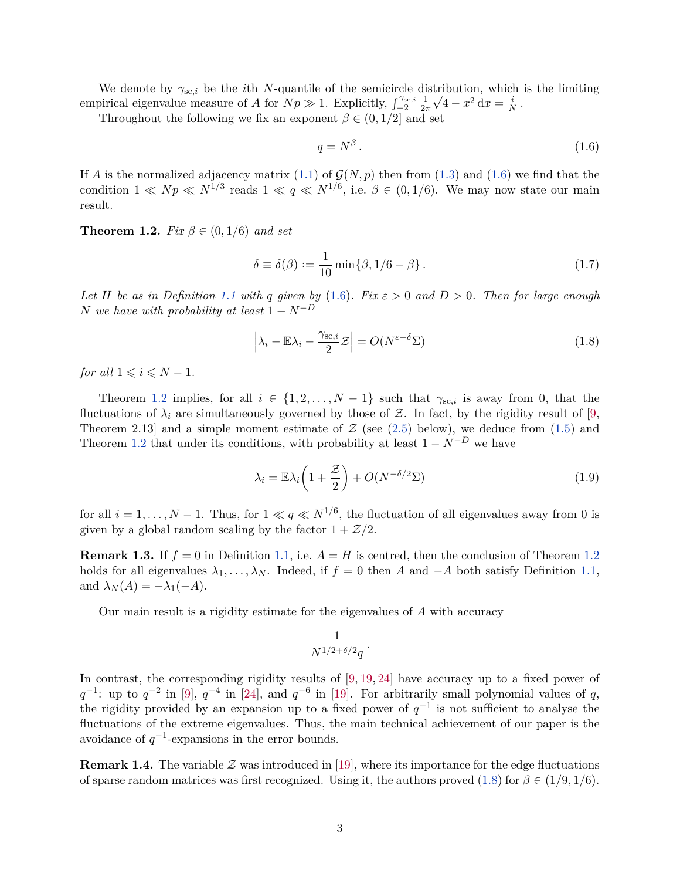We denote by $\gamma_{\mathrm{sc},i}$ be the $i$th $N$-quantile of the semicircle distribution, which is the limiting empirical eigenvalue measure of $A$ for $Np \gg 1$. Explicitly, $\int_{-2}^{\gamma_{\mathrm{sc},i}} \frac{1}{2\pi}\sqrt{4-x^2}\,\mathrm{d}x = \frac{i}{N}$.

Throughout the following we fix an exponent $\beta \in (0, 1/2]$ and set

$$q = N^{\beta}. \tag{1.6}$$

If $A$ is the normalized adjacency matrix (1.1) of $\mathcal{G}(N,p)$ then from (1.3) and (1.6) we find that the condition $1 \ll Np \ll N^{1/3}$ reads $1 \ll q \ll N^{1/6}$, i.e. $\beta \in (0, 1/6)$. We may now state our main result.

**Theorem 1.2.** *Fix $\beta \in (0, 1/6)$ and set*

$$\delta \equiv \delta(\beta) := \frac{1}{10}\min\{\beta, 1/6 - \beta\}. \tag{1.7}$$

*Let $H$ be as in Definition 1.1 with $q$ given by (1.6). Fix $\varepsilon > 0$ and $D > 0$. Then for large enough $N$ we have with probability at least $1 - N^{-D}$*

$$\Big|\lambda_i - \mathbb{E}\lambda_i - \frac{\gamma_{\mathrm{sc},i}}{2}\mathcal{Z}\Big| = O(N^{\varepsilon - \delta}\Sigma) \tag{1.8}$$

*for all $1 \leqslant i \leqslant N-1$.*

Theorem 1.2 implies, for all $i \in \{1, 2, \ldots, N-1\}$ such that $\gamma_{\mathrm{sc},i}$ is away from 0, that the fluctuations of $\lambda_i$ are simultaneously governed by those of $\mathcal{Z}$. In fact, by the rigidity result of [9, Theorem 2.13] and a simple moment estimate of $\mathcal{Z}$ (see (2.5) below), we deduce from (1.5) and Theorem 1.2 that under its conditions, with probability at least $1 - N^{-D}$ we have

$$\lambda_i = \mathbb{E}\lambda_i\Big(1 + \frac{\mathcal{Z}}{2}\Big) + O(N^{-\delta/2}\Sigma) \tag{1.9}$$

for all $i = 1, \ldots, N-1$. Thus, for $1 \ll q \ll N^{1/6}$, the fluctuation of all eigenvalues away from 0 is given by a global random scaling by the factor $1 + \mathcal{Z}/2$.

**Remark 1.3.** If $f = 0$ in Definition 1.1, i.e. $A = H$ is centred, then the conclusion of Theorem 1.2 holds for all eigenvalues $\lambda_1, \ldots, \lambda_N$. Indeed, if $f = 0$ then $A$ and $-A$ both satisfy Definition 1.1, and $\lambda_N(A) = -\lambda_1(-A)$.

Our main result is a rigidity estimate for the eigenvalues of $A$ with accuracy

$$\frac{1}{N^{1/2+\delta/2}q}.$$

In contrast, the corresponding rigidity results of [9, 19, 24] have accuracy up to a fixed power of $q^{-1}$: up to $q^{-2}$ in [9], $q^{-4}$ in [24], and $q^{-6}$ in [19]. For arbitrarily small polynomial values of $q$, the rigidity provided by an expansion up to a fixed power of $q^{-1}$ is not sufficient to analyse the fluctuations of the extreme eigenvalues. Thus, the main technical achievement of our paper is the avoidance of $q^{-1}$-expansions in the error bounds.

**Remark 1.4.** The variable $\mathcal{Z}$ was introduced in [19], where its importance for the edge fluctuations of sparse random matrices was first recognized. Using it, the authors proved (1.8) for $\beta \in (1/9, 1/6)$.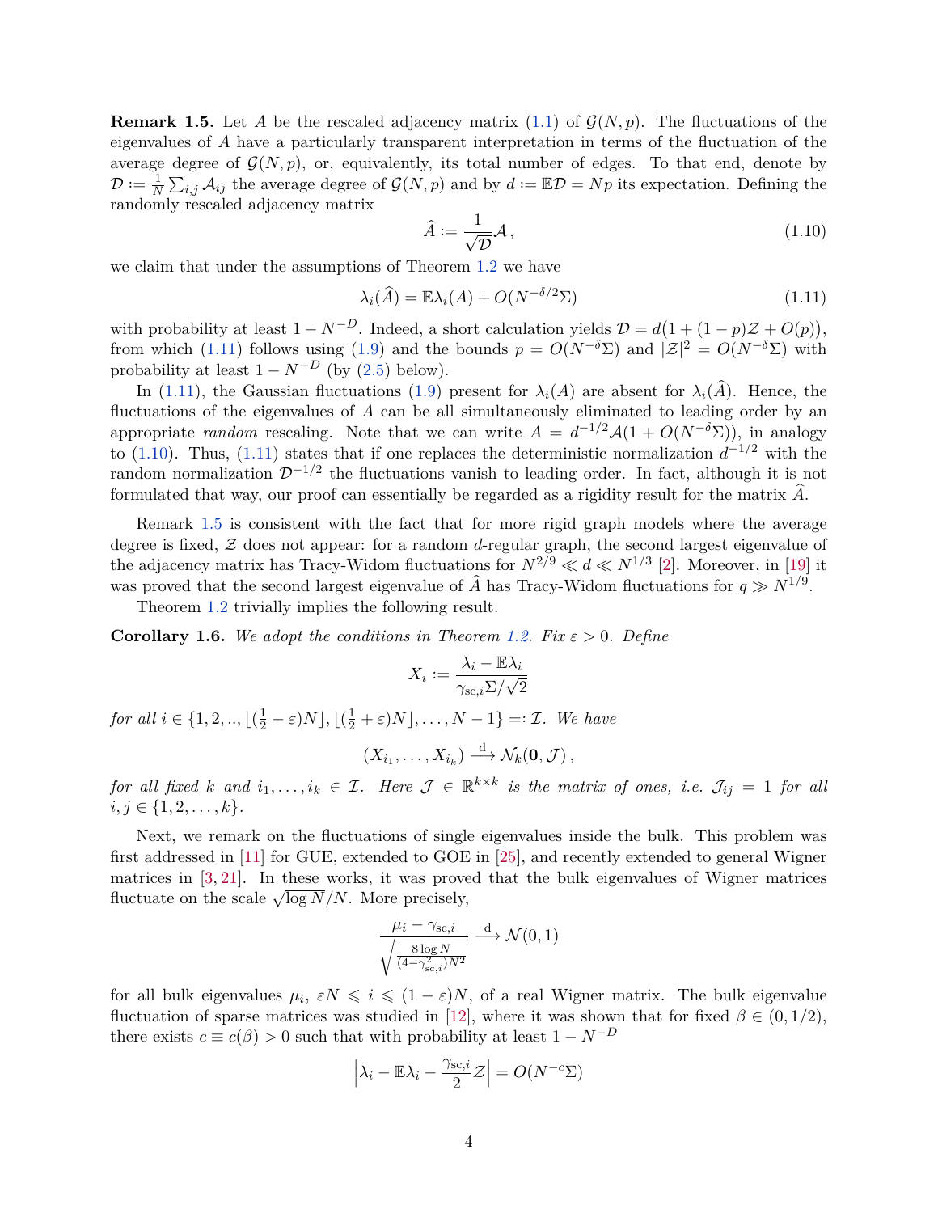**Remark 1.5.** Let $A$ be the rescaled adjacency matrix (1.1) of $\mathcal{G}(N,p)$. The fluctuations of the eigenvalues of $A$ have a particularly transparent interpretation in terms of the fluctuation of the average degree of $\mathcal{G}(N,p)$, or, equivalently, its total number of edges. To that end, denote by $\mathcal{D} := \frac{1}{N}\sum_{i,j}\mathcal{A}_{ij}$ the average degree of $\mathcal{G}(N,p)$ and by $d := \mathbb{E}\mathcal{D} = Np$ its expectation. Defining the randomly rescaled adjacency matrix

$$\widehat{A} := \frac{1}{\sqrt{\mathcal{D}}}\mathcal{A}\,, \tag{1.10}$$

we claim that under the assumptions of Theorem 1.2 we have

$$\lambda_i(\widehat{A}) = \mathbb{E}\lambda_i(A) + O(N^{-\delta/2}\Sigma) \tag{1.11}$$

with probability at least $1 - N^{-D}$. Indeed, a short calculation yields $\mathcal{D} = d(1 + (1-p)\mathcal{Z} + O(p))$, from which (1.11) follows using (1.9) and the bounds $p = O(N^{-\delta}\Sigma)$ and $|\mathcal{Z}|^2 = O(N^{-\delta}\Sigma)$ with probability at least $1 - N^{-D}$ (by (2.5) below).

In (1.11), the Gaussian fluctuations (1.9) present for $\lambda_i(A)$ are absent for $\lambda_i(\widehat{A})$. Hence, the fluctuations of the eigenvalues of $A$ can be all simultaneously eliminated to leading order by an appropriate *random* rescaling. Note that we can write $A = d^{-1/2}\mathcal{A}(1 + O(N^{-\delta}\Sigma))$, in analogy to (1.10). Thus, (1.11) states that if one replaces the deterministic normalization $d^{-1/2}$ with the random normalization $\mathcal{D}^{-1/2}$ the fluctuations vanish to leading order. In fact, although it is not formulated that way, our proof can essentially be regarded as a rigidity result for the matrix $\widehat{A}$.

Remark 1.5 is consistent with the fact that for more rigid graph models where the average degree is fixed, $\mathcal{Z}$ does not appear: for a random $d$-regular graph, the second largest eigenvalue of the adjacency matrix has Tracy-Widom fluctuations for $N^{2/9} \ll d \ll N^{1/3}$ [2]. Moreover, in [19] it was proved that the second largest eigenvalue of $\widehat{A}$ has Tracy-Widom fluctuations for $q \gg N^{1/9}$.

Theorem 1.2 trivially implies the following result.

**Corollary 1.6.** *We adopt the conditions in Theorem 1.2. Fix $\varepsilon > 0$. Define*

$$X_i := \frac{\lambda_i - \mathbb{E}\lambda_i}{\gamma_{\mathrm{sc},i}\Sigma/\sqrt{2}}$$

*for all $i \in \{1, 2, .., \lfloor(\frac{1}{2}-\varepsilon)N\rfloor, \lfloor(\frac{1}{2}+\varepsilon)N\rfloor, \dots, N-1\} =: \mathcal{I}$. We have*

$$(X_{i_1}, \dots, X_{i_k}) \xrightarrow{\mathrm{d}} \mathcal{N}_k(\mathbf{0}, \mathcal{J})\,,$$

*for all fixed $k$ and $i_1, \dots, i_k \in \mathcal{I}$. Here $\mathcal{J} \in \mathbb{R}^{k\times k}$ is the matrix of ones, i.e. $\mathcal{J}_{ij} = 1$ for all $i, j \in \{1, 2, \dots, k\}$.*

Next, we remark on the fluctuations of single eigenvalues inside the bulk. This problem was first addressed in [11] for GUE, extended to GOE in [25], and recently extended to general Wigner matrices in [3, 21]. In these works, it was proved that the bulk eigenvalues of Wigner matrices fluctuate on the scale $\sqrt{\log N}/N$. More precisely,

$$\frac{\mu_i - \gamma_{\mathrm{sc},i}}{\sqrt{\frac{8\log N}{(4-\gamma_{\mathrm{sc},i}^2)N^2}}} \xrightarrow{\mathrm{d}} \mathcal{N}(0,1)$$

for all bulk eigenvalues $\mu_i$, $\varepsilon N \leqslant i \leqslant (1-\varepsilon)N$, of a real Wigner matrix. The bulk eigenvalue fluctuation of sparse matrices was studied in [12], where it was shown that for fixed $\beta \in (0, 1/2)$, there exists $c \equiv c(\beta) > 0$ such that with probability at least $1 - N^{-D}$

$$\left|\lambda_i - \mathbb{E}\lambda_i - \frac{\gamma_{\mathrm{sc},i}}{2}\mathcal{Z}\right| = O(N^{-c}\Sigma)$$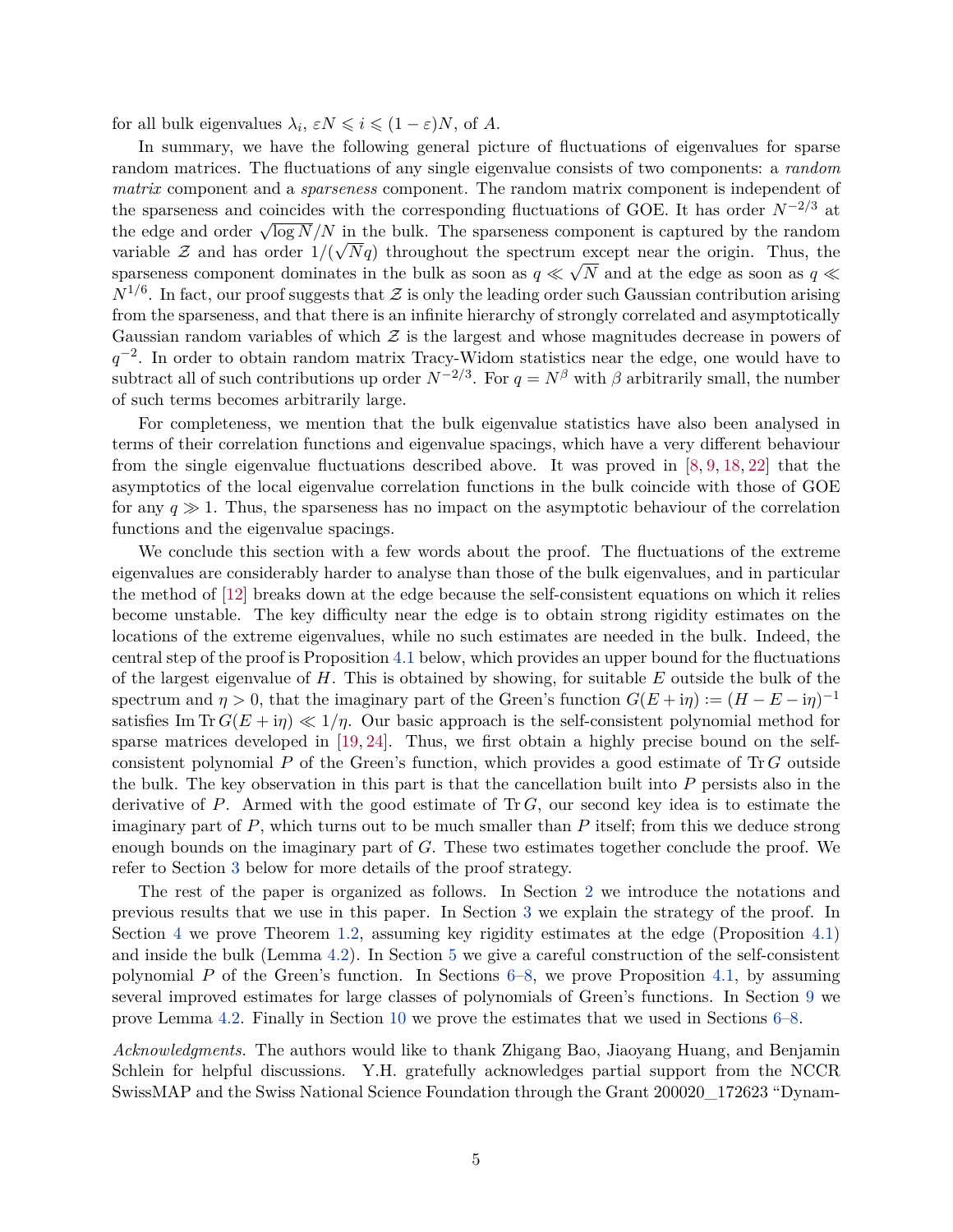for all bulk eigenvalues $\lambda_i$, $\varepsilon N \leqslant i \leqslant (1-\varepsilon)N$, of $A$.

In summary, we have the following general picture of fluctuations of eigenvalues for sparse random matrices. The fluctuations of any single eigenvalue consists of two components: a *random matrix* component and a *sparseness* component. The random matrix component is independent of the sparseness and coincides with the corresponding fluctuations of GOE. It has order $N^{-2/3}$ at the edge and order $\sqrt{\log N}/N$ in the bulk. The sparseness component is captured by the random variable $\mathcal{Z}$ and has order $1/(\sqrt{N}q)$ throughout the spectrum except near the origin. Thus, the sparseness component dominates in the bulk as soon as $q \ll \sqrt{N}$ and at the edge as soon as $q \ll N^{1/6}$. In fact, our proof suggests that $\mathcal{Z}$ is only the leading order such Gaussian contribution arising from the sparseness, and that there is an infinite hierarchy of strongly correlated and asymptotically Gaussian random variables of which $\mathcal{Z}$ is the largest and whose magnitudes decrease in powers of $q^{-2}$. In order to obtain random matrix Tracy-Widom statistics near the edge, one would have to subtract all of such contributions up order $N^{-2/3}$. For $q = N^\beta$ with $\beta$ arbitrarily small, the number of such terms becomes arbitrarily large.

For completeness, we mention that the bulk eigenvalue statistics have also been analysed in terms of their correlation functions and eigenvalue spacings, which have a very different behaviour from the single eigenvalue fluctuations described above. It was proved in [8, 9, 18, 22] that the asymptotics of the local eigenvalue correlation functions in the bulk coincide with those of GOE for any $q \gg 1$. Thus, the sparseness has no impact on the asymptotic behaviour of the correlation functions and the eigenvalue spacings.

We conclude this section with a few words about the proof. The fluctuations of the extreme eigenvalues are considerably harder to analyse than those of the bulk eigenvalues, and in particular the method of [12] breaks down at the edge because the self-consistent equations on which it relies become unstable. The key difficulty near the edge is to obtain strong rigidity estimates on the locations of the extreme eigenvalues, while no such estimates are needed in the bulk. Indeed, the central step of the proof is Proposition 4.1 below, which provides an upper bound for the fluctuations of the largest eigenvalue of $H$. This is obtained by showing, for suitable $E$ outside the bulk of the spectrum and $\eta > 0$, that the imaginary part of the Green's function $G(E + \mathrm{i}\eta) := (H - E - \mathrm{i}\eta)^{-1}$ satisfies $\operatorname{Im} \operatorname{Tr} G(E + \mathrm{i}\eta) \ll 1/\eta$. Our basic approach is the self-consistent polynomial method for sparse matrices developed in [19, 24]. Thus, we first obtain a highly precise bound on the self-consistent polynomial $P$ of the Green's function, which provides a good estimate of $\operatorname{Tr} G$ outside the bulk. The key observation in this part is that the cancellation built into $P$ persists also in the derivative of $P$. Armed with the good estimate of $\operatorname{Tr} G$, our second key idea is to estimate the imaginary part of $P$, which turns out to be much smaller than $P$ itself; from this we deduce strong enough bounds on the imaginary part of $G$. These two estimates together conclude the proof. We refer to Section 3 below for more details of the proof strategy.

The rest of the paper is organized as follows. In Section 2 we introduce the notations and previous results that we use in this paper. In Section 3 we explain the strategy of the proof. In Section 4 we prove Theorem 1.2, assuming key rigidity estimates at the edge (Proposition 4.1) and inside the bulk (Lemma 4.2). In Section 5 we give a careful construction of the self-consistent polynomial $P$ of the Green's function. In Sections 6–8, we prove Proposition 4.1, by assuming several improved estimates for large classes of polynomials of Green's functions. In Section 9 we prove Lemma 4.2. Finally in Section 10 we prove the estimates that we used in Sections 6–8.

*Acknowledgments.* The authors would like to thank Zhigang Bao, Jiaoyang Huang, and Benjamin Schlein for helpful discussions. Y.H. gratefully acknowledges partial support from the NCCR SwissMAP and the Swiss National Science Foundation through the Grant 200020_172623 "Dynam-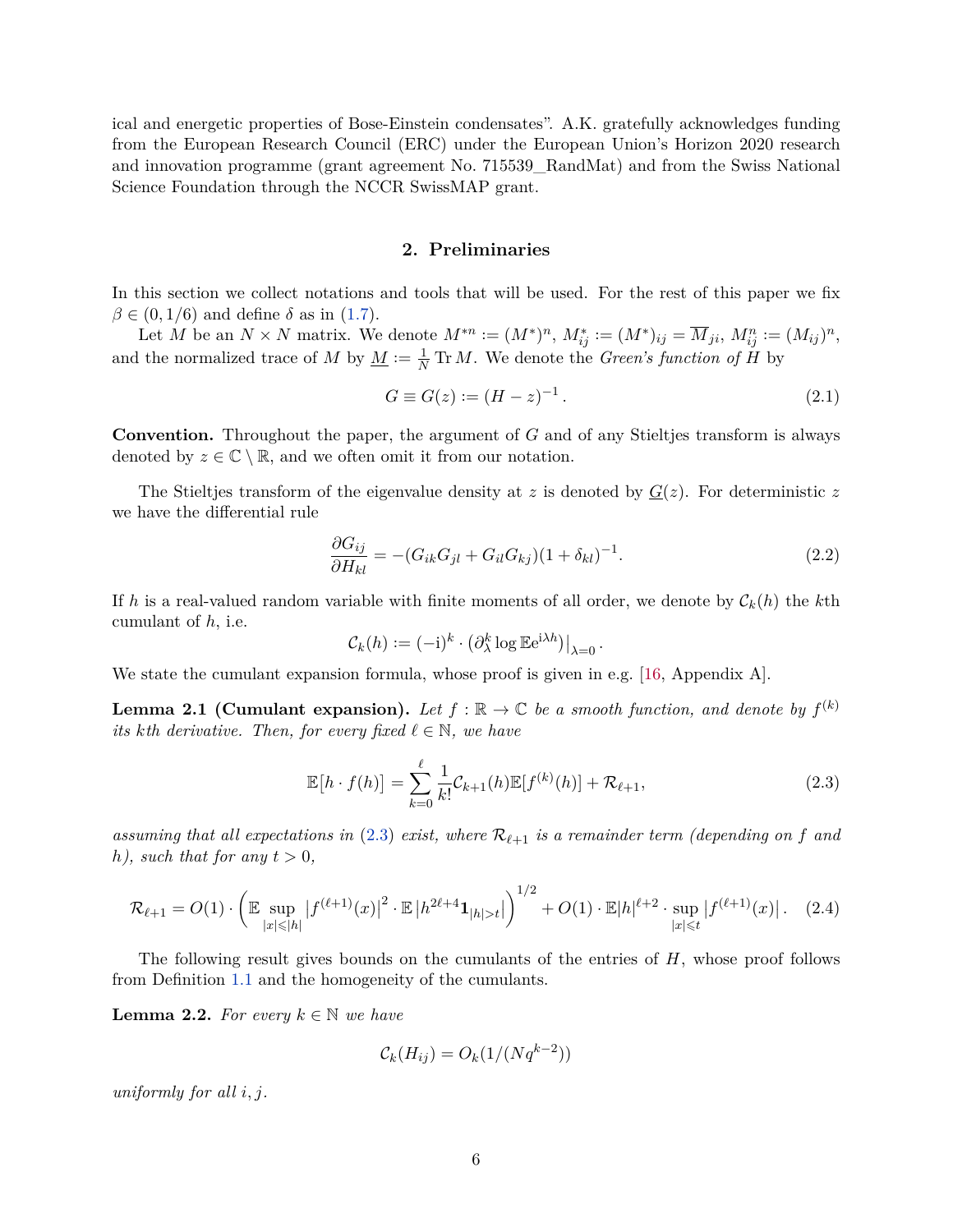ical and energetic properties of Bose-Einstein condensates". A.K. gratefully acknowledges funding from the European Research Council (ERC) under the European Union's Horizon 2020 research and innovation programme (grant agreement No. 715539_RandMat) and from the Swiss National Science Foundation through the NCCR SwissMAP grant.

## 2. Preliminaries

In this section we collect notations and tools that will be used. For the rest of this paper we fix $\beta \in (0, 1/6)$ and define $\delta$ as in (1.7).

Let $M$ be an $N \times N$ matrix. We denote $M^{*n} := (M^*)^n$, $M^*_{ij} := (M^*)_{ij} = \overline{M}_{ji}$, $M^n_{ij} := (M_{ij})^n$, and the normalized trace of $M$ by $\underline{M} := \frac{1}{N} \operatorname{Tr} M$. We denote the *Green's function of* $H$ by

$$G \equiv G(z) := (H - z)^{-1} . \tag{2.1}$$

**Convention.** Throughout the paper, the argument of $G$ and of any Stieltjes transform is always denoted by $z \in \mathbb{C} \setminus \mathbb{R}$, and we often omit it from our notation.

The Stieltjes transform of the eigenvalue density at $z$ is denoted by $\underline{G}(z)$. For deterministic $z$ we have the differential rule

$$\frac{\partial G_{ij}}{\partial H_{kl}} = -(G_{ik}G_{jl} + G_{il}G_{kj})(1 + \delta_{kl})^{-1}. \tag{2.2}$$

If $h$ is a real-valued random variable with finite moments of all order, we denote by $\mathcal{C}_k(h)$ the $k$th cumulant of $h$, i.e.

$$\mathcal{C}_k(h) := (-\mathrm{i})^k \cdot \big(\partial_\lambda^k \log \mathbb{E} \mathrm{e}^{\mathrm{i}\lambda h}\big)\big|_{\lambda=0} .$$

We state the cumulant expansion formula, whose proof is given in e.g. [16, Appendix A].

**Lemma 2.1 (Cumulant expansion).** *Let $f : \mathbb{R} \to \mathbb{C}$ be a smooth function, and denote by $f^{(k)}$ its $k$th derivative. Then, for every fixed $\ell \in \mathbb{N}$, we have*

$$\mathbb{E}\big[h \cdot f(h)\big] = \sum_{k=0}^{\ell} \frac{1}{k!} \mathcal{C}_{k+1}(h) \mathbb{E}[f^{(k)}(h)] + \mathcal{R}_{\ell+1}, \tag{2.3}$$

*assuming that all expectations in (2.3) exist, where $\mathcal{R}_{\ell+1}$ is a remainder term (depending on $f$ and $h$), such that for any $t > 0$,*

$$\mathcal{R}_{\ell+1} = O(1) \cdot \bigg(\mathbb{E} \sup_{|x| \leqslant |h|} \big|f^{(\ell+1)}(x)\big|^2 \cdot \mathbb{E}\,\big|h^{2\ell+4} \mathbf{1}_{|h|>t}\big|\bigg)^{1/2} + O(1) \cdot \mathbb{E}|h|^{\ell+2} \cdot \sup_{|x| \leqslant t} \big|f^{(\ell+1)}(x)\big| . \tag{2.4}$$

The following result gives bounds on the cumulants of the entries of $H$, whose proof follows from Definition 1.1 and the homogeneity of the cumulants.

**Lemma 2.2.** *For every $k \in \mathbb{N}$ we have*

$$\mathcal{C}_k(H_{ij}) = O_k(1/(Nq^{k-2}))$$

*uniformly for all $i, j$.*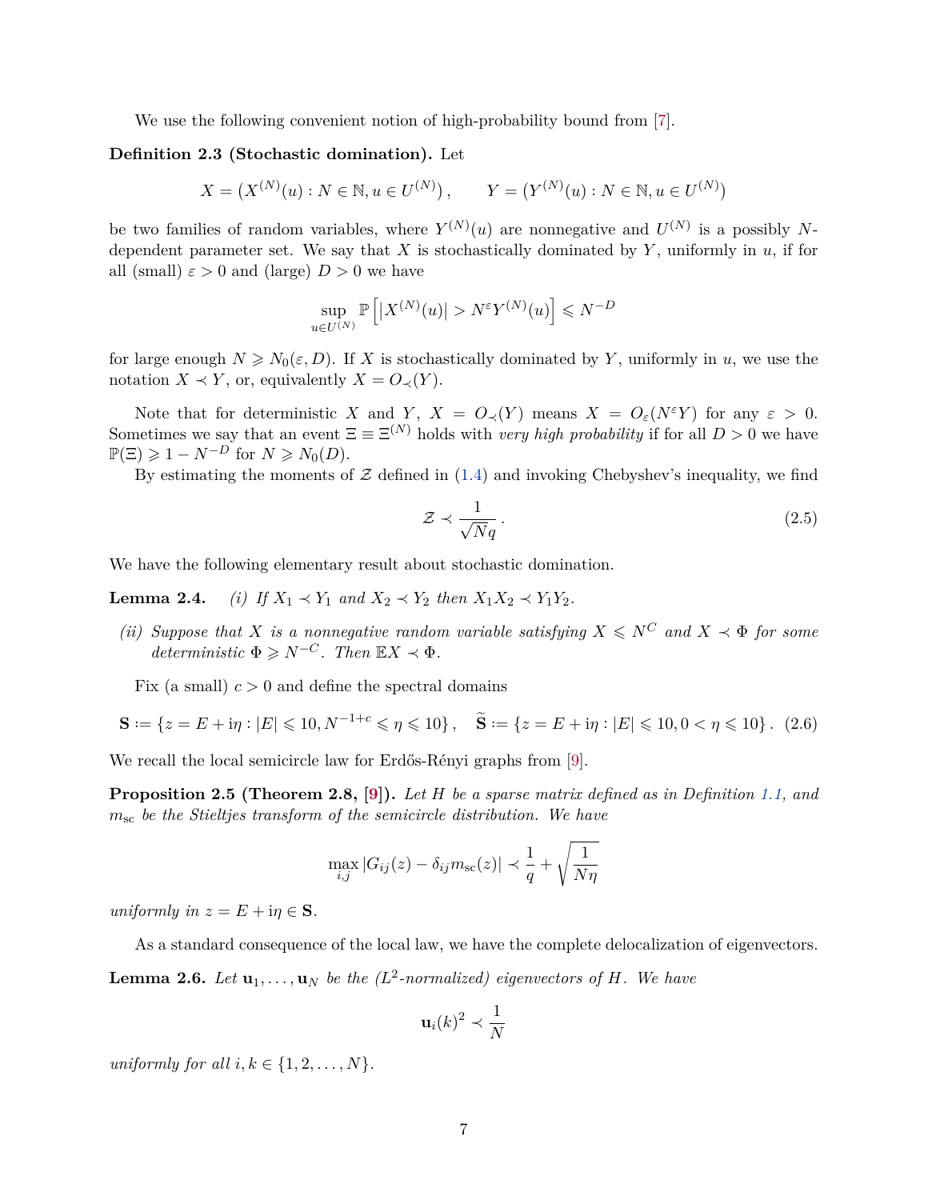We use the following convenient notion of high-probability bound from [7].

**Definition 2.3 (Stochastic domination).** Let

$$X = \left(X^{(N)}(u) : N \in \mathbb{N}, u \in U^{(N)}\right), \qquad Y = \left(Y^{(N)}(u) : N \in \mathbb{N}, u \in U^{(N)}\right)$$

be two families of random variables, where $Y^{(N)}(u)$ are nonnegative and $U^{(N)}$ is a possibly $N$-dependent parameter set. We say that $X$ is stochastically dominated by $Y$, uniformly in $u$, if for all (small) $\varepsilon > 0$ and (large) $D > 0$ we have

$$\sup_{u \in U^{(N)}} \mathbb{P}\left[|X^{(N)}(u)| > N^{\varepsilon} Y^{(N)}(u)\right] \leqslant N^{-D}$$

for large enough $N \geqslant N_0(\varepsilon, D)$. If $X$ is stochastically dominated by $Y$, uniformly in $u$, we use the notation $X \prec Y$, or, equivalently $X = O_\prec(Y)$.

Note that for deterministic $X$ and $Y$, $X = O_\prec(Y)$ means $X = O_\varepsilon(N^\varepsilon Y)$ for any $\varepsilon > 0$. Sometimes we say that an event $\Xi \equiv \Xi^{(N)}$ holds with *very high probability* if for all $D > 0$ we have $\mathbb{P}(\Xi) \geqslant 1 - N^{-D}$ for $N \geqslant N_0(D)$.

By estimating the moments of $\mathcal{Z}$ defined in (1.4) and invoking Chebyshev's inequality, we find

$$\mathcal{Z} \prec \frac{1}{\sqrt{N} q}\,. \tag{2.5}$$

We have the following elementary result about stochastic domination.

**Lemma 2.4.** *(i) If $X_1 \prec Y_1$ and $X_2 \prec Y_2$ then $X_1 X_2 \prec Y_1 Y_2$.*

*(ii) Suppose that $X$ is a nonnegative random variable satisfying $X \leqslant N^C$ and $X \prec \Phi$ for some deterministic $\Phi \geqslant N^{-C}$. Then $\mathbb{E}X \prec \Phi$.*

Fix (a small) $c > 0$ and define the spectral domains

$$\mathbf{S} := \{z = E + \mathrm{i}\eta : |E| \leqslant 10, N^{-1+c} \leqslant \eta \leqslant 10\}\,, \quad \widetilde{\mathbf{S}} := \{z = E + \mathrm{i}\eta : |E| \leqslant 10, 0 < \eta \leqslant 10\}\,. \tag{2.6}$$

We recall the local semicircle law for Erdős-Rényi graphs from [9].

**Proposition 2.5 (Theorem 2.8, [9]).** *Let $H$ be a sparse matrix defined as in Definition 1.1, and $m_{\mathrm{sc}}$ be the Stieltjes transform of the semicircle distribution. We have*

$$\max_{i,j} |G_{ij}(z) - \delta_{ij} m_{\mathrm{sc}}(z)| \prec \frac{1}{q} + \sqrt{\frac{1}{N\eta}}$$

*uniformly in $z = E + \mathrm{i}\eta \in \mathbf{S}$.*

As a standard consequence of the local law, we have the complete delocalization of eigenvectors.

**Lemma 2.6.** *Let $\mathbf{u}_1, \ldots, \mathbf{u}_N$ be the ($L^2$-normalized) eigenvectors of $H$. We have*

$$\mathbf{u}_i(k)^2 \prec \frac{1}{N}$$

*uniformly for all $i, k \in \{1, 2, \ldots, N\}$.*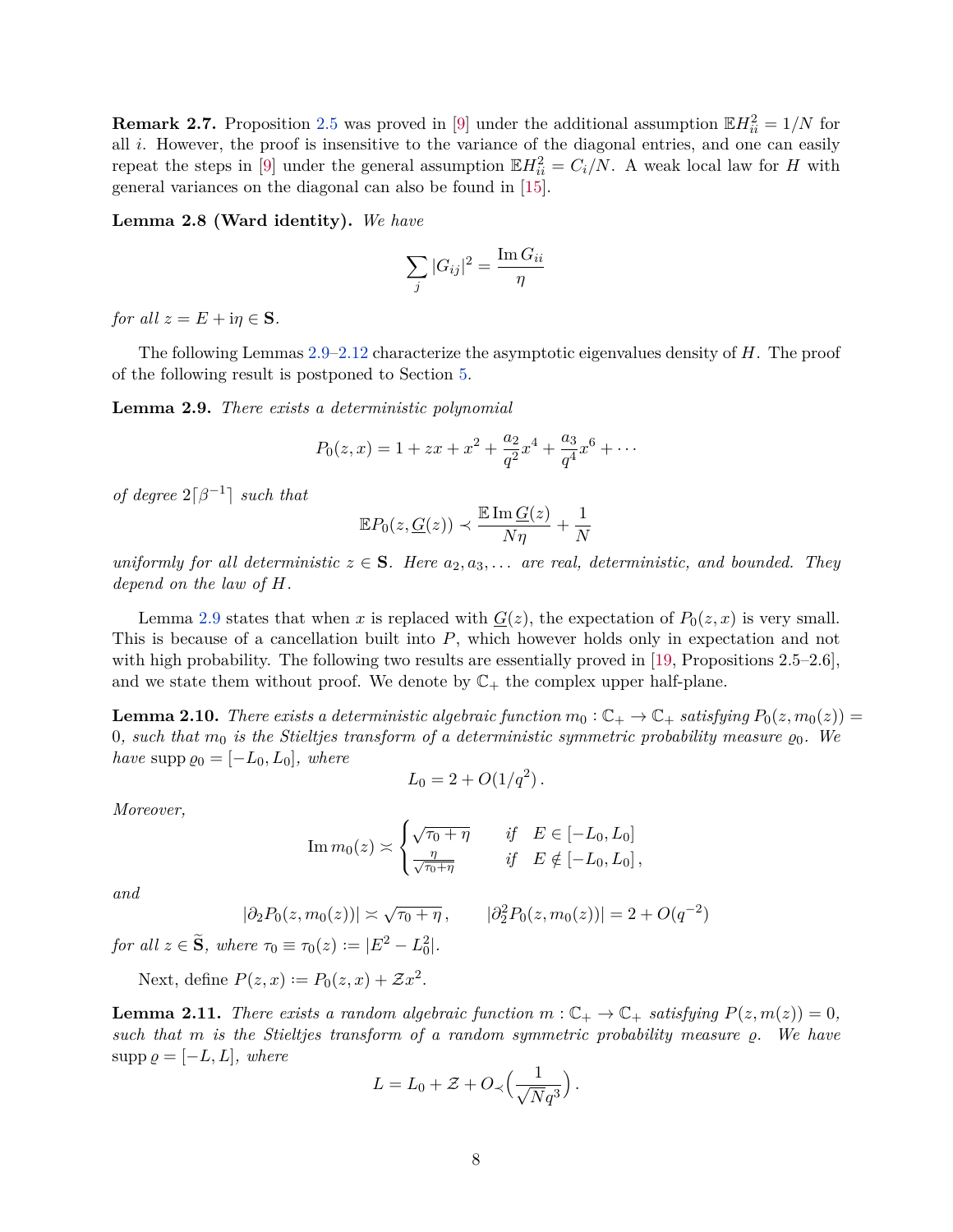**Remark 2.7.** Proposition 2.5 was proved in [9] under the additional assumption $\mathbb{E}H_{ii}^2 = 1/N$ for all $i$. However, the proof is insensitive to the variance of the diagonal entries, and one can easily repeat the steps in [9] under the general assumption $\mathbb{E}H_{ii}^2 = C_i/N$. A weak local law for $H$ with general variances on the diagonal can also be found in [15].

**Lemma 2.8 (Ward identity).** *We have*

$$\sum_j |G_{ij}|^2 = \frac{\operatorname{Im} G_{ii}}{\eta}$$

*for all $z = E + \mathrm{i}\eta \in \mathbf{S}$.*

The following Lemmas 2.9–2.12 characterize the asymptotic eigenvalues density of $H$. The proof of the following result is postponed to Section 5.

**Lemma 2.9.** *There exists a deterministic polynomial*

$$P_0(z,x) = 1 + zx + x^2 + \frac{a_2}{q^2}x^4 + \frac{a_3}{q^4}x^6 + \cdots$$

*of degree $2\lceil \beta^{-1} \rceil$ such that*

$$\mathbb{E}P_0(z, \underline{G}(z)) \prec \frac{\mathbb{E}\operatorname{Im}\underline{G}(z)}{N\eta} + \frac{1}{N}$$

*uniformly for all deterministic $z \in \mathbf{S}$. Here $a_2, a_3, \ldots$ are real, deterministic, and bounded. They depend on the law of $H$.*

Lemma 2.9 states that when $x$ is replaced with $\underline{G}(z)$, the expectation of $P_0(z,x)$ is very small. This is because of a cancellation built into $P$, which however holds only in expectation and not with high probability. The following two results are essentially proved in [19, Propositions 2.5–2.6], and we state them without proof. We denote by $\mathbb{C}_+$ the complex upper half-plane.

**Lemma 2.10.** *There exists a deterministic algebraic function $m_0 : \mathbb{C}_+ \to \mathbb{C}_+$ satisfying $P_0(z, m_0(z)) = 0$, such that $m_0$ is the Stieltjes transform of a deterministic symmetric probability measure $\varrho_0$. We have $\operatorname{supp}\varrho_0 = [-L_0, L_0]$, where*

$$L_0 = 2 + O(1/q^2)\,.$$

*Moreover,*

$$\operatorname{Im} m_0(z) \asymp \begin{cases} \sqrt{\tau_0 + \eta} & \text{if} \quad E \in [-L_0, L_0] \\ \frac{\eta}{\sqrt{\tau_0+\eta}} & \text{if} \quad E \notin [-L_0, L_0]\,, \end{cases}$$

*and*

$$|\partial_2 P_0(z, m_0(z))| \asymp \sqrt{\tau_0 + \eta}\,, \qquad |\partial_2^2 P_0(z, m_0(z))| = 2 + O(q^{-2})$$

*for all $z \in \widetilde{\mathbf{S}}$, where $\tau_0 \equiv \tau_0(z) := |E^2 - L_0^2|$.*

Next, define $P(z,x) := P_0(z,x) + \mathcal{Z}x^2$.

**Lemma 2.11.** *There exists a random algebraic function $m : \mathbb{C}_+ \to \mathbb{C}_+$ satisfying $P(z, m(z)) = 0$, such that $m$ is the Stieltjes transform of a random symmetric probability measure $\varrho$. We have $\operatorname{supp}\varrho = [-L, L]$, where*

$$L = L_0 + \mathcal{Z} + O_\prec\Big(\frac{1}{\sqrt{N}q^3}\Big)\,.$$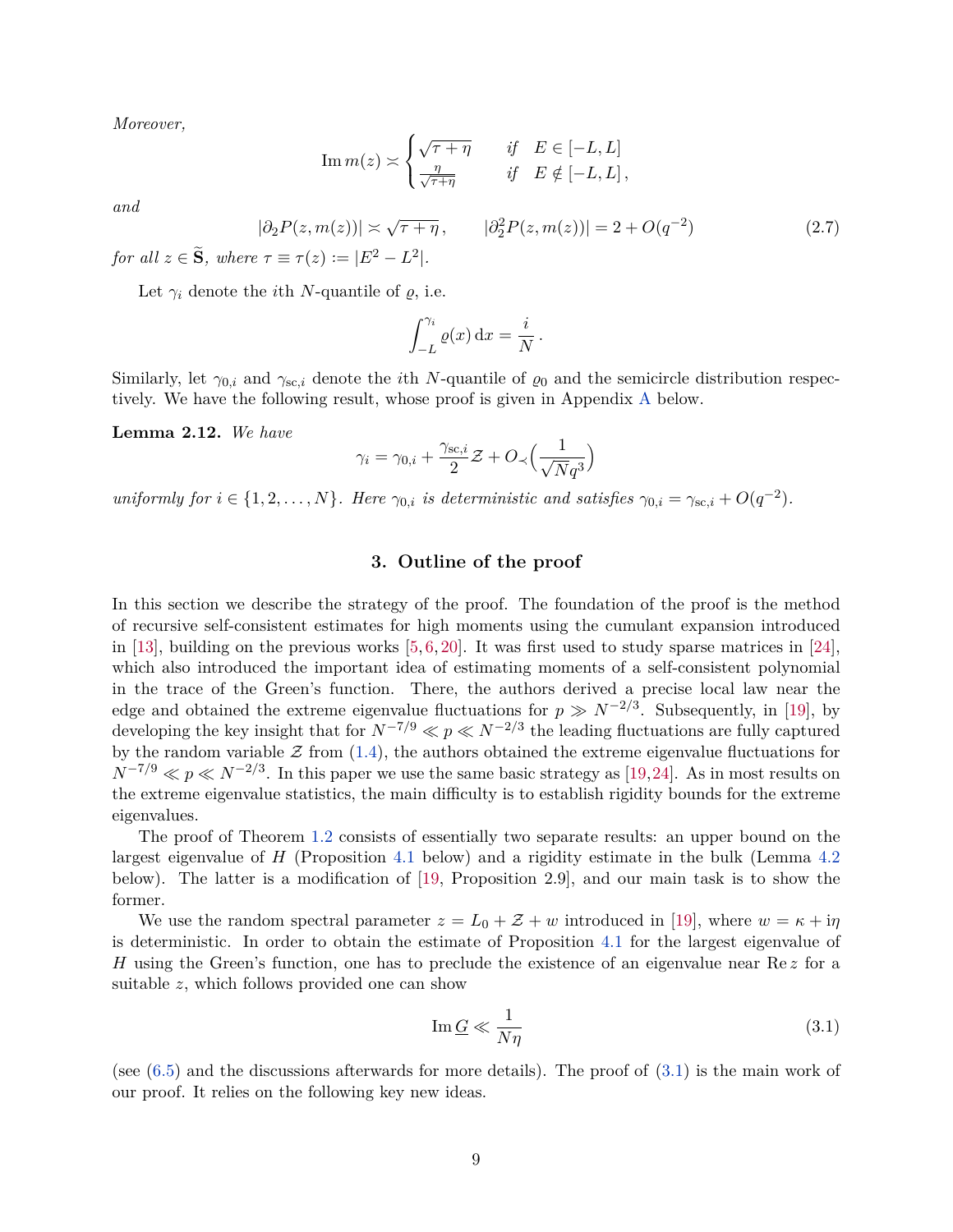*Moreover,*

$$\operatorname{Im} m(z) \asymp \begin{cases} \sqrt{\tau+\eta} & \text{if} \quad E \in [-L, L] \\ \frac{\eta}{\sqrt{\tau+\eta}} & \text{if} \quad E \notin [-L, L]\,, \end{cases}$$

*and*

$$|\partial_2 P(z, m(z))| \asymp \sqrt{\tau+\eta}\,, \qquad |\partial_2^2 P(z, m(z))| = 2 + O(q^{-2}) \tag{2.7}$$

*for all $z \in \widetilde{\mathbf{S}}$, where $\tau \equiv \tau(z) := |E^2 - L^2|$.*

Let $\gamma_i$ denote the $i$th $N$-quantile of $\varrho$, i.e.

$$\int_{-L}^{\gamma_i} \varrho(x)\,\mathrm{d}x = \frac{i}{N}\,.$$

Similarly, let $\gamma_{0,i}$ and $\gamma_{\mathrm{sc},i}$ denote the $i$th $N$-quantile of $\varrho_0$ and the semicircle distribution respectively. We have the following result, whose proof is given in Appendix A below.

**Lemma 2.12.** *We have*

$$\gamma_i = \gamma_{0,i} + \frac{\gamma_{\mathrm{sc},i}}{2}\mathcal{Z} + O_{\prec}\Big(\frac{1}{\sqrt{N}q^3}\Big)$$

*uniformly for $i \in \{1, 2, \ldots, N\}$. Here $\gamma_{0,i}$ is deterministic and satisfies $\gamma_{0,i} = \gamma_{\mathrm{sc},i} + O(q^{-2})$.*

## 3. Outline of the proof

In this section we describe the strategy of the proof. The foundation of the proof is the method of recursive self-consistent estimates for high moments using the cumulant expansion introduced in [13], building on the previous works [5, 6, 20]. It was first used to study sparse matrices in [24], which also introduced the important idea of estimating moments of a self-consistent polynomial in the trace of the Green's function. There, the authors derived a precise local law near the edge and obtained the extreme eigenvalue fluctuations for $p \gg N^{-2/3}$. Subsequently, in [19], by developing the key insight that for $N^{-7/9} \ll p \ll N^{-2/3}$ the leading fluctuations are fully captured by the random variable $\mathcal{Z}$ from (1.4), the authors obtained the extreme eigenvalue fluctuations for $N^{-7/9} \ll p \ll N^{-2/3}$. In this paper we use the same basic strategy as [19, 24]. As in most results on the extreme eigenvalue statistics, the main difficulty is to establish rigidity bounds for the extreme eigenvalues.

The proof of Theorem 1.2 consists of essentially two separate results: an upper bound on the largest eigenvalue of $H$ (Proposition 4.1 below) and a rigidity estimate in the bulk (Lemma 4.2 below). The latter is a modification of [19, Proposition 2.9], and our main task is to show the former.

We use the random spectral parameter $z = L_0 + \mathcal{Z} + w$ introduced in [19], where $w = \kappa + \mathrm{i}\eta$ is deterministic. In order to obtain the estimate of Proposition 4.1 for the largest eigenvalue of $H$ using the Green's function, one has to preclude the existence of an eigenvalue near $\operatorname{Re} z$ for a suitable $z$, which follows provided one can show

$$\operatorname{Im} \underline{G} \ll \frac{1}{N\eta} \tag{3.1}$$

(see (6.5) and the discussions afterwards for more details). The proof of (3.1) is the main work of our proof. It relies on the following key new ideas.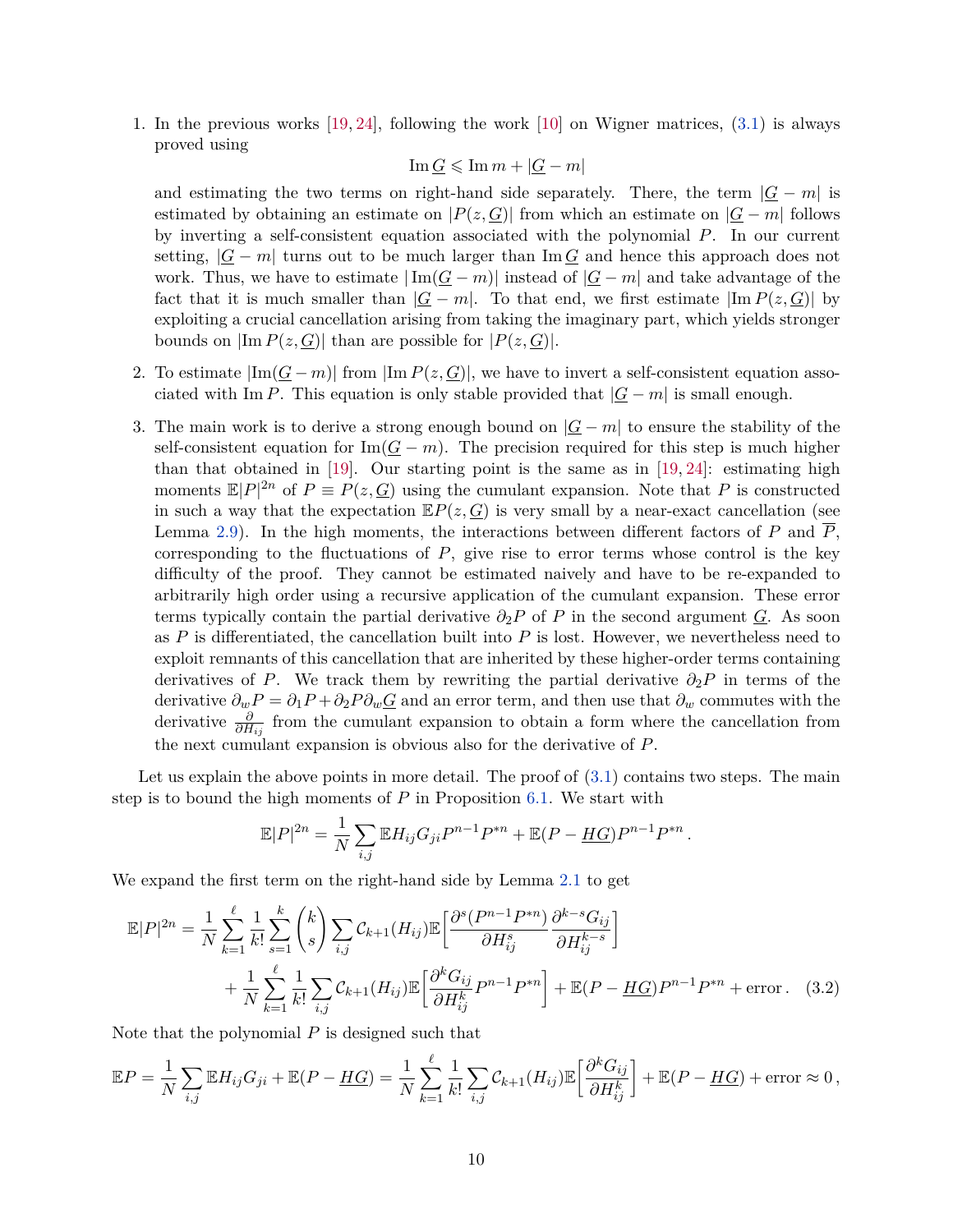1. In the previous works [19, 24], following the work [10] on Wigner matrices, (3.1) is always proved using
$$\operatorname{Im} \underline{G} \leqslant \operatorname{Im} m + |\underline{G} - m|$$
and estimating the two terms on right-hand side separately. There, the term $|\underline{G} - m|$ is estimated by obtaining an estimate on $|P(z, \underline{G})|$ from which an estimate on $|\underline{G} - m|$ follows by inverting a self-consistent equation associated with the polynomial $P$. In our current setting, $|\underline{G} - m|$ turns out to be much larger than $\operatorname{Im} \underline{G}$ and hence this approach does not work. Thus, we have to estimate $|\operatorname{Im}(\underline{G} - m)|$ instead of $|\underline{G} - m|$ and take advantage of the fact that it is much smaller than $|\underline{G} - m|$. To that end, we first estimate $|\operatorname{Im} P(z, \underline{G})|$ by exploiting a crucial cancellation arising from taking the imaginary part, which yields stronger bounds on $|\operatorname{Im} P(z, \underline{G})|$ than are possible for $|P(z, \underline{G})|$.

2. To estimate $|\operatorname{Im}(\underline{G} - m)|$ from $|\operatorname{Im} P(z, \underline{G})|$, we have to invert a self-consistent equation associated with $\operatorname{Im} P$. This equation is only stable provided that $|\underline{G} - m|$ is small enough.

3. The main work is to derive a strong enough bound on $|\underline{G} - m|$ to ensure the stability of the self-consistent equation for $\operatorname{Im}(\underline{G} - m)$. The precision required for this step is much higher than that obtained in [19]. Our starting point is the same as in [19, 24]: estimating high moments $\mathbb{E}|P|^{2n}$ of $P \equiv P(z, \underline{G})$ using the cumulant expansion. Note that $P$ is constructed in such a way that the expectation $\mathbb{E}P(z, \underline{G})$ is very small by a near-exact cancellation (see Lemma 2.9). In the high moments, the interactions between different factors of $P$ and $\overline{P}$, corresponding to the fluctuations of $P$, give rise to error terms whose control is the key difficulty of the proof. They cannot be estimated naively and have to be re-expanded to arbitrarily high order using a recursive application of the cumulant expansion. These error terms typically contain the partial derivative $\partial_2 P$ of $P$ in the second argument $\underline{G}$. As soon as $P$ is differentiated, the cancellation built into $P$ is lost. However, we nevertheless need to exploit remnants of this cancellation that are inherited by these higher-order terms containing derivatives of $P$. We track them by rewriting the partial derivative $\partial_2 P$ in terms of the derivative $\partial_w P = \partial_1 P + \partial_2 P \partial_w \underline{G}$ and an error term, and then use that $\partial_w$ commutes with the derivative $\frac{\partial}{\partial H_{ij}}$ from the cumulant expansion to obtain a form where the cancellation from the next cumulant expansion is obvious also for the derivative of $P$.

Let us explain the above points in more detail. The proof of (3.1) contains two steps. The main step is to bound the high moments of $P$ in Proposition 6.1. We start with
$$\mathbb{E}|P|^{2n} = \frac{1}{N} \sum_{i,j} \mathbb{E} H_{ij} G_{ji} P^{n-1} P^{*n} + \mathbb{E}(P - \underline{HG}) P^{n-1} P^{*n} \,.$$
We expand the first term on the right-hand side by Lemma 2.1 to get
$$\begin{aligned}\mathbb{E}|P|^{2n} = \frac{1}{N} \sum_{k=1}^{\ell} \frac{1}{k!} \sum_{s=1}^{k} \binom{k}{s} \sum_{i,j} \mathcal{C}_{k+1}(H_{ij}) \mathbb{E}\Big[ \frac{\partial^s (P^{n-1} P^{*n})}{\partial H_{ij}^s} \frac{\partial^{k-s} G_{ij}}{\partial H_{ij}^{k-s}} \Big] \\ + \frac{1}{N} \sum_{k=1}^{\ell} \frac{1}{k!} \sum_{i,j} \mathcal{C}_{k+1}(H_{ij}) \mathbb{E}\Big[ \frac{\partial^k G_{ij}}{\partial H_{ij}^k} P^{n-1} P^{*n} \Big] + \mathbb{E}(P - \underline{HG}) P^{n-1} P^{*n} + \text{error} \,. \end{aligned} \tag{3.2}$$
Note that the polynomial $P$ is designed such that
$$\mathbb{E}P = \frac{1}{N} \sum_{i,j} \mathbb{E} H_{ij} G_{ji} + \mathbb{E}(P - \underline{HG}) = \frac{1}{N} \sum_{k=1}^{\ell} \frac{1}{k!} \sum_{i,j} \mathcal{C}_{k+1}(H_{ij}) \mathbb{E}\Big[ \frac{\partial^k G_{ij}}{\partial H_{ij}^k} \Big] + \mathbb{E}(P - \underline{HG}) + \text{error} \approx 0 \,,$$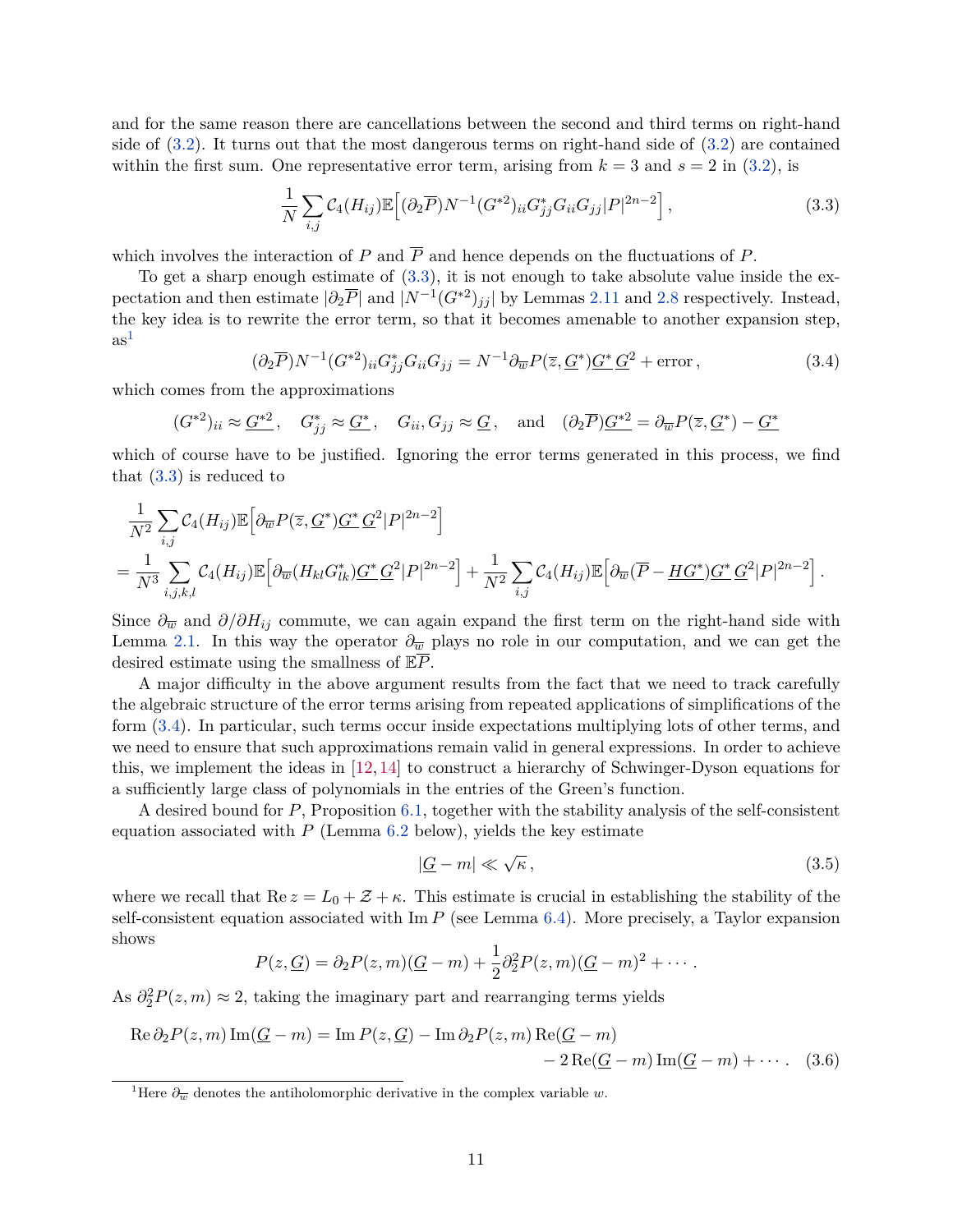and for the same reason there are cancellations between the second and third terms on right-hand side of (3.2). It turns out that the most dangerous terms on right-hand side of (3.2) are contained within the first sum. One representative error term, arising from $k = 3$ and $s = 2$ in (3.2), is

$$\frac{1}{N}\sum_{i,j} \mathcal{C}_4(H_{ij})\mathbb{E}\Big[(\partial_2 \overline{P})N^{-1}(G^{*2})_{ii}G^*_{jj}G_{ii}G_{jj}|P|^{2n-2}\Big]\,, \tag{3.3}$$

which involves the interaction of $P$ and $\overline{P}$ and hence depends on the fluctuations of $P$.

To get a sharp enough estimate of (3.3), it is not enough to take absolute value inside the expectation and then estimate $|\partial_2 \overline{P}|$ and $|N^{-1}(G^{*2})_{jj}|$ by Lemmas 2.11 and 2.8 respectively. Instead, the key idea is to rewrite the error term, so that it becomes amenable to another expansion step, as[1]

$$(\partial_2 \overline{P})N^{-1}(G^{*2})_{ii}G^*_{jj}G_{ii}G_{jj} = N^{-1}\partial_{\overline{w}} P(\overline{z}, \underline{G^*})\underline{G^*}\,\underline{G}^2 + \text{error}\,, \tag{3.4}$$

which comes from the approximations

$$(G^{*2})_{ii} \approx \underline{G^{*2}}\,, \quad G^*_{jj} \approx \underline{G^*}\,, \quad G_{ii}, G_{jj} \approx \underline{G}\,, \quad \text{and} \quad (\partial_2 \overline{P})\underline{G^{*2}} = \partial_{\overline{w}} P(\overline{z}, \underline{G^*}) - \underline{G^*}$$

which of course have to be justified. Ignoring the error terms generated in this process, we find that (3.3) is reduced to

$$\begin{aligned}
&\frac{1}{N^2}\sum_{i,j} \mathcal{C}_4(H_{ij})\mathbb{E}\Big[\partial_{\overline{w}} P(\overline{z}, \underline{G^*})\underline{G^*}\,\underline{G}^2|P|^{2n-2}\Big] \\
&= \frac{1}{N^3}\sum_{i,j,k,l} \mathcal{C}_4(H_{ij})\mathbb{E}\Big[\partial_{\overline{w}}(H_{kl}G^*_{lk})\underline{G^*}\,\underline{G}^2|P|^{2n-2}\Big] + \frac{1}{N^2}\sum_{i,j} \mathcal{C}_4(H_{ij})\mathbb{E}\Big[\partial_{\overline{w}}(\overline{P} - \underline{HG^*})\underline{G^*}\,\underline{G}^2|P|^{2n-2}\Big]\,.
\end{aligned}$$

Since $\partial_{\overline{w}}$ and $\partial/\partial H_{ij}$ commute, we can again expand the first term on the right-hand side with Lemma 2.1. In this way the operator $\partial_{\overline{w}}$ plays no role in our computation, and we can get the desired estimate using the smallness of $\mathbb{E}\overline{P}$.

A major difficulty in the above argument results from the fact that we need to track carefully the algebraic structure of the error terms arising from repeated applications of simplifications of the form (3.4). In particular, such terms occur inside expectations multiplying lots of other terms, and we need to ensure that such approximations remain valid in general expressions. In order to achieve this, we implement the ideas in [12,14] to construct a hierarchy of Schwinger-Dyson equations for a sufficiently large class of polynomials in the entries of the Green's function.

A desired bound for $P$, Proposition 6.1, together with the stability analysis of the self-consistent equation associated with $P$ (Lemma 6.2 below), yields the key estimate

$$|\underline{G} - m| \ll \sqrt{\kappa}\,, \tag{3.5}$$

where we recall that $\operatorname{Re} z = L_0 + \mathcal{Z} + \kappa$. This estimate is crucial in establishing the stability of the self-consistent equation associated with $\operatorname{Im} P$ (see Lemma 6.4). More precisely, a Taylor expansion shows

$$P(z, \underline{G}) = \partial_2 P(z, m)(\underline{G} - m) + \frac{1}{2}\partial_2^2 P(z, m)(\underline{G} - m)^2 + \cdots\,.$$

As $\partial_2^2 P(z, m) \approx 2$, taking the imaginary part and rearranging terms yields

$$\begin{aligned}
\operatorname{Re} \partial_2 P(z, m) \operatorname{Im}(\underline{G} - m) = \operatorname{Im} P(z, \underline{G}) &- \operatorname{Im} \partial_2 P(z, m) \operatorname{Re}(\underline{G} - m) \\
&- 2 \operatorname{Re}(\underline{G} - m) \operatorname{Im}(\underline{G} - m) + \cdots\,.
\end{aligned} \tag{3.6}$$

[1] Here $\partial_{\overline{w}}$ denotes the antiholomorphic derivative in the complex variable $w$.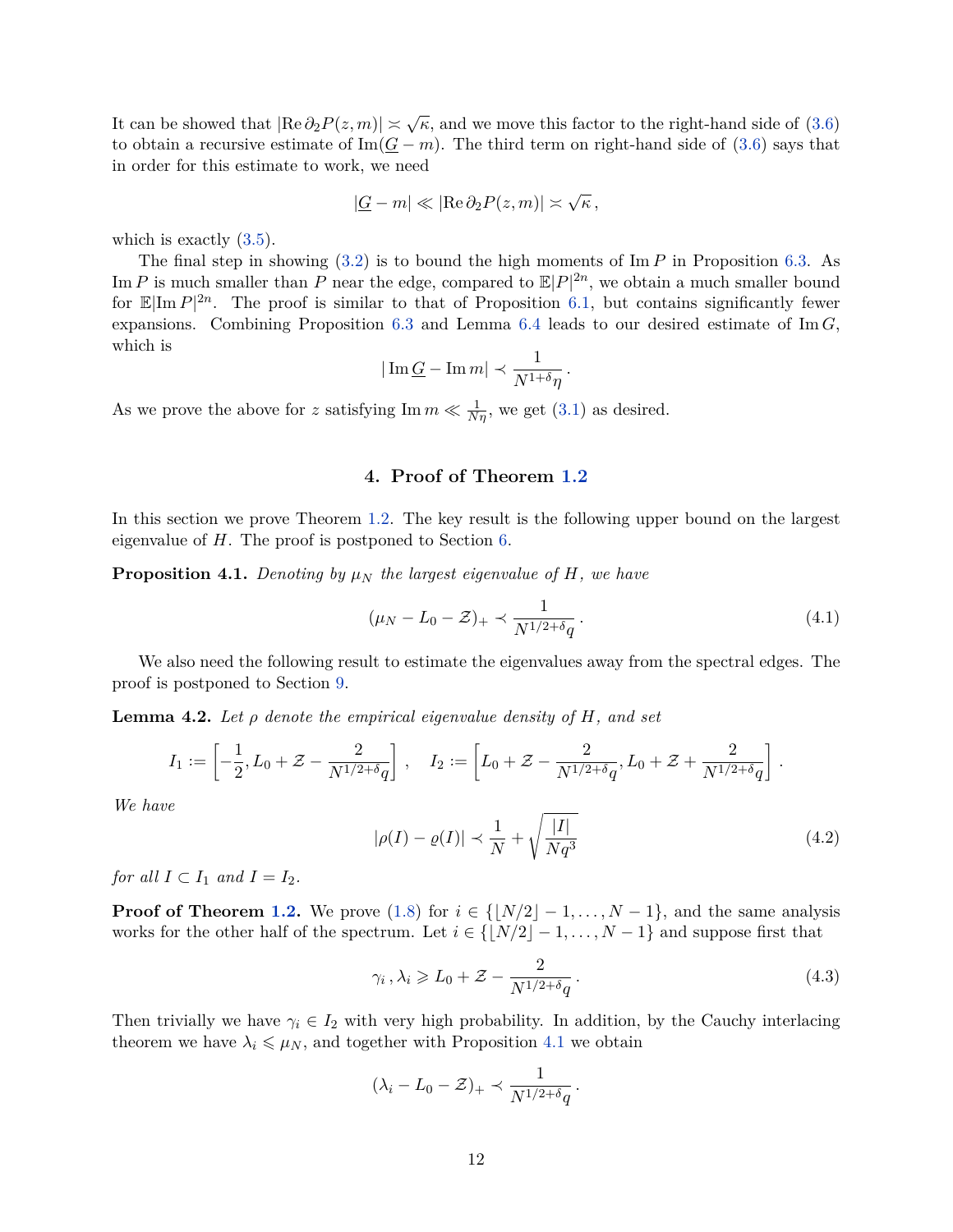It can be showed that $|\operatorname{Re} \partial_2 P(z,m)| \asymp \sqrt{\kappa}$, and we move this factor to the right-hand side of (3.6) to obtain a recursive estimate of $\operatorname{Im}(\underline{G}-m)$. The third term on right-hand side of (3.6) says that in order for this estimate to work, we need

$$|\underline{G}-m| \ll |\operatorname{Re} \partial_2 P(z,m)| \asymp \sqrt{\kappa}\,,$$

which is exactly (3.5).

The final step in showing (3.2) is to bound the high moments of $\operatorname{Im} P$ in Proposition 6.3. As $\operatorname{Im} P$ is much smaller than $P$ near the edge, compared to $\mathbb{E}|P|^{2n}$, we obtain a much smaller bound for $\mathbb{E}|\operatorname{Im} P|^{2n}$. The proof is similar to that of Proposition 6.1, but contains significantly fewer expansions. Combining Proposition 6.3 and Lemma 6.4 leads to our desired estimate of $\operatorname{Im} G$, which is

$$|\operatorname{Im} \underline{G} - \operatorname{Im} m| \prec \frac{1}{N^{1+\delta}\eta}\,.$$

As we prove the above for $z$ satisfying $\operatorname{Im} m \ll \frac{1}{N\eta}$, we get (3.1) as desired.

## 4. Proof of Theorem 1.2

In this section we prove Theorem 1.2. The key result is the following upper bound on the largest eigenvalue of $H$. The proof is postponed to Section 6.

**Proposition 4.1.** *Denoting by $\mu_N$ the largest eigenvalue of $H$, we have*

$$(\mu_N - L_0 - \mathcal{Z})_+ \prec \frac{1}{N^{1/2+\delta}q}\,. \tag{4.1}$$

We also need the following result to estimate the eigenvalues away from the spectral edges. The proof is postponed to Section 9.

**Lemma 4.2.** *Let $\rho$ denote the empirical eigenvalue density of $H$, and set*

$$I_1 := \left[-\frac{1}{2}, L_0 + \mathcal{Z} - \frac{2}{N^{1/2+\delta}q}\right]\,, \quad I_2 := \left[L_0 + \mathcal{Z} - \frac{2}{N^{1/2+\delta}q}, L_0 + \mathcal{Z} + \frac{2}{N^{1/2+\delta}q}\right]\,.$$

*We have*

$$|\rho(I) - \varrho(I)| \prec \frac{1}{N} + \sqrt{\frac{|I|}{Nq^3}} \tag{4.2}$$

*for all $I \subset I_1$ and $I = I_2$.*

**Proof of Theorem 1.2.** We prove (1.8) for $i \in \{\lfloor N/2 \rfloor - 1, \dots, N-1\}$, and the same analysis works for the other half of the spectrum. Let $i \in \{\lfloor N/2 \rfloor - 1, \dots, N-1\}$ and suppose first that

$$\gamma_i\,, \lambda_i \geqslant L_0 + \mathcal{Z} - \frac{2}{N^{1/2+\delta}q}\,. \tag{4.3}$$

Then trivially we have $\gamma_i \in I_2$ with very high probability. In addition, by the Cauchy interlacing theorem we have $\lambda_i \leqslant \mu_N$, and together with Proposition 4.1 we obtain

$$(\lambda_i - L_0 - \mathcal{Z})_+ \prec \frac{1}{N^{1/2+\delta}q}\,.$$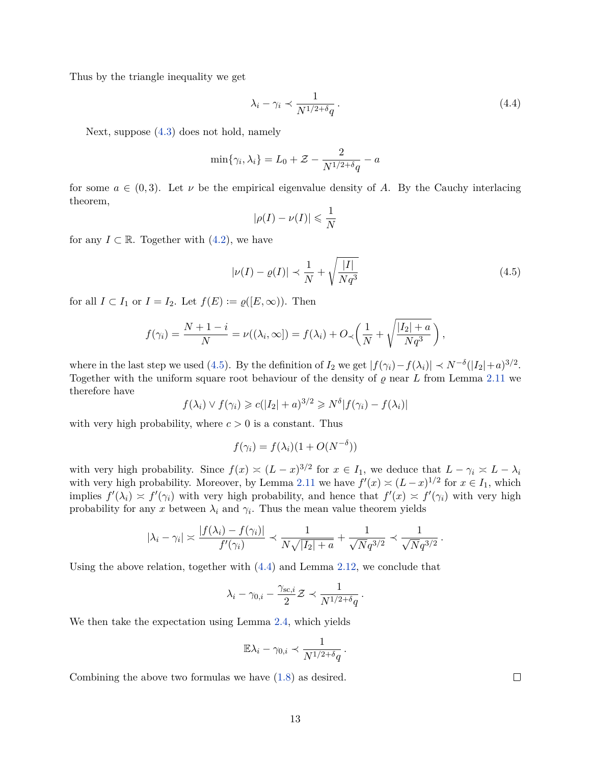Thus by the triangle inequality we get

$$\lambda_i - \gamma_i \prec \frac{1}{N^{1/2+\delta} q}\,. \tag{4.4}$$

Next, suppose (4.3) does not hold, namely

$$\min\{\gamma_i, \lambda_i\} = L_0 + \mathcal{Z} - \frac{2}{N^{1/2+\delta} q} - a$$

for some $a \in (0,3)$. Let $\nu$ be the empirical eigenvalue density of $A$. By the Cauchy interlacing theorem,

$$|\rho(I) - \nu(I)| \leqslant \frac{1}{N}$$

for any $I \subset \mathbb{R}$. Together with (4.2), we have

$$|\nu(I) - \varrho(I)| \prec \frac{1}{N} + \sqrt{\frac{|I|}{N q^3}} \tag{4.5}$$

for all $I \subset I_1$ or $I = I_2$. Let $f(E) := \varrho([E, \infty))$. Then

$$f(\gamma_i) = \frac{N+1-i}{N} = \nu((\lambda_i, \infty]) = f(\lambda_i) + O_{\prec}\bigg(\frac{1}{N} + \sqrt{\frac{|I_2| + a}{N q^3}}\bigg)\,,$$

where in the last step we used (4.5). By the definition of $I_2$ we get $|f(\gamma_i) - f(\lambda_i)| \prec N^{-\delta}(|I_2| + a)^{3/2}$. Together with the uniform square root behaviour of the density of $\varrho$ near $L$ from Lemma 2.11 we therefore have

$$f(\lambda_i) \vee f(\gamma_i) \geqslant c(|I_2| + a)^{3/2} \geqslant N^{\delta}|f(\gamma_i) - f(\lambda_i)|$$

with very high probability, where $c > 0$ is a constant. Thus

$$f(\gamma_i) = f(\lambda_i)(1 + O(N^{-\delta}))$$

with very high probability. Since $f(x) \asymp (L-x)^{3/2}$ for $x \in I_1$, we deduce that $L - \gamma_i \asymp L - \lambda_i$ with very high probability. Moreover, by Lemma 2.11 we have $f'(x) \asymp (L-x)^{1/2}$ for $x \in I_1$, which implies $f'(\lambda_i) \asymp f'(\gamma_i)$ with very high probability, and hence that $f'(x) \asymp f'(\gamma_i)$ with very high probability for any $x$ between $\lambda_i$ and $\gamma_i$. Thus the mean value theorem yields

$$|\lambda_i - \gamma_i| \asymp \frac{|f(\lambda_i) - f(\gamma_i)|}{f'(\gamma_i)} \prec \frac{1}{N\sqrt{|I_2| + a}} + \frac{1}{\sqrt{N} q^{3/2}} \prec \frac{1}{\sqrt{N} q^{3/2}}\,.$$

Using the above relation, together with (4.4) and Lemma 2.12, we conclude that

$$\lambda_i - \gamma_{0,i} - \frac{\gamma_{\mathrm{sc},i}}{2}\mathcal{Z} \prec \frac{1}{N^{1/2+\delta} q}\,.$$

We then take the expectation using Lemma 2.4, which yields

$$\mathbb{E}\lambda_i - \gamma_{0,i} \prec \frac{1}{N^{1/2+\delta} q}\,.$$

Combining the above two formulas we have (1.8) as desired. □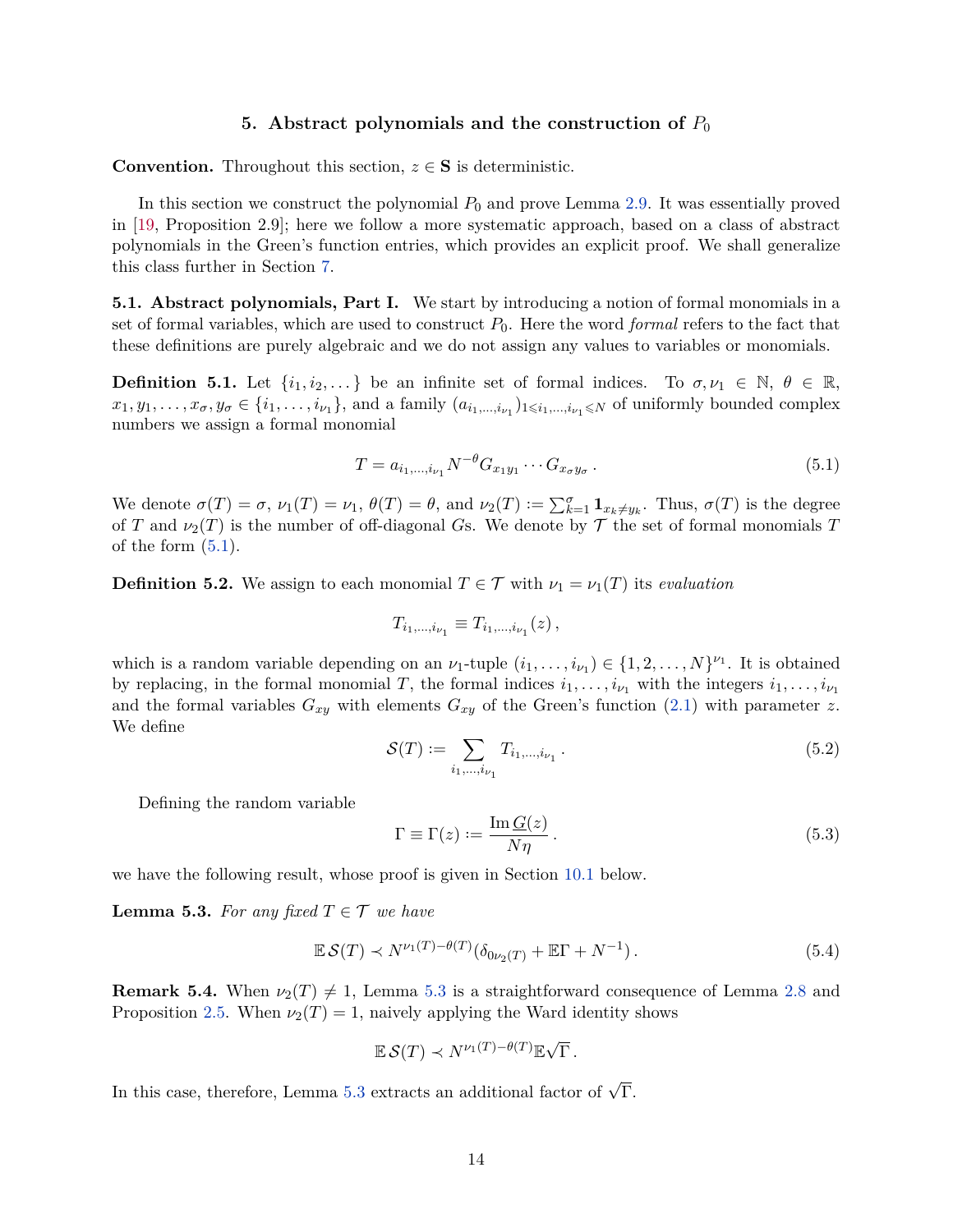## 5. Abstract polynomials and the construction of $P_0$

**Convention.** Throughout this section, $z \in \mathbf{S}$ is deterministic.

In this section we construct the polynomial $P_0$ and prove Lemma 2.9. It was essentially proved in [19, Proposition 2.9]; here we follow a more systematic approach, based on a class of abstract polynomials in the Green's function entries, which provides an explicit proof. We shall generalize this class further in Section 7.

### 5.1. Abstract polynomials, Part I.

We start by introducing a notion of formal monomials in a set of formal variables, which are used to construct $P_0$. Here the word *formal* refers to the fact that these definitions are purely algebraic and we do not assign any values to variables or monomials.

**Definition 5.1.** Let $\{i_1, i_2, \dots\}$ be an infinite set of formal indices. To $\sigma, \nu_1 \in \mathbb{N}$, $\theta \in \mathbb{R}$, $x_1, y_1, \dots, x_\sigma, y_\sigma \in \{i_1, \dots, i_{\nu_1}\}$, and a family $(a_{i_1,\dots,i_{\nu_1}})_{1 \leqslant i_1,\dots,i_{\nu_1} \leqslant N}$ of uniformly bounded complex numbers we assign a formal monomial

$$T = a_{i_1,\dots,i_{\nu_1}} N^{-\theta} G_{x_1 y_1} \cdots G_{x_\sigma y_\sigma} \,. \tag{5.1}$$

We denote $\sigma(T) = \sigma$, $\nu_1(T) = \nu_1$, $\theta(T) = \theta$, and $\nu_2(T) := \sum_{k=1}^{\sigma} \mathbf{1}_{x_k \neq y_k}$. Thus, $\sigma(T)$ is the degree of $T$ and $\nu_2(T)$ is the number of off-diagonal $G$s. We denote by $\mathcal{T}$ the set of formal monomials $T$ of the form (5.1).

**Definition 5.2.** We assign to each monomial $T \in \mathcal{T}$ with $\nu_1 = \nu_1(T)$ its *evaluation*

$$T_{i_1,\dots,i_{\nu_1}} \equiv T_{i_1,\dots,i_{\nu_1}}(z) \,,$$

which is a random variable depending on an $\nu_1$-tuple $(i_1, \dots, i_{\nu_1}) \in \{1, 2, \dots, N\}^{\nu_1}$. It is obtained by replacing, in the formal monomial $T$, the formal indices $i_1, \dots, i_{\nu_1}$ with the integers $i_1, \dots, i_{\nu_1}$ and the formal variables $G_{xy}$ with elements $G_{xy}$ of the Green's function (2.1) with parameter $z$. We define

$$\mathcal{S}(T) := \sum_{i_1,\dots,i_{\nu_1}} T_{i_1,\dots,i_{\nu_1}} \,. \tag{5.2}$$

Defining the random variable

$$\Gamma \equiv \Gamma(z) := \frac{\operatorname{Im} \underline{G}(z)}{N\eta} \,. \tag{5.3}$$

we have the following result, whose proof is given in Section 10.1 below.

**Lemma 5.3.** *For any fixed $T \in \mathcal{T}$ we have*

$$\mathbb{E}\, \mathcal{S}(T) \prec N^{\nu_1(T) - \theta(T)} (\delta_{0 \nu_2(T)} + \mathbb{E}\Gamma + N^{-1}) \,. \tag{5.4}$$

**Remark 5.4.** When $\nu_2(T) \neq 1$, Lemma 5.3 is a straightforward consequence of Lemma 2.8 and Proposition 2.5. When $\nu_2(T) = 1$, naively applying the Ward identity shows

$$\mathbb{E}\, \mathcal{S}(T) \prec N^{\nu_1(T) - \theta(T)} \mathbb{E}\sqrt{\Gamma} \,.$$

In this case, therefore, Lemma 5.3 extracts an additional factor of $\sqrt{\Gamma}$.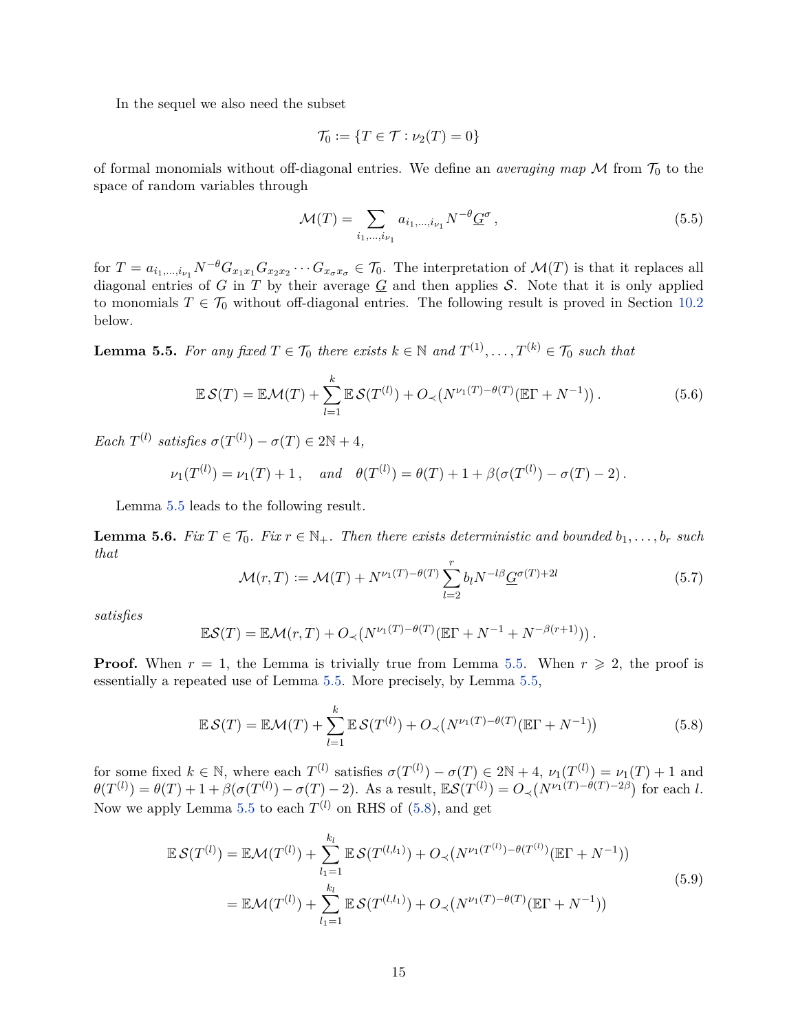In the sequel we also need the subset

$$\mathcal{T}_0 := \{T \in \mathcal{T} : \nu_2(T) = 0\}$$

of formal monomials without off-diagonal entries. We define an *averaging map* $\mathcal{M}$ from $\mathcal{T}_0$ to the space of random variables through

$$\mathcal{M}(T) = \sum_{i_1,\dots,i_{\nu_1}} a_{i_1,\dots,i_{\nu_1}} N^{-\theta} \underline{G}^{\sigma}\,, \tag{5.5}$$

for $T = a_{i_1,\dots,i_{\nu_1}} N^{-\theta} G_{x_1x_1} G_{x_2x_2} \cdots G_{x_\sigma x_\sigma} \in \mathcal{T}_0$. The interpretation of $\mathcal{M}(T)$ is that it replaces all diagonal entries of $G$ in $T$ by their average $\underline{G}$ and then applies $\mathcal{S}$. Note that it is only applied to monomials $T \in \mathcal{T}_0$ without off-diagonal entries. The following result is proved in Section 10.2 below.

**Lemma 5.5.** *For any fixed $T \in \mathcal{T}_0$ there exists $k \in \mathbb{N}$ and $T^{(1)}, \dots, T^{(k)} \in \mathcal{T}_0$ such that*

$$\mathbb{E}\,\mathcal{S}(T) = \mathbb{E}\mathcal{M}(T) + \sum_{l=1}^{k} \mathbb{E}\,\mathcal{S}(T^{(l)}) + O_{\prec}\big(N^{\nu_1(T)-\theta(T)}(\mathbb{E}\Gamma + N^{-1})\big)\,. \tag{5.6}$$

*Each $T^{(l)}$ satisfies $\sigma(T^{(l)}) - \sigma(T) \in 2\mathbb{N} + 4$,*

$$\nu_1(T^{(l)}) = \nu_1(T) + 1\,, \quad \text{ and } \quad \theta(T^{(l)}) = \theta(T) + 1 + \beta(\sigma(T^{(l)}) - \sigma(T) - 2)\,.$$

Lemma 5.5 leads to the following result.

**Lemma 5.6.** *Fix $T \in \mathcal{T}_0$. Fix $r \in \mathbb{N}_+$. Then there exists deterministic and bounded $b_1, \dots, b_r$ such that*

$$\mathcal{M}(r, T) := \mathcal{M}(T) + N^{\nu_1(T)-\theta(T)} \sum_{l=2}^{r} b_l N^{-l\beta} \underline{G}^{\sigma(T)+2l} \tag{5.7}$$

*satisfies*

$$\mathbb{E}\mathcal{S}(T) = \mathbb{E}\mathcal{M}(r, T) + O_{\prec}\big(N^{\nu_1(T)-\theta(T)}(\mathbb{E}\Gamma + N^{-1} + N^{-\beta(r+1)})\big)\,.$$

**Proof.** When $r = 1$, the Lemma is trivially true from Lemma 5.5. When $r \geqslant 2$, the proof is essentially a repeated use of Lemma 5.5. More precisely, by Lemma 5.5,

$$\mathbb{E}\,\mathcal{S}(T) = \mathbb{E}\mathcal{M}(T) + \sum_{l=1}^{k} \mathbb{E}\,\mathcal{S}(T^{(l)}) + O_{\prec}\big(N^{\nu_1(T)-\theta(T)}(\mathbb{E}\Gamma + N^{-1})\big) \tag{5.8}$$

for some fixed $k \in \mathbb{N}$, where each $T^{(l)}$ satisfies $\sigma(T^{(l)}) - \sigma(T) \in 2\mathbb{N} + 4$, $\nu_1(T^{(l)}) = \nu_1(T) + 1$ and $\theta(T^{(l)}) = \theta(T) + 1 + \beta(\sigma(T^{(l)}) - \sigma(T) - 2)$. As a result, $\mathbb{E}\mathcal{S}(T^{(l)}) = O_{\prec}(N^{\nu_1(T)-\theta(T)-2\beta})$ for each $l$. Now we apply Lemma 5.5 to each $T^{(l)}$ on RHS of (5.8), and get

$$\begin{aligned}
\mathbb{E}\,\mathcal{S}(T^{(l)}) &= \mathbb{E}\mathcal{M}(T^{(l)}) + \sum_{l_1=1}^{k_l} \mathbb{E}\,\mathcal{S}(T^{(l,l_1)}) + O_{\prec}\big(N^{\nu_1(T^{(l)})-\theta(T^{(l)})}(\mathbb{E}\Gamma + N^{-1})\big) \\
&= \mathbb{E}\mathcal{M}(T^{(l)}) + \sum_{l_1=1}^{k_l} \mathbb{E}\,\mathcal{S}(T^{(l,l_1)}) + O_{\prec}\big(N^{\nu_1(T)-\theta(T)}(\mathbb{E}\Gamma + N^{-1})\big)
\end{aligned} \tag{5.9}$$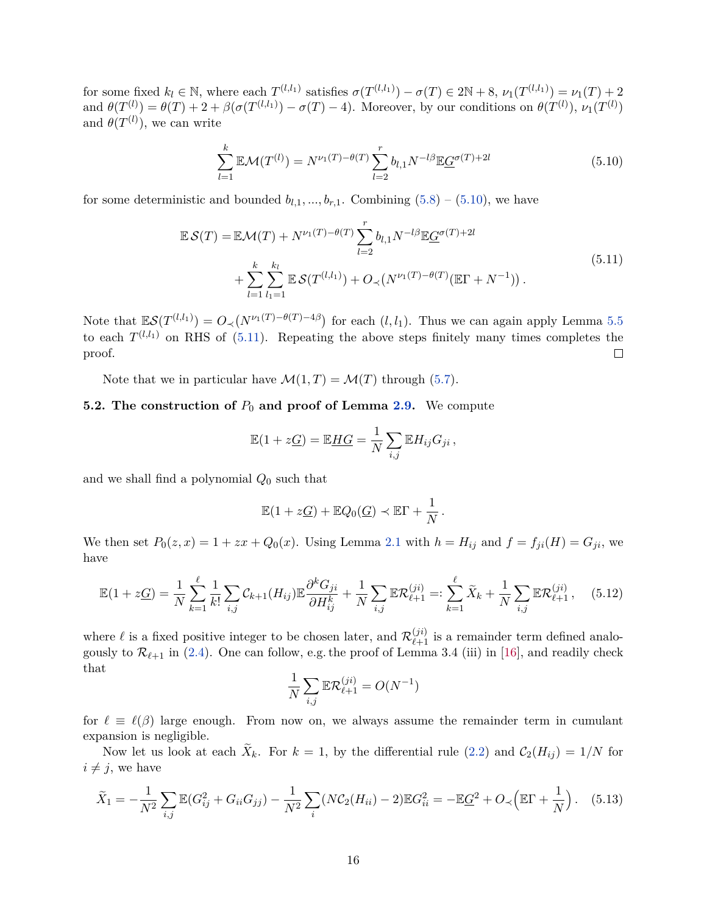for some fixed $k_l \in \mathbb{N}$, where each $T^{(l,l_1)}$ satisfies $\sigma(T^{(l,l_1)}) - \sigma(T) \in 2\mathbb{N} + 8$, $\nu_1(T^{(l,l_1)}) = \nu_1(T) + 2$ and $\theta(T^{(l)}) = \theta(T) + 2 + \beta(\sigma(T^{(l,l_1)}) - \sigma(T) - 4)$. Moreover, by our conditions on $\theta(T^{(l)})$, $\nu_1(T^{(l)})$ and $\theta(T^{(l)})$, we can write

$$\sum_{l=1}^{k} \mathbb{E}\mathcal{M}(T^{(l)}) = N^{\nu_1(T) - \theta(T)} \sum_{l=2}^{r} b_{l,1} N^{-l\beta} \mathbb{E}\underline{G}^{\sigma(T)+2l} \tag{5.10}$$

for some deterministic and bounded $b_{l,1}, ..., b_{r,1}$. Combining (5.8) – (5.10), we have

$$\begin{aligned} \mathbb{E}\,\mathcal{S}(T) =& \mathbb{E}\mathcal{M}(T) + N^{\nu_1(T) - \theta(T)} \sum_{l=2}^{r} b_{l,1} N^{-l\beta} \mathbb{E}\underline{G}^{\sigma(T)+2l} \\ &+ \sum_{l=1}^{k} \sum_{l_1=1}^{k_l} \mathbb{E}\,\mathcal{S}(T^{(l,l_1)}) + O_{\prec}(N^{\nu_1(T)-\theta(T)}(\mathbb{E}\Gamma + N^{-1}))\,. \end{aligned} \tag{5.11}$$

Note that $\mathbb{E}\mathcal{S}(T^{(l,l_1)}) = O_{\prec}(N^{\nu_1(T)-\theta(T)-4\beta})$ for each $(l, l_1)$. Thus we can again apply Lemma 5.5 to each $T^{(l,l_1)}$ on RHS of (5.11). Repeating the above steps finitely many times completes the proof. □

Note that we in particular have $\mathcal{M}(1, T) = \mathcal{M}(T)$ through (5.7).

**5.2. The construction of $P_0$ and proof of Lemma 2.9.** We compute

$$\mathbb{E}(1 + z\underline{G}) = \mathbb{E}\underline{HG} = \frac{1}{N} \sum_{i,j} \mathbb{E}H_{ij}G_{ji}\,,$$

and we shall find a polynomial $Q_0$ such that

$$\mathbb{E}(1 + z\underline{G}) + \mathbb{E}Q_0(\underline{G}) \prec \mathbb{E}\Gamma + \frac{1}{N}\,.$$

We then set $P_0(z, x) = 1 + zx + Q_0(x)$. Using Lemma 2.1 with $h = H_{ij}$ and $f = f_{ji}(H) = G_{ji}$, we have

$$\mathbb{E}(1 + z\underline{G}) = \frac{1}{N} \sum_{k=1}^{\ell} \frac{1}{k!} \sum_{i,j} \mathcal{C}_{k+1}(H_{ij}) \mathbb{E}\frac{\partial^k G_{ji}}{\partial H_{ij}^k} + \frac{1}{N} \sum_{i,j} \mathbb{E}\mathcal{R}_{\ell+1}^{(ji)} =: \sum_{k=1}^{\ell} \widetilde{X}_k + \frac{1}{N} \sum_{i,j} \mathbb{E}\mathcal{R}_{\ell+1}^{(ji)}\,, \tag{5.12}$$

where $\ell$ is a fixed positive integer to be chosen later, and $\mathcal{R}_{\ell+1}^{(ji)}$ is a remainder term defined analogously to $\mathcal{R}_{\ell+1}$ in (2.4). One can follow, e.g. the proof of Lemma 3.4 (iii) in [16], and readily check that

$$\frac{1}{N} \sum_{i,j} \mathbb{E}\mathcal{R}_{\ell+1}^{(ji)} = O(N^{-1})$$

for $\ell \equiv \ell(\beta)$ large enough. From now on, we always assume the remainder term in cumulant expansion is negligible.

Now let us look at each $\widetilde{X}_k$. For $k = 1$, by the differential rule (2.2) and $\mathcal{C}_2(H_{ij}) = 1/N$ for $i \neq j$, we have

$$\widetilde{X}_1 = -\frac{1}{N^2} \sum_{i,j} \mathbb{E}(G_{ij}^2 + G_{ii}G_{jj}) - \frac{1}{N^2} \sum_{i} (N\mathcal{C}_2(H_{ii}) - 2)\mathbb{E}G_{ii}^2 = -\mathbb{E}\underline{G}^2 + O_{\prec}\Big(\mathbb{E}\Gamma + \frac{1}{N}\Big)\,. \tag{5.13}$$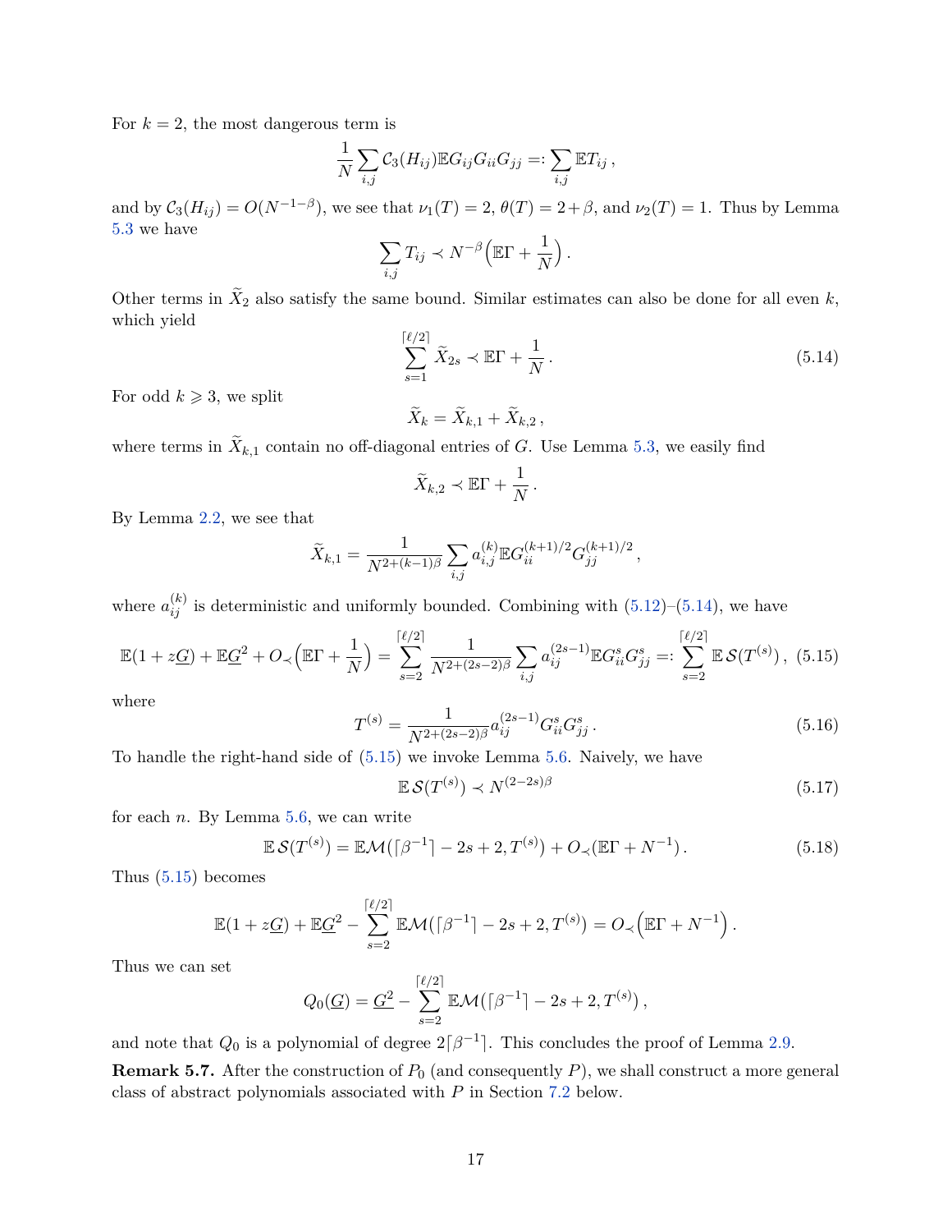For $k = 2$, the most dangerous term is

$$\frac{1}{N}\sum_{i,j}\mathcal{C}_3(H_{ij})\mathbb{E}G_{ij}G_{ii}G_{jj} =: \sum_{i,j}\mathbb{E}T_{ij}\,,$$

and by $\mathcal{C}_3(H_{ij}) = O(N^{-1-\beta})$, we see that $\nu_1(T) = 2$, $\theta(T) = 2+\beta$, and $\nu_2(T) = 1$. Thus by Lemma 5.3 we have

$$\sum_{i,j} T_{ij} \prec N^{-\beta}\Big(\mathbb{E}\Gamma + \frac{1}{N}\Big)\,.$$

Other terms in $\widetilde{X}_2$ also satisfy the same bound. Similar estimates can also be done for all even $k$, which yield

$$\sum_{s=1}^{\lceil \ell/2\rceil}\widetilde{X}_{2s} \prec \mathbb{E}\Gamma + \frac{1}{N}\,. \tag{5.14}$$

For odd $k \geqslant 3$, we split

$$\widetilde{X}_k = \widetilde{X}_{k,1} + \widetilde{X}_{k,2}\,,$$

where terms in $\widetilde{X}_{k,1}$ contain no off-diagonal entries of $G$. Use Lemma 5.3, we easily find

$$\widetilde{X}_{k,2} \prec \mathbb{E}\Gamma + \frac{1}{N}\,.$$

By Lemma 2.2, we see that

$$\widetilde{X}_{k,1} = \frac{1}{N^{2+(k-1)\beta}}\sum_{i,j} a_{i,j}^{(k)}\mathbb{E}G_{ii}^{(k+1)/2}G_{jj}^{(k+1)/2}\,,$$

where $a_{ij}^{(k)}$ is deterministic and uniformly bounded. Combining with (5.12)–(5.14), we have

$$\mathbb{E}(1+z\underline{G}) + \mathbb{E}\underline{G}^2 + O_\prec\Big(\mathbb{E}\Gamma + \frac{1}{N}\Big) = \sum_{s=2}^{\lceil \ell/2\rceil}\frac{1}{N^{2+(2s-2)\beta}}\sum_{i,j} a_{ij}^{(2s-1)}\mathbb{E}G_{ii}^sG_{jj}^s =: \sum_{s=2}^{\lceil \ell/2\rceil}\mathbb{E}\,\mathcal{S}(T^{(s)})\,, \tag{5.15}$$

where

$$T^{(s)} = \frac{1}{N^{2+(2s-2)\beta}}a_{ij}^{(2s-1)}G_{ii}^sG_{jj}^s\,. \tag{5.16}$$

To handle the right-hand side of (5.15) we invoke Lemma 5.6. Naively, we have

$$\mathbb{E}\,\mathcal{S}(T^{(s)}) \prec N^{(2-2s)\beta} \tag{5.17}$$

for each $n$. By Lemma 5.6, we can write

$$\mathbb{E}\,\mathcal{S}(T^{(s)}) = \mathbb{E}\mathcal{M}(\lceil\beta^{-1}\rceil - 2s + 2, T^{(s)}) + O_\prec(\mathbb{E}\Gamma + N^{-1})\,. \tag{5.18}$$

Thus (5.15) becomes

$$\mathbb{E}(1+z\underline{G}) + \mathbb{E}\underline{G}^2 - \sum_{s=2}^{\lceil \ell/2\rceil}\mathbb{E}\mathcal{M}(\lceil\beta^{-1}\rceil - 2s + 2, T^{(s)}) = O_\prec\Big(\mathbb{E}\Gamma + N^{-1}\Big)\,.$$

Thus we can set

$$Q_0(\underline{G}) = \underline{G}^2 - \sum_{s=2}^{\lceil \ell/2\rceil}\mathbb{E}\mathcal{M}(\lceil\beta^{-1}\rceil - 2s + 2, T^{(s)})\,,$$

and note that $Q_0$ is a polynomial of degree $2\lceil\beta^{-1}\rceil$. This concludes the proof of Lemma 2.9.

**Remark 5.7.** After the construction of $P_0$ (and consequently $P$), we shall construct a more general class of abstract polynomials associated with $P$ in Section 7.2 below.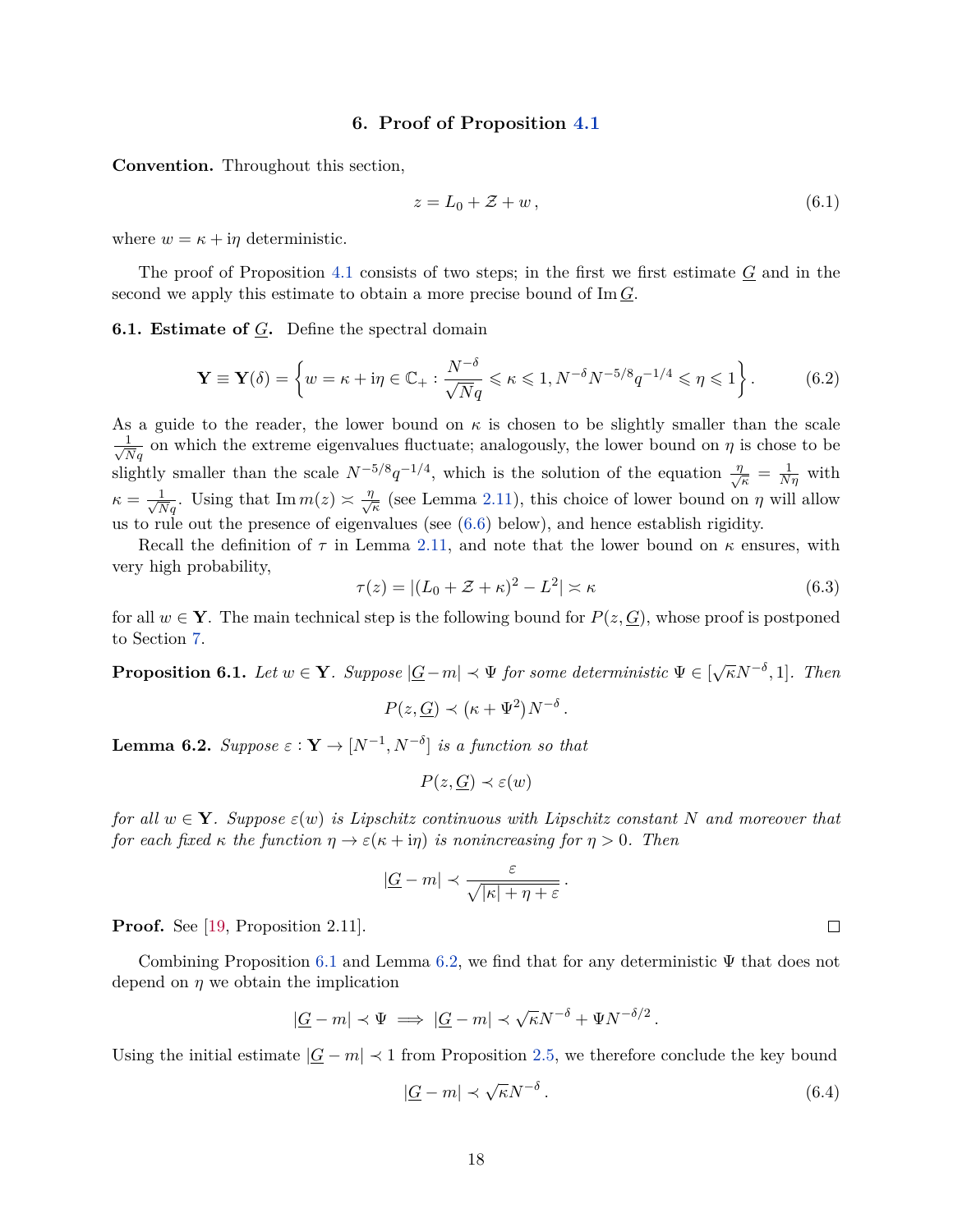## 6. Proof of Proposition 4.1

**Convention.** Throughout this section,

$$z = L_0 + \mathcal{Z} + w\,, \tag{6.1}$$

where $w = \kappa + \mathrm{i}\eta$ deterministic.

The proof of Proposition 4.1 consists of two steps; in the first we first estimate $\underline{G}$ and in the second we apply this estimate to obtain a more precise bound of $\operatorname{Im} \underline{G}$.

### 6.1. Estimate of $\underline{G}$.

Define the spectral domain

$$\mathbf{Y} \equiv \mathbf{Y}(\delta) = \left\{ w = \kappa + \mathrm{i}\eta \in \mathbb{C}_+ : \frac{N^{-\delta}}{\sqrt{Nq}} \leqslant \kappa \leqslant 1, N^{-\delta} N^{-5/8} q^{-1/4} \leqslant \eta \leqslant 1 \right\}. \tag{6.2}$$

As a guide to the reader, the lower bound on $\kappa$ is chosen to be slightly smaller than the scale $\frac{1}{\sqrt{Nq}}$ on which the extreme eigenvalues fluctuate; analogously, the lower bound on $\eta$ is chose to be slightly smaller than the scale $N^{-5/8}q^{-1/4}$, which is the solution of the equation $\frac{\eta}{\sqrt{\kappa}} = \frac{1}{N\eta}$ with $\kappa = \frac{1}{\sqrt{Nq}}$. Using that $\operatorname{Im} m(z) \asymp \frac{\eta}{\sqrt{\kappa}}$ (see Lemma 2.11), this choice of lower bound on $\eta$ will allow us to rule out the presence of eigenvalues (see (6.6) below), and hence establish rigidity.

Recall the definition of $\tau$ in Lemma 2.11, and note that the lower bound on $\kappa$ ensures, with very high probability,

$$\tau(z) = |(L_0 + \mathcal{Z} + \kappa)^2 - L^2| \asymp \kappa \tag{6.3}$$

for all $w \in \mathbf{Y}$. The main technical step is the following bound for $P(z, \underline{G})$, whose proof is postponed to Section 7.

**Proposition 6.1.** *Let $w \in \mathbf{Y}$. Suppose $|\underline{G} - m| \prec \Psi$ for some deterministic $\Psi \in [\sqrt{\kappa} N^{-\delta}, 1]$. Then*

$$P(z, \underline{G}) \prec \big(\kappa + \Psi^2\big) N^{-\delta}\,.$$

**Lemma 6.2.** *Suppose $\varepsilon : \mathbf{Y} \to [N^{-1}, N^{-\delta}]$ is a function so that*

$$P(z, \underline{G}) \prec \varepsilon(w)$$

*for all $w \in \mathbf{Y}$. Suppose $\varepsilon(w)$ is Lipschitz continuous with Lipschitz constant $N$ and moreover that for each fixed $\kappa$ the function $\eta \to \varepsilon(\kappa + \mathrm{i}\eta)$ is nonincreasing for $\eta > 0$. Then*

$$|\underline{G} - m| \prec \frac{\varepsilon}{\sqrt{|\kappa| + \eta + \varepsilon}}\,.$$

**Proof.** See [19, Proposition 2.11]. ☐

Combining Proposition 6.1 and Lemma 6.2, we find that for any deterministic $\Psi$ that does not depend on $\eta$ we obtain the implication

$$|\underline{G} - m| \prec \Psi \implies |\underline{G} - m| \prec \sqrt{\kappa} N^{-\delta} + \Psi N^{-\delta/2}\,.$$

Using the initial estimate $|\underline{G} - m| \prec 1$ from Proposition 2.5, we therefore conclude the key bound

$$|\underline{G} - m| \prec \sqrt{\kappa} N^{-\delta}\,. \tag{6.4}$$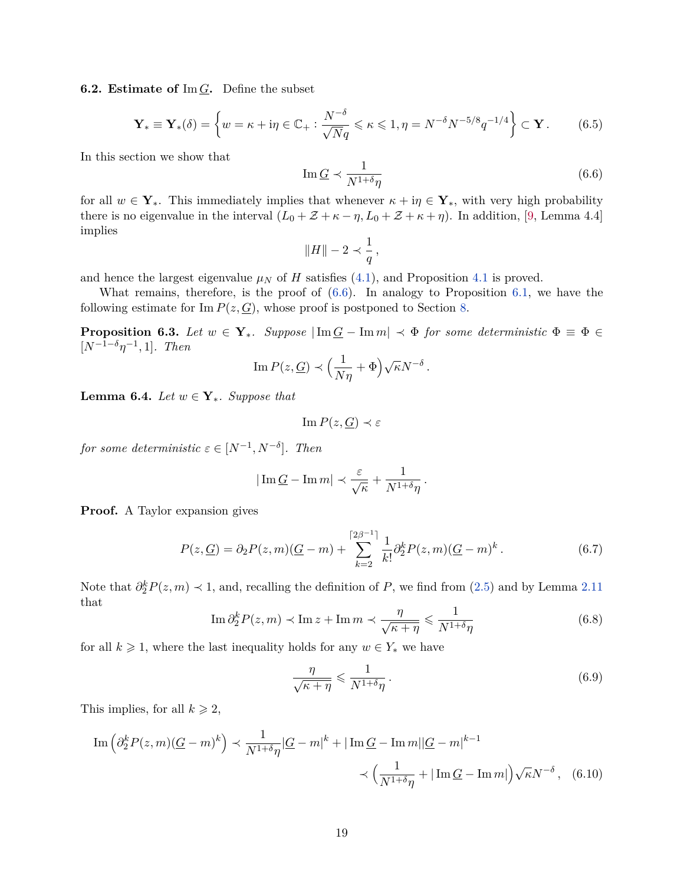**6.2. Estimate of $\operatorname{Im} \underline{G}$.** Define the subset

$$\mathbf{Y}_* \equiv \mathbf{Y}_*(\delta) = \left\{ w = \kappa + \mathrm{i}\eta \in \mathbb{C}_+ : \frac{N^{-\delta}}{\sqrt{N}q} \leqslant \kappa \leqslant 1, \eta = N^{-\delta} N^{-5/8} q^{-1/4} \right\} \subset \mathbf{Y} \,. \tag{6.5}$$

In this section we show that

$$\operatorname{Im} \underline{G} \prec \frac{1}{N^{1+\delta}\eta} \tag{6.6}$$

for all $w \in \mathbf{Y}_*$. This immediately implies that whenever $\kappa + \mathrm{i}\eta \in \mathbf{Y}_*$, with very high probability there is no eigenvalue in the interval $(L_0 + \mathcal{Z} + \kappa - \eta, L_0 + \mathcal{Z} + \kappa + \eta)$. In addition, [9, Lemma 4.4] implies

$$\|H\| - 2 \prec \frac{1}{q} \,,$$

and hence the largest eigenvalue $\mu_N$ of $H$ satisfies (4.1), and Proposition 4.1 is proved.

What remains, therefore, is the proof of (6.6). In analogy to Proposition 6.1, we have the following estimate for $\operatorname{Im} P(z, \underline{G})$, whose proof is postponed to Section 8.

**Proposition 6.3.** *Let $w \in \mathbf{Y}_*$. Suppose $|\operatorname{Im} \underline{G} - \operatorname{Im} m| \prec \Phi$ for some deterministic $\Phi \equiv \Phi \in [N^{-1-\delta}\eta^{-1}, 1]$. Then*

$$\operatorname{Im} P(z, \underline{G}) \prec \Big( \frac{1}{N\eta} + \Phi \Big) \sqrt{\kappa} N^{-\delta} \,.$$

**Lemma 6.4.** *Let $w \in \mathbf{Y}_*$. Suppose that*

$$\operatorname{Im} P(z, \underline{G}) \prec \varepsilon$$

*for some deterministic $\varepsilon \in [N^{-1}, N^{-\delta}]$. Then*

$$|\operatorname{Im} \underline{G} - \operatorname{Im} m| \prec \frac{\varepsilon}{\sqrt{\kappa}} + \frac{1}{N^{1+\delta}\eta} \,.$$

**Proof.** A Taylor expansion gives

$$P(z, \underline{G}) = \partial_2 P(z, m)(\underline{G} - m) + \sum_{k=2}^{\lceil 2\beta^{-1} \rceil} \frac{1}{k!} \partial_2^k P(z, m)(\underline{G} - m)^k \,. \tag{6.7}$$

Note that $\partial_2^k P(z, m) \prec 1$, and, recalling the definition of $P$, we find from (2.5) and by Lemma 2.11 that

$$\operatorname{Im} \partial_2^k P(z, m) \prec \operatorname{Im} z + \operatorname{Im} m \prec \frac{\eta}{\sqrt{\kappa + \eta}} \leqslant \frac{1}{N^{1+\delta}\eta} \tag{6.8}$$

for all $k \geqslant 1$, where the last inequality holds for any $w \in Y_*$ we have

$$\frac{\eta}{\sqrt{\kappa + \eta}} \leqslant \frac{1}{N^{1+\delta}\eta} \,. \tag{6.9}$$

This implies, for all $k \geqslant 2$,

$$\begin{aligned} \operatorname{Im} \Big( \partial_2^k P(z, m)(\underline{G} - m)^k \Big) &\prec \frac{1}{N^{1+\delta}\eta} |\underline{G} - m|^k + |\operatorname{Im} \underline{G} - \operatorname{Im} m| |\underline{G} - m|^{k-1} \\ &\prec \Big( \frac{1}{N^{1+\delta}\eta} + |\operatorname{Im} \underline{G} - \operatorname{Im} m| \Big) \sqrt{\kappa} N^{-\delta} \,, \end{aligned} \tag{6.10}$$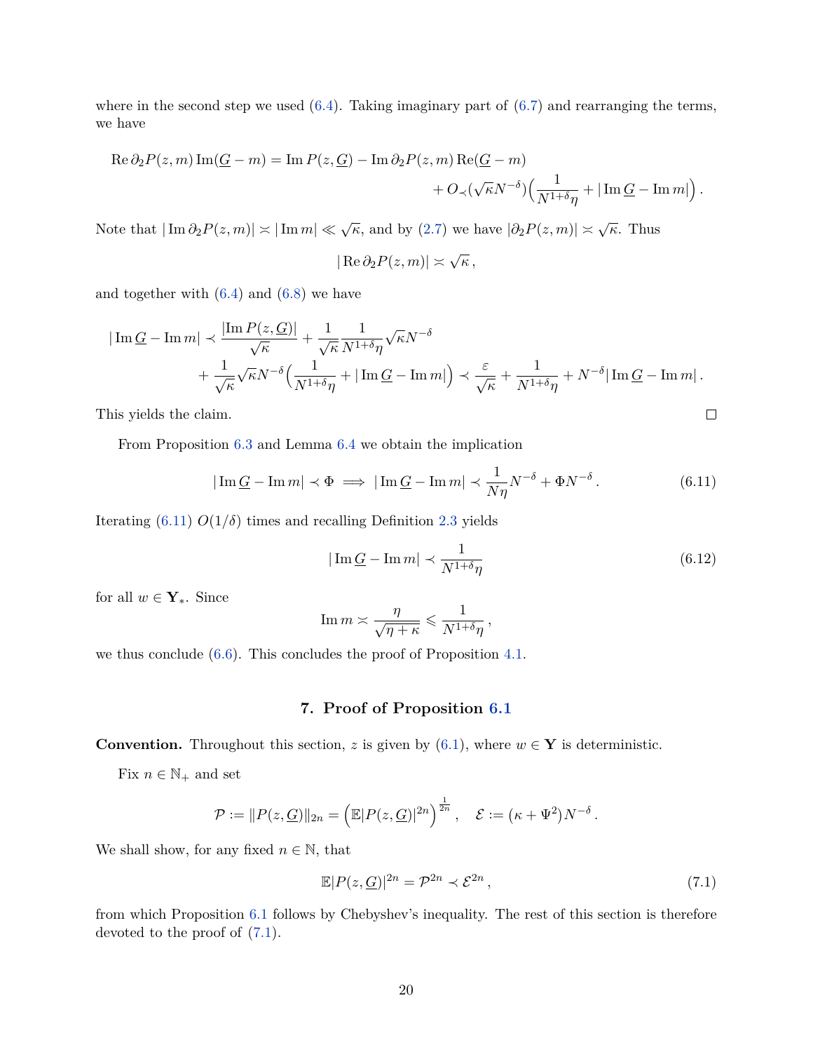where in the second step we used (6.4). Taking imaginary part of (6.7) and rearranging the terms, we have

$$\operatorname{Re} \partial_2 P(z,m) \operatorname{Im}(\underline{G}-m) = \operatorname{Im} P(z,\underline{G}) - \operatorname{Im} \partial_2 P(z,m) \operatorname{Re}(\underline{G}-m) + O_{\prec}(\sqrt{\kappa} N^{-\delta})\Big(\frac{1}{N^{1+\delta}\eta} + |\operatorname{Im} \underline{G} - \operatorname{Im} m|\Big)\,.$$

Note that $|\operatorname{Im} \partial_2 P(z,m)| \asymp |\operatorname{Im} m| \ll \sqrt{\kappa}$, and by (2.7) we have $|\partial_2 P(z,m)| \asymp \sqrt{\kappa}$. Thus

$$|\operatorname{Re} \partial_2 P(z,m)| \asymp \sqrt{\kappa}\,,$$

and together with (6.4) and (6.8) we have

$$|\operatorname{Im} \underline{G} - \operatorname{Im} m| \prec \frac{|\operatorname{Im} P(z,\underline{G})|}{\sqrt{\kappa}} + \frac{1}{\sqrt{\kappa}} \frac{1}{N^{1+\delta}\eta} \sqrt{\kappa} N^{-\delta} + \frac{1}{\sqrt{\kappa}} \sqrt{\kappa} N^{-\delta}\Big(\frac{1}{N^{1+\delta}\eta} + |\operatorname{Im} \underline{G} - \operatorname{Im} m|\Big) \prec \frac{\varepsilon}{\sqrt{\kappa}} + \frac{1}{N^{1+\delta}\eta} + N^{-\delta}|\operatorname{Im} \underline{G} - \operatorname{Im} m|\,.$$

This yields the claim. $\square$

From Proposition 6.3 and Lemma 6.4 we obtain the implication

$$|\operatorname{Im} \underline{G} - \operatorname{Im} m| \prec \Phi \implies |\operatorname{Im} \underline{G} - \operatorname{Im} m| \prec \frac{1}{N\eta} N^{-\delta} + \Phi N^{-\delta}\,. \tag{6.11}$$

Iterating (6.11) $O(1/\delta)$ times and recalling Definition 2.3 yields

$$|\operatorname{Im} \underline{G} - \operatorname{Im} m| \prec \frac{1}{N^{1+\delta}\eta} \tag{6.12}$$

for all $w \in \mathbf{Y}_*$. Since

$$\operatorname{Im} m \asymp \frac{\eta}{\sqrt{\eta+\kappa}} \leqslant \frac{1}{N^{1+\delta}\eta}\,,$$

we thus conclude (6.6). This concludes the proof of Proposition 4.1.

## 7. Proof of Proposition 6.1

**Convention.** Throughout this section, $z$ is given by (6.1), where $w \in \mathbf{Y}$ is deterministic.

Fix $n \in \mathbb{N}_+$ and set

$$\mathcal{P} := \|P(z,\underline{G})\|_{2n} = \Big(\mathbb{E}|P(z,\underline{G})|^{2n}\Big)^{\frac{1}{2n}}\,, \quad \mathcal{E} := (\kappa + \Psi^2) N^{-\delta}\,.$$

We shall show, for any fixed $n \in \mathbb{N}$, that

$$\mathbb{E}|P(z,\underline{G})|^{2n} = \mathcal{P}^{2n} \prec \mathcal{E}^{2n}\,, \tag{7.1}$$

from which Proposition 6.1 follows by Chebyshev's inequality. The rest of this section is therefore devoted to the proof of (7.1).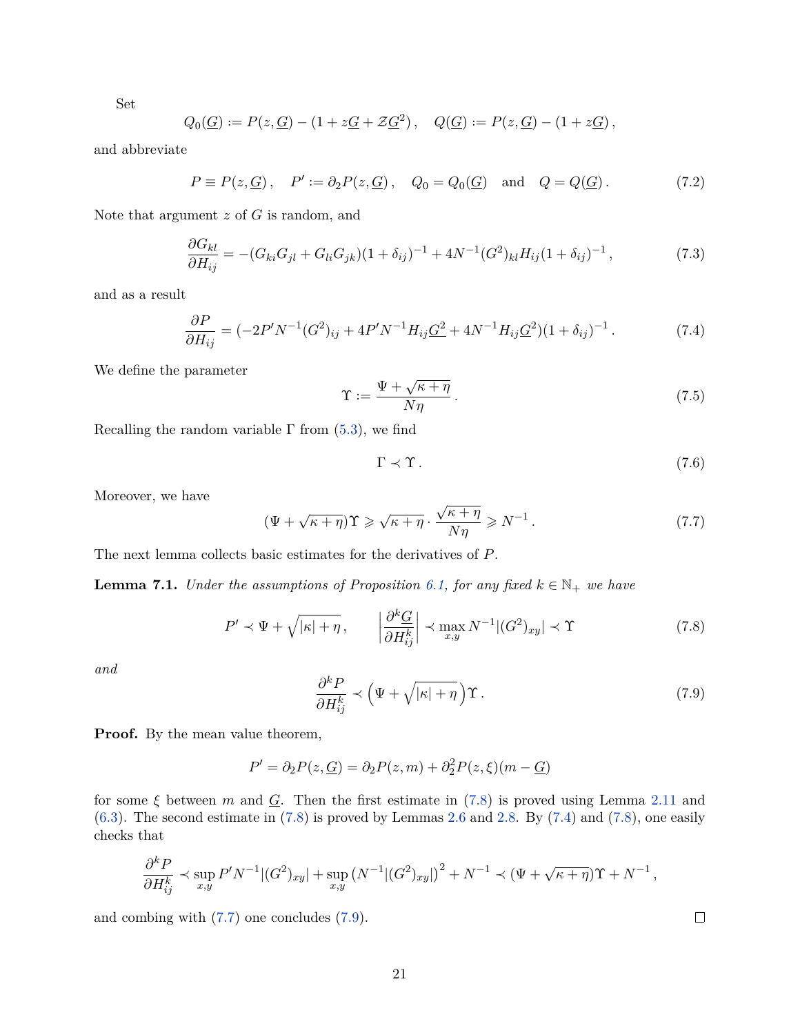Set

$$Q_0(\underline{G}) := P(z,\underline{G}) - (1 + z\underline{G} + \mathcal{Z}\underline{G}^2)\,, \quad Q(\underline{G}) := P(z,\underline{G}) - (1 + z\underline{G})\,,$$

and abbreviate

$$P \equiv P(z,\underline{G})\,, \quad P' := \partial_2 P(z,\underline{G})\,, \quad Q_0 = Q_0(\underline{G}) \quad \text{and} \quad Q = Q(\underline{G})\,. \tag{7.2}$$

Note that argument $z$ of $G$ is random, and

$$\frac{\partial G_{kl}}{\partial H_{ij}} = -(G_{ki}G_{jl} + G_{li}G_{jk})(1+\delta_{ij})^{-1} + 4N^{-1}(G^2)_{kl}H_{ij}(1+\delta_{ij})^{-1}\,, \tag{7.3}$$

and as a result

$$\frac{\partial P}{\partial H_{ij}} = (-2P'N^{-1}(G^2)_{ij} + 4P'N^{-1}H_{ij}\underline{G^2} + 4N^{-1}H_{ij}\underline{G}^2)(1+\delta_{ij})^{-1}\,. \tag{7.4}$$

We define the parameter

$$\Upsilon := \frac{\Psi + \sqrt{\kappa+\eta}}{N\eta}\,. \tag{7.5}$$

Recalling the random variable $\Gamma$ from (5.3), we find

$$\Gamma \prec \Upsilon\,. \tag{7.6}$$

Moreover, we have

$$(\Psi + \sqrt{\kappa+\eta})\Upsilon \geqslant \sqrt{\kappa+\eta}\cdot\frac{\sqrt{\kappa+\eta}}{N\eta} \geqslant N^{-1}\,. \tag{7.7}$$

The next lemma collects basic estimates for the derivatives of $P$.

**Lemma 7.1.** *Under the assumptions of Proposition 6.1, for any fixed $k \in \mathbb{N}_+$ we have*

$$P' \prec \Psi + \sqrt{|\kappa|+\eta}\,, \qquad \left|\frac{\partial^k \underline{G}}{\partial H_{ij}^k}\right| \prec \max_{x,y} N^{-1}|(G^2)_{xy}| \prec \Upsilon \tag{7.8}$$

*and*

$$\frac{\partial^k P}{\partial H_{ij}^k} \prec \left(\Psi + \sqrt{|\kappa|+\eta}\right)\Upsilon\,. \tag{7.9}$$

**Proof.** By the mean value theorem,

$$P' = \partial_2 P(z,\underline{G}) = \partial_2 P(z,m) + \partial_2^2 P(z,\xi)(m - \underline{G})$$

for some $\xi$ between $m$ and $\underline{G}$. Then the first estimate in (7.8) is proved using Lemma 2.11 and (6.3). The second estimate in (7.8) is proved by Lemmas 2.6 and 2.8. By (7.4) and (7.8), one easily checks that

$$\frac{\partial^k P}{\partial H_{ij}^k} \prec \sup_{x,y} P'N^{-1}|(G^2)_{xy}| + \sup_{x,y}\left(N^{-1}|(G^2)_{xy}|\right)^2 + N^{-1} \prec (\Psi + \sqrt{\kappa+\eta})\Upsilon + N^{-1}\,,$$

and combing with (7.7) one concludes (7.9). ◻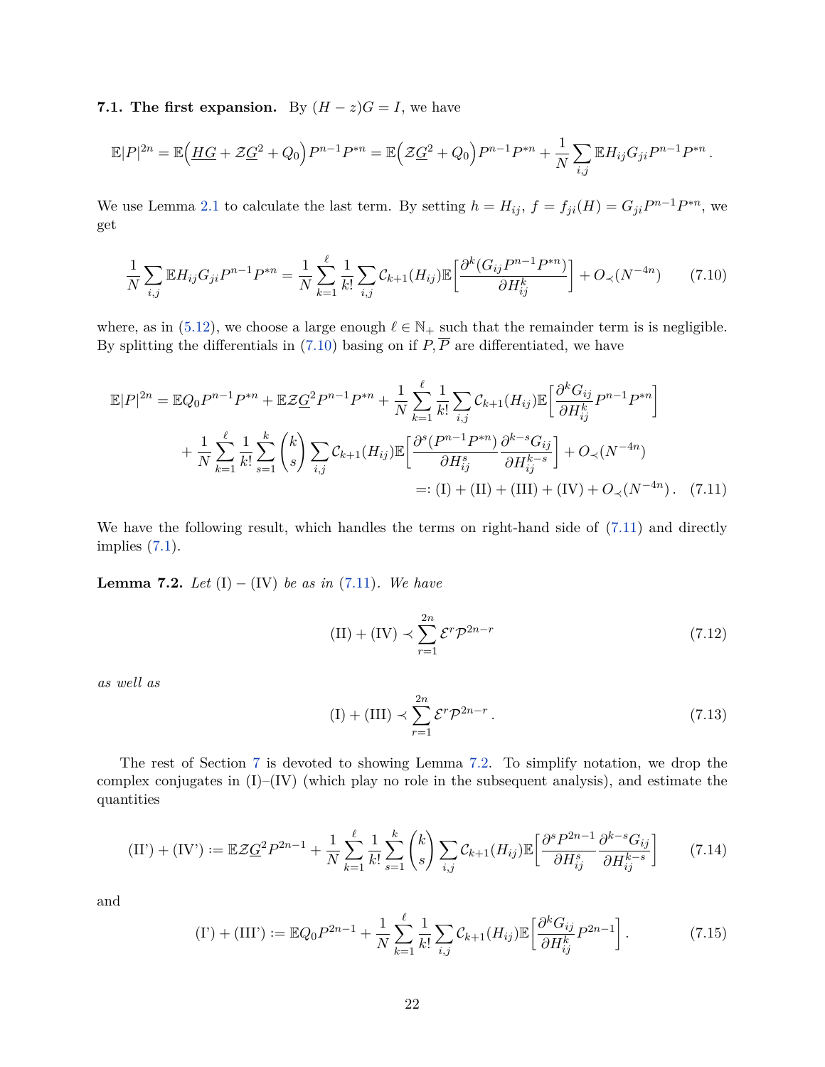**7.1. The first expansion.** By $(H-z)G = I$, we have

$$
\mathbb{E}|P|^{2n} = \mathbb{E}\Big(\underline{HG} + \mathcal{Z}\underline{G}^2 + Q_0\Big)P^{n-1}P^{*n} = \mathbb{E}\Big(\mathcal{Z}\underline{G}^2 + Q_0\Big)P^{n-1}P^{*n} + \frac{1}{N}\sum_{i,j}\mathbb{E}H_{ij}G_{ji}P^{n-1}P^{*n}\,.
$$

We use Lemma 2.1 to calculate the last term. By setting $h = H_{ij}$, $f = f_{ji}(H) = G_{ji}P^{n-1}P^{*n}$, we get

$$
\frac{1}{N}\sum_{i,j}\mathbb{E}H_{ij}G_{ji}P^{n-1}P^{*n} = \frac{1}{N}\sum_{k=1}^{\ell}\frac{1}{k!}\sum_{i,j}\mathcal{C}_{k+1}(H_{ij})\mathbb{E}\Big[\frac{\partial^k(G_{ij}P^{n-1}P^{*n})}{\partial H_{ij}^k}\Big] + O_{\prec}(N^{-4n}) \tag{7.10}
$$

where, as in (5.12), we choose a large enough $\ell \in \mathbb{N}_+$ such that the remainder term is is negligible. By splitting the differentials in (7.10) basing on if $P, \overline{P}$ are differentiated, we have

$$
\begin{aligned}
\mathbb{E}|P|^{2n} = {}& \mathbb{E}Q_0P^{n-1}P^{*n} + \mathbb{E}\mathcal{Z}\underline{G}^2P^{n-1}P^{*n} + \frac{1}{N}\sum_{k=1}^{\ell}\frac{1}{k!}\sum_{i,j}\mathcal{C}_{k+1}(H_{ij})\mathbb{E}\Big[\frac{\partial^k G_{ij}}{\partial H_{ij}^k}P^{n-1}P^{*n}\Big]\\
&+ \frac{1}{N}\sum_{k=1}^{\ell}\frac{1}{k!}\sum_{s=1}^{k}\binom{k}{s}\sum_{i,j}\mathcal{C}_{k+1}(H_{ij})\mathbb{E}\Big[\frac{\partial^s(P^{n-1}P^{*n})}{\partial H_{ij}^s}\frac{\partial^{k-s}G_{ij}}{\partial H_{ij}^{k-s}}\Big] + O_{\prec}(N^{-4n})\\
&=: \text{(I)} + \text{(II)} + \text{(III)} + \text{(IV)} + O_{\prec}(N^{-4n})\,.
\end{aligned} \tag{7.11}
$$

We have the following result, which handles the terms on right-hand side of (7.11) and directly implies (7.1).

**Lemma 7.2.** *Let* (I) – (IV) *be as in* (7.11)*. We have*

$$
\text{(II)} + \text{(IV)} \prec \sum_{r=1}^{2n}\mathcal{E}^r\mathcal{P}^{2n-r} \tag{7.12}
$$

*as well as*

$$
\text{(I)} + \text{(III)} \prec \sum_{r=1}^{2n}\mathcal{E}^r\mathcal{P}^{2n-r}\,. \tag{7.13}
$$

The rest of Section 7 is devoted to showing Lemma 7.2. To simplify notation, we drop the complex conjugates in (I)–(IV) (which play no role in the subsequent analysis), and estimate the quantities

$$
\text{(II')} + \text{(IV')} := \mathbb{E}\mathcal{Z}\underline{G}^2P^{2n-1} + \frac{1}{N}\sum_{k=1}^{\ell}\frac{1}{k!}\sum_{s=1}^{k}\binom{k}{s}\sum_{i,j}\mathcal{C}_{k+1}(H_{ij})\mathbb{E}\Big[\frac{\partial^s P^{2n-1}}{\partial H_{ij}^s}\frac{\partial^{k-s}G_{ij}}{\partial H_{ij}^{k-s}}\Big] \tag{7.14}
$$

and

$$
\text{(I')} + \text{(III')} := \mathbb{E}Q_0P^{2n-1} + \frac{1}{N}\sum_{k=1}^{\ell}\frac{1}{k!}\sum_{i,j}\mathcal{C}_{k+1}(H_{ij})\mathbb{E}\Big[\frac{\partial^k G_{ij}}{\partial H_{ij}^k}P^{2n-1}\Big]\,. \tag{7.15}
$$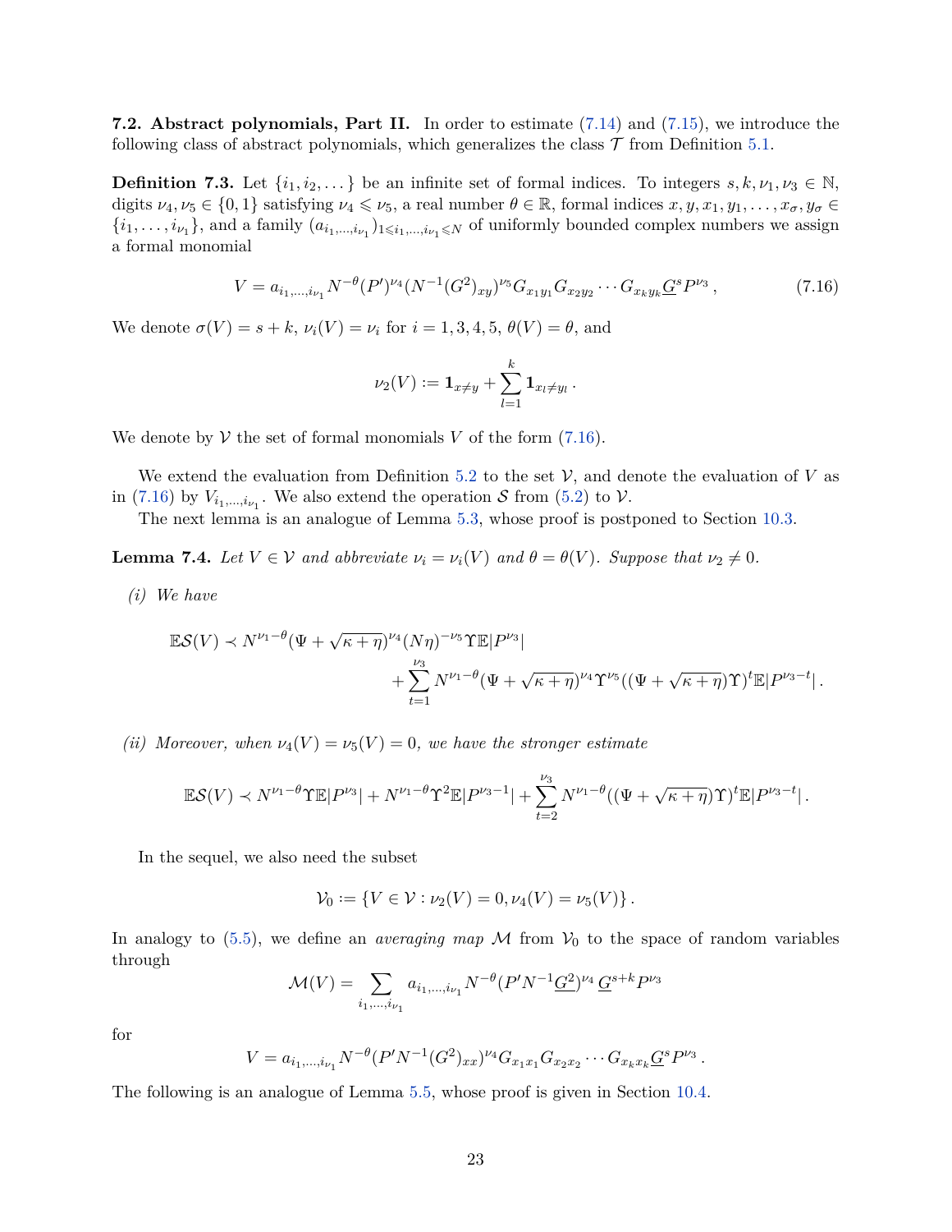**7.2. Abstract polynomials, Part II.** In order to estimate (7.14) and (7.15), we introduce the following class of abstract polynomials, which generalizes the class $\mathcal{T}$ from Definition 5.1.

**Definition 7.3.** Let $\{i_1, i_2, \dots\}$ be an infinite set of formal indices. To integers $s, k, \nu_1, \nu_3 \in \mathbb{N}$, digits $\nu_4, \nu_5 \in \{0,1\}$ satisfying $\nu_4 \leqslant \nu_5$, a real number $\theta \in \mathbb{R}$, formal indices $x, y, x_1, y_1, \dots, x_\sigma, y_\sigma \in \{i_1, \dots, i_{\nu_1}\}$, and a family $(a_{i_1,\dots,i_{\nu_1}})_{1 \leqslant i_1,\dots,i_{\nu_1} \leqslant N}$ of uniformly bounded complex numbers we assign a formal monomial

$$V = a_{i_1,\dots,i_{\nu_1}} N^{-\theta} (P')^{\nu_4} (N^{-1}(G^2)_{xy})^{\nu_5} G_{x_1 y_1} G_{x_2 y_2} \cdots G_{x_k y_k} \underline{G}^s P^{\nu_3} \,, \tag{7.16}$$

We denote $\sigma(V) = s + k$, $\nu_i(V) = \nu_i$ for $i = 1,3,4,5$, $\theta(V) = \theta$, and

$$\nu_2(V) := \mathbf{1}_{x \neq y} + \sum_{l=1}^{k} \mathbf{1}_{x_l \neq y_l} \,.$$

We denote by $\mathcal{V}$ the set of formal monomials $V$ of the form (7.16).

We extend the evaluation from Definition 5.2 to the set $\mathcal{V}$, and denote the evaluation of $V$ as in (7.16) by $V_{i_1,\dots,i_{\nu_1}}$. We also extend the operation $\mathcal{S}$ from (5.2) to $\mathcal{V}$.

The next lemma is an analogue of Lemma 5.3, whose proof is postponed to Section 10.3.

**Lemma 7.4.** *Let $V \in \mathcal{V}$ and abbreviate $\nu_i = \nu_i(V)$ and $\theta = \theta(V)$. Suppose that $\nu_2 \neq 0$.*

*(i) We have*

$$\mathbb{E}\mathcal{S}(V) \prec N^{\nu_1 - \theta} (\Psi + \sqrt{\kappa + \eta})^{\nu_4} (N\eta)^{-\nu_5} \Upsilon \mathbb{E}|P^{\nu_3}| + \sum_{t=1}^{\nu_3} N^{\nu_1 - \theta} (\Psi + \sqrt{\kappa + \eta})^{\nu_4} \Upsilon^{\nu_5} ((\Psi + \sqrt{\kappa + \eta})\Upsilon)^t \mathbb{E}|P^{\nu_3 - t}| \,.$$

*(ii) Moreover, when $\nu_4(V) = \nu_5(V) = 0$, we have the stronger estimate*

$$\mathbb{E}\mathcal{S}(V) \prec N^{\nu_1 - \theta} \Upsilon \mathbb{E}|P^{\nu_3}| + N^{\nu_1 - \theta} \Upsilon^2 \mathbb{E}|P^{\nu_3 - 1}| + \sum_{t=2}^{\nu_3} N^{\nu_1 - \theta} ((\Psi + \sqrt{\kappa + \eta})\Upsilon)^t \mathbb{E}|P^{\nu_3 - t}| \,.$$

In the sequel, we also need the subset

$$\mathcal{V}_0 := \{V \in \mathcal{V} : \nu_2(V) = 0, \nu_4(V) = \nu_5(V)\} \,.$$

In analogy to (5.5), we define an *averaging map* $\mathcal{M}$ from $\mathcal{V}_0$ to the space of random variables through

$$\mathcal{M}(V) = \sum_{i_1,\dots,i_{\nu_1}} a_{i_1,\dots,i_{\nu_1}} N^{-\theta} (P' N^{-1} \underline{G^2})^{\nu_4} \, \underline{G}^{s+k} P^{\nu_3}$$

for

$$V = a_{i_1,\dots,i_{\nu_1}} N^{-\theta} (P' N^{-1} (G^2)_{xx})^{\nu_4} G_{x_1 x_1} G_{x_2 x_2} \cdots G_{x_k x_k} \underline{G}^s P^{\nu_3} \,.$$

The following is an analogue of Lemma 5.5, whose proof is given in Section 10.4.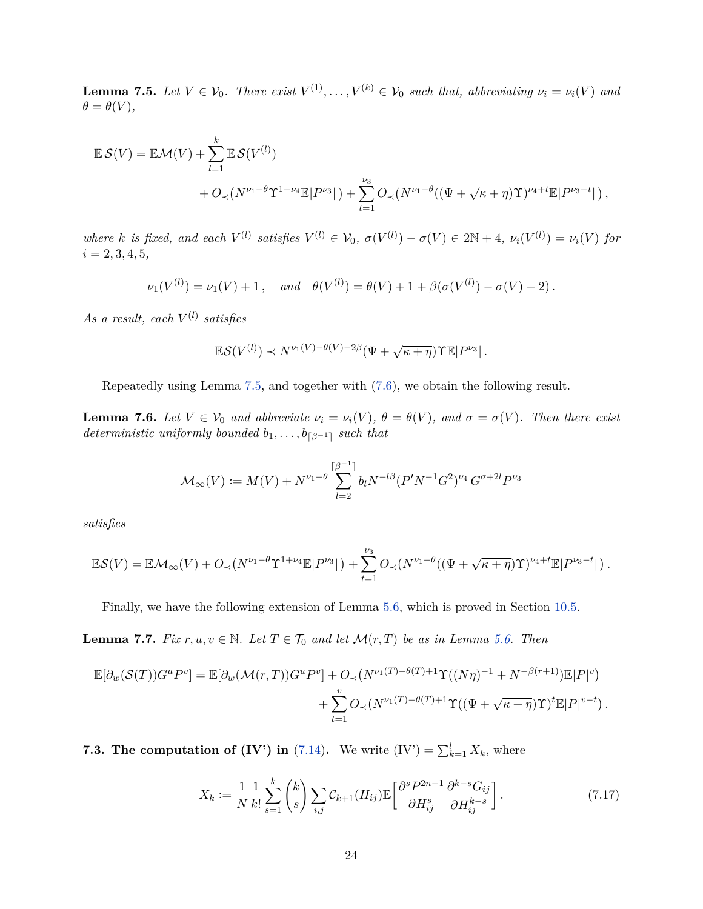**Lemma 7.5.** *Let $V \in \mathcal{V}_0$. There exist $V^{(1)}, \dots, V^{(k)} \in \mathcal{V}_0$ such that, abbreviating $\nu_i = \nu_i(V)$ and $\theta = \theta(V)$,*

$$
\begin{aligned}
\mathbb{E}\,\mathcal{S}(V) = \mathbb{E}\mathcal{M}(V) + \sum_{l=1}^{k} \mathbb{E}\,\mathcal{S}(V^{(l)}) \\
+ O_{\prec}(N^{\nu_1-\theta}\Upsilon^{1+\nu_4}\mathbb{E}|P^{\nu_3}|) + \sum_{t=1}^{\nu_3} O_{\prec}(N^{\nu_1-\theta}((\Psi+\sqrt{\kappa+\eta})\Upsilon)^{\nu_4+t}\mathbb{E}|P^{\nu_3-t}|)\,,
\end{aligned}
$$

*where $k$ is fixed, and each $V^{(l)}$ satisfies $V^{(l)} \in \mathcal{V}_0$, $\sigma(V^{(l)}) - \sigma(V) \in 2\mathbb{N}+4$, $\nu_i(V^{(l)}) = \nu_i(V)$ for $i = 2,3,4,5$,*

$$
\nu_1(V^{(l)}) = \nu_1(V) + 1\,, \quad \textit{and} \quad \theta(V^{(l)}) = \theta(V) + 1 + \beta(\sigma(V^{(l)}) - \sigma(V) - 2)\,.
$$

*As a result, each $V^{(l)}$ satisfies*

$$
\mathbb{E}\mathcal{S}(V^{(l)}) \prec N^{\nu_1(V)-\theta(V)-2\beta}(\Psi+\sqrt{\kappa+\eta})\Upsilon\mathbb{E}|P^{\nu_3}|\,.
$$

Repeatedly using Lemma 7.5, and together with (7.6), we obtain the following result.

**Lemma 7.6.** *Let $V \in \mathcal{V}_0$ and abbreviate $\nu_i = \nu_i(V)$, $\theta = \theta(V)$, and $\sigma = \sigma(V)$. Then there exist deterministic uniformly bounded $b_1, \dots, b_{\lceil \beta^{-1} \rceil}$ such that*

$$
\mathcal{M}_\infty(V) := M(V) + N^{\nu_1-\theta}\sum_{l=2}^{\lceil \beta^{-1}\rceil} b_l N^{-l\beta}(P'N^{-1}\underline{G^2})^{\nu_4}\,\underline{G}^{\sigma+2l}P^{\nu_3}
$$

*satisfies*

$$
\mathbb{E}\mathcal{S}(V) = \mathbb{E}\mathcal{M}_\infty(V) + O_{\prec}(N^{\nu_1-\theta}\Upsilon^{1+\nu_4}\mathbb{E}|P^{\nu_3}|) + \sum_{t=1}^{\nu_3} O_{\prec}(N^{\nu_1-\theta}((\Psi+\sqrt{\kappa+\eta})\Upsilon)^{\nu_4+t}\mathbb{E}|P^{\nu_3-t}|)\,.
$$

Finally, we have the following extension of Lemma 5.6, which is proved in Section 10.5.

**Lemma 7.7.** *Fix $r, u, v \in \mathbb{N}$. Let $T \in \mathcal{T}_0$ and let $\mathcal{M}(r,T)$ be as in Lemma 5.6. Then*

$$
\begin{aligned}
\mathbb{E}[\partial_w(\mathcal{S}(T))\underline{G}^u P^v] = \mathbb{E}[\partial_w(\mathcal{M}(r,T))\underline{G}^u P^v] + O_{\prec}(N^{\nu_1(T)-\theta(T)+1}\Upsilon((N\eta)^{-1} + N^{-\beta(r+1)})\mathbb{E}|P|^v) \\
+ \sum_{t=1}^{v} O_{\prec}(N^{\nu_1(T)-\theta(T)+1}\Upsilon((\Psi+\sqrt{\kappa+\eta})\Upsilon)^t\mathbb{E}|P|^{v-t})\,.
\end{aligned}
$$

## 7.3. The computation of (IV') in (7.14).

We write (IV') $= \sum_{k=1}^{l} X_k$, where

$$
X_k := \frac{1}{N}\frac{1}{k!}\sum_{s=1}^{k}\binom{k}{s}\sum_{i,j}\mathcal{C}_{k+1}(H_{ij})\mathbb{E}\Big[\frac{\partial^s P^{2n-1}}{\partial H_{ij}^s}\frac{\partial^{k-s} G_{ij}}{\partial H_{ij}^{k-s}}\Big]\,. \tag{7.17}
$$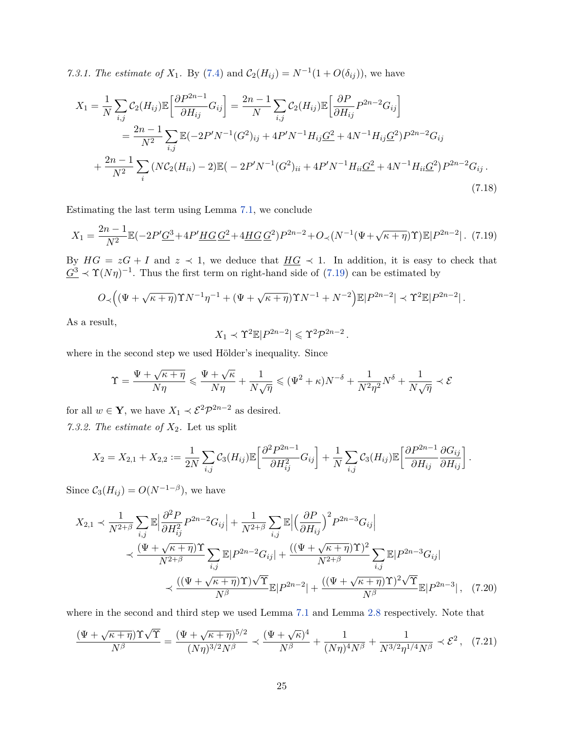*7.3.1. The estimate of $X_1$.* By (7.4) and $\mathcal{C}_2(H_{ij}) = N^{-1}(1 + O(\delta_{ij}))$, we have

$$
\begin{aligned}
X_1 = \frac{1}{N}\sum_{i,j}\mathcal{C}_2(H_{ij})\mathbb{E}\Big[\frac{\partial P^{2n-1}}{\partial H_{ij}}G_{ij}\Big] &= \frac{2n-1}{N}\sum_{i,j}\mathcal{C}_2(H_{ij})\mathbb{E}\Big[\frac{\partial P}{\partial H_{ij}}P^{2n-2}G_{ij}\Big] \\
&= \frac{2n-1}{N^2}\sum_{i,j}\mathbb{E}(-2P'N^{-1}(G^2)_{ij} + 4P'N^{-1}H_{ij}\underline{G^2} + 4N^{-1}H_{ij}\underline{G}^2)P^{2n-2}G_{ij} \\
+ \frac{2n-1}{N^2}\sum_{i}(N\mathcal{C}_2(H_{ii}) - 2)&\mathbb{E}\big(-2P'N^{-1}(G^2)_{ii} + 4P'N^{-1}H_{ii}\underline{G^2} + 4N^{-1}H_{ii}\underline{G}^2\big)P^{2n-2}G_{ij}\,.
\end{aligned}
\tag{7.18}
$$

Estimating the last term using Lemma 7.1, we conclude

$$
X_1 = \frac{2n-1}{N^2}\mathbb{E}(-2P'\underline{G^3} + 4P'\underline{HG}\,\underline{G^2} + 4\underline{HG}\,\underline{G}^2)P^{2n-2} + O_{\prec}(N^{-1}(\Psi + \sqrt{\kappa+\eta})\Upsilon)\mathbb{E}|P^{2n-2}|\,. \tag{7.19}
$$

By $HG = zG + I$ and $z \prec 1$, we deduce that $\underline{HG} \prec 1$. In addition, it is easy to check that $\underline{G^3} \prec \Upsilon(N\eta)^{-1}$. Thus the first term on right-hand side of (7.19) can be estimated by

$$
O_{\prec}\Big((\Psi + \sqrt{\kappa+\eta})\Upsilon N^{-1}\eta^{-1} + (\Psi + \sqrt{\kappa+\eta})\Upsilon N^{-1} + N^{-2}\Big)\mathbb{E}|P^{2n-2}| \prec \Upsilon^2\mathbb{E}|P^{2n-2}|\,.
$$

As a result,

$$
X_1 \prec \Upsilon^2\mathbb{E}|P^{2n-2}| \leqslant \Upsilon^2\mathcal{P}^{2n-2}\,.
$$

where in the second step we used Hölder's inequality. Since

$$
\Upsilon = \frac{\Psi + \sqrt{\kappa+\eta}}{N\eta} \leqslant \frac{\Psi + \sqrt{\kappa}}{N\eta} + \frac{1}{N\sqrt{\eta}} \leqslant (\Psi^2 + \kappa)N^{-\delta} + \frac{1}{N^2\eta^2}N^{\delta} + \frac{1}{N\sqrt{\eta}} \prec \mathcal{E}
$$

for all $w \in \mathbf{Y}$, we have $X_1 \prec \mathcal{E}^2\mathcal{P}^{2n-2}$ as desired.

*7.3.2. The estimate of $X_2$.* Let us split

$$
X_2 = X_{2,1} + X_{2,2} := \frac{1}{2N}\sum_{i,j}\mathcal{C}_3(H_{ij})\mathbb{E}\Big[\frac{\partial^2 P^{2n-1}}{\partial H_{ij}^2}G_{ij}\Big] + \frac{1}{N}\sum_{i,j}\mathcal{C}_3(H_{ij})\mathbb{E}\Big[\frac{\partial P^{2n-1}}{\partial H_{ij}}\frac{\partial G_{ij}}{\partial H_{ij}}\Big]\,.
$$

Since $\mathcal{C}_3(H_{ij}) = O(N^{-1-\beta})$, we have

$$
\begin{aligned}
X_{2,1} &\prec \frac{1}{N^{2+\beta}}\sum_{i,j}\mathbb{E}\Big|\frac{\partial^2 P}{\partial H_{ij}^2}P^{2n-2}G_{ij}\Big| + \frac{1}{N^{2+\beta}}\sum_{i,j}\mathbb{E}\Big|\Big(\frac{\partial P}{\partial H_{ij}}\Big)^2 P^{2n-3}G_{ij}\Big| \\
&\prec \frac{(\Psi + \sqrt{\kappa+\eta})\Upsilon}{N^{2+\beta}}\sum_{i,j}\mathbb{E}|P^{2n-2}G_{ij}| + \frac{((\Psi + \sqrt{\kappa+\eta})\Upsilon)^2}{N^{2+\beta}}\sum_{i,j}\mathbb{E}|P^{2n-3}G_{ij}| \\
&\prec \frac{((\Psi + \sqrt{\kappa+\eta})\Upsilon)\sqrt{\Upsilon}}{N^{\beta}}\mathbb{E}|P^{2n-2}| + \frac{((\Psi + \sqrt{\kappa+\eta})\Upsilon)^2\sqrt{\Upsilon}}{N^{\beta}}\mathbb{E}|P^{2n-3}|\,,
\end{aligned}
\tag{7.20}
$$

where in the second and third step we used Lemma 7.1 and Lemma 2.8 respectively. Note that

$$
\frac{(\Psi + \sqrt{\kappa+\eta})\Upsilon\sqrt{\Upsilon}}{N^{\beta}} = \frac{(\Psi + \sqrt{\kappa+\eta})^{5/2}}{(N\eta)^{3/2}N^{\beta}} \prec \frac{(\Psi + \sqrt{\kappa})^4}{N^{\beta}} + \frac{1}{(N\eta)^4 N^{\beta}} + \frac{1}{N^{3/2}\eta^{1/4}N^{\beta}} \prec \mathcal{E}^2\,, \tag{7.21}
$$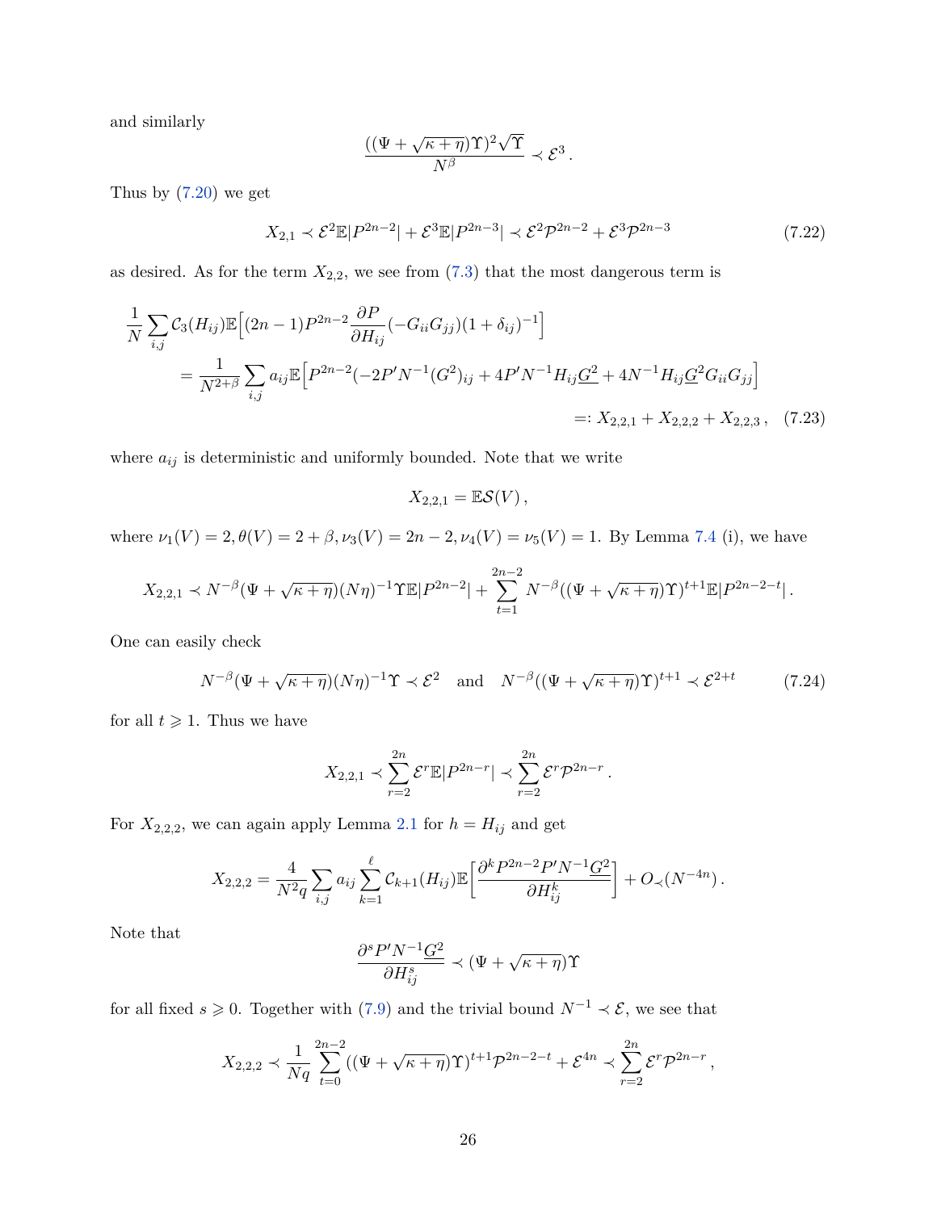and similarly

$$\frac{((\Psi+\sqrt{\kappa+\eta})\Upsilon)^2\sqrt{\Upsilon}}{N^{\beta}} \prec \mathcal{E}^3 .$$

Thus by (7.20) we get

$$X_{2,1} \prec \mathcal{E}^2\mathbb{E}|P^{2n-2}| + \mathcal{E}^3\mathbb{E}|P^{2n-3}| \prec \mathcal{E}^2\mathcal{P}^{2n-2} + \mathcal{E}^3\mathcal{P}^{2n-3} \tag{7.22}$$

as desired. As for the term $X_{2,2}$, we see from (7.3) that the most dangerous term is

$$\begin{aligned}
\frac{1}{N}\sum_{i,j}\mathcal{C}_3(H_{ij})\mathbb{E}\Big[(2n-1)P^{2n-2}\frac{\partial P}{\partial H_{ij}}(-G_{ii}G_{jj})(1+\delta_{ij})^{-1}\Big]& \\
= \frac{1}{N^{2+\beta}}\sum_{i,j} a_{ij}\mathbb{E}\Big[P^{2n-2}(-2P'N^{-1}(G^2)_{ij} + 4P'N^{-1}H_{ij}\underline{G^2} + 4N^{-1}H_{ij}\underline{G}^2 G_{ii}G_{jj}\Big]& \\
=: X_{2,2,1} + X_{2,2,2} + X_{2,2,3}\,,&
\end{aligned} \tag{7.23}$$

where $a_{ij}$ is deterministic and uniformly bounded. Note that we write

$$X_{2,2,1} = \mathbb{E}\mathcal{S}(V)\,,$$

where $\nu_1(V)=2, \theta(V)=2+\beta, \nu_3(V)=2n-2, \nu_4(V)=\nu_5(V)=1$. By Lemma 7.4 (i), we have

$$X_{2,2,1} \prec N^{-\beta}(\Psi+\sqrt{\kappa+\eta})(N\eta)^{-1}\Upsilon\mathbb{E}|P^{2n-2}| + \sum_{t=1}^{2n-2} N^{-\beta}((\Psi+\sqrt{\kappa+\eta})\Upsilon)^{t+1}\mathbb{E}|P^{2n-2-t}|\,.$$

One can easily check

$$N^{-\beta}(\Psi+\sqrt{\kappa+\eta})(N\eta)^{-1}\Upsilon \prec \mathcal{E}^2 \quad \text{and} \quad N^{-\beta}((\Psi+\sqrt{\kappa+\eta})\Upsilon)^{t+1} \prec \mathcal{E}^{2+t} \tag{7.24}$$

for all $t \geqslant 1$. Thus we have

$$X_{2,2,1} \prec \sum_{r=2}^{2n} \mathcal{E}^r\mathbb{E}|P^{2n-r}| \prec \sum_{r=2}^{2n}\mathcal{E}^r\mathcal{P}^{2n-r}\,.$$

For $X_{2,2,2}$, we can again apply Lemma 2.1 for $h=H_{ij}$ and get

$$X_{2,2,2} = \frac{4}{N^2q}\sum_{i,j}a_{ij}\sum_{k=1}^{\ell}\mathcal{C}_{k+1}(H_{ij})\mathbb{E}\Big[\frac{\partial^k P^{2n-2}P'N^{-1}\underline{G^2}}{\partial H_{ij}^k}\Big] + O_{\prec}(N^{-4n})\,.$$

Note that

$$\frac{\partial^s P'N^{-1}\underline{G^2}}{\partial H_{ij}^s} \prec (\Psi+\sqrt{\kappa+\eta})\Upsilon$$

for all fixed $s \geqslant 0$. Together with (7.9) and the trivial bound $N^{-1}\prec\mathcal{E}$, we see that

$$X_{2,2,2} \prec \frac{1}{Nq}\sum_{t=0}^{2n-2}((\Psi+\sqrt{\kappa+\eta})\Upsilon)^{t+1}\mathcal{P}^{2n-2-t} + \mathcal{E}^{4n} \prec \sum_{r=2}^{2n}\mathcal{E}^r\mathcal{P}^{2n-r}\,,$$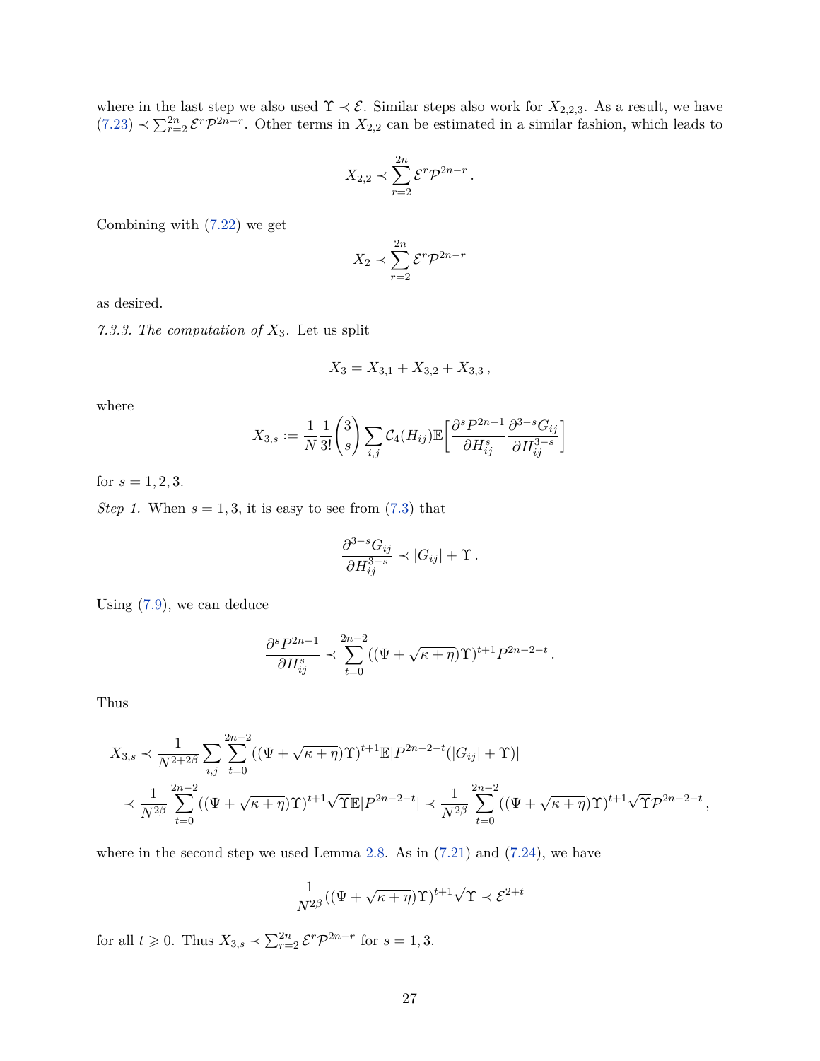where in the last step we also used $\Upsilon \prec \mathcal{E}$. Similar steps also work for $X_{2,2,3}$. As a result, we have (7.23) $\prec \sum_{r=2}^{2n} \mathcal{E}^r \mathcal{P}^{2n-r}$. Other terms in $X_{2,2}$ can be estimated in a similar fashion, which leads to

$$X_{2,2} \prec \sum_{r=2}^{2n} \mathcal{E}^r \mathcal{P}^{2n-r} \,.$$

Combining with (7.22) we get

$$X_2 \prec \sum_{r=2}^{2n} \mathcal{E}^r \mathcal{P}^{2n-r}$$

as desired.

*7.3.3. The computation of $X_3$.* Let us split

$$X_3 = X_{3,1} + X_{3,2} + X_{3,3} \,,$$

where

$$X_{3,s} := \frac{1}{N}\frac{1}{3!}\binom{3}{s}\sum_{i,j}\mathcal{C}_4(H_{ij})\mathbb{E}\Big[\frac{\partial^s P^{2n-1}}{\partial H_{ij}^s}\frac{\partial^{3-s} G_{ij}}{\partial H_{ij}^{3-s}}\Big]$$

for $s = 1, 2, 3$.

*Step 1.* When $s = 1, 3$, it is easy to see from (7.3) that

$$\frac{\partial^{3-s} G_{ij}}{\partial H_{ij}^{3-s}} \prec |G_{ij}| + \Upsilon \,.$$

Using (7.9), we can deduce

$$\frac{\partial^s P^{2n-1}}{\partial H_{ij}^s} \prec \sum_{t=0}^{2n-2} ((\Psi + \sqrt{\kappa+\eta})\Upsilon)^{t+1} P^{2n-2-t} \,.$$

Thus

$$\begin{aligned}
X_{3,s} &\prec \frac{1}{N^{2+2\beta}} \sum_{i,j} \sum_{t=0}^{2n-2} ((\Psi + \sqrt{\kappa+\eta})\Upsilon)^{t+1} \mathbb{E}|P^{2n-2-t}(|G_{ij}| + \Upsilon)| \\
&\prec \frac{1}{N^{2\beta}} \sum_{t=0}^{2n-2} ((\Psi + \sqrt{\kappa+\eta})\Upsilon)^{t+1} \sqrt{\Upsilon}\, \mathbb{E}|P^{2n-2-t}| \prec \frac{1}{N^{2\beta}} \sum_{t=0}^{2n-2} ((\Psi + \sqrt{\kappa+\eta})\Upsilon)^{t+1} \sqrt{\Upsilon}\, \mathcal{P}^{2n-2-t} \,,
\end{aligned}$$

where in the second step we used Lemma 2.8. As in (7.21) and (7.24), we have

$$\frac{1}{N^{2\beta}} ((\Psi + \sqrt{\kappa+\eta})\Upsilon)^{t+1} \sqrt{\Upsilon} \prec \mathcal{E}^{2+t}$$

for all $t \geqslant 0$. Thus $X_{3,s} \prec \sum_{r=2}^{2n} \mathcal{E}^r \mathcal{P}^{2n-r}$ for $s = 1, 3$.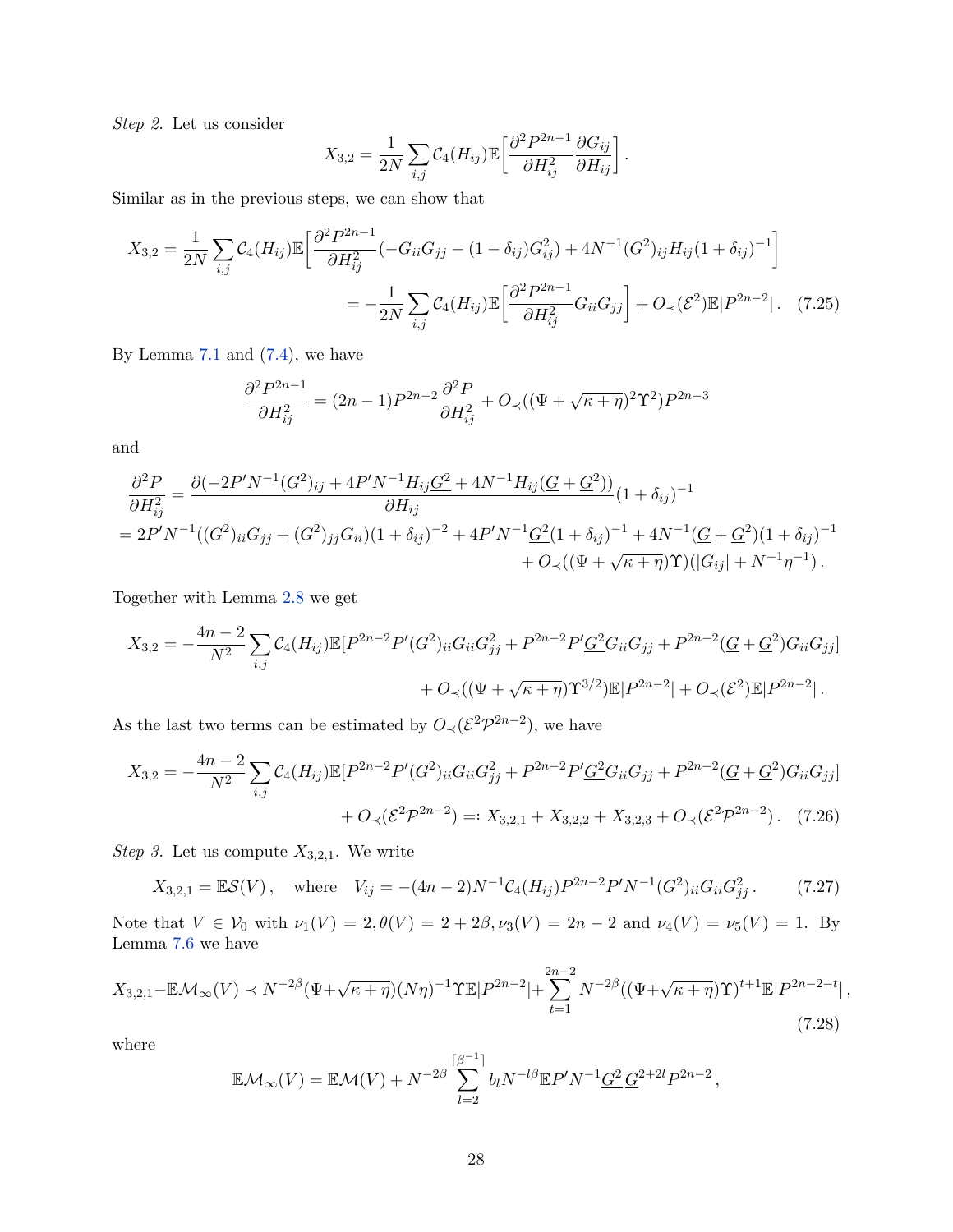*Step 2.* Let us consider

$$X_{3,2} = \frac{1}{2N}\sum_{i,j}\mathcal{C}_4(H_{ij})\mathbb{E}\Big[\frac{\partial^2 P^{2n-1}}{\partial H_{ij}^2}\frac{\partial G_{ij}}{\partial H_{ij}}\Big]\,.$$

Similar as in the previous steps, we can show that

$$\begin{aligned}X_{3,2} &= \frac{1}{2N}\sum_{i,j}\mathcal{C}_4(H_{ij})\mathbb{E}\Big[\frac{\partial^2 P^{2n-1}}{\partial H_{ij}^2}(-G_{ii}G_{jj}-(1-\delta_{ij})G_{ij}^2)+4N^{-1}(G^2)_{ij}H_{ij}(1+\delta_{ij})^{-1}\Big]\\ &= -\frac{1}{2N}\sum_{i,j}\mathcal{C}_4(H_{ij})\mathbb{E}\Big[\frac{\partial^2 P^{2n-1}}{\partial H_{ij}^2}G_{ii}G_{jj}\Big]+O_\prec(\mathcal{E}^2)\mathbb{E}|P^{2n-2}|\,. \quad (7.25)\end{aligned}$$

By Lemma 7.1 and (7.4), we have

$$\frac{\partial^2 P^{2n-1}}{\partial H_{ij}^2} = (2n-1)P^{2n-2}\frac{\partial^2 P}{\partial H_{ij}^2}+O_\prec((\Psi+\sqrt{\kappa+\eta})^2\Upsilon^2)P^{2n-3}$$

and

$$\begin{aligned}\frac{\partial^2 P}{\partial H_{ij}^2} &= \frac{\partial(-2P'N^{-1}(G^2)_{ij}+4P'N^{-1}H_{ij}\underline{G^2}+4N^{-1}H_{ij}(\underline{G}+\underline{G}^2))}{\partial H_{ij}}(1+\delta_{ij})^{-1}\\ &= 2P'N^{-1}((G^2)_{ii}G_{jj}+(G^2)_{jj}G_{ii})(1+\delta_{ij})^{-2}+4P'N^{-1}\underline{G^2}(1+\delta_{ij})^{-1}+4N^{-1}(\underline{G}+\underline{G}^2)(1+\delta_{ij})^{-1}\\ &\quad +O_\prec((\Psi+\sqrt{\kappa+\eta})\Upsilon)(|G_{ij}|+N^{-1}\eta^{-1})\,.\end{aligned}$$

Together with Lemma 2.8 we get

$$\begin{aligned}X_{3,2} = -\frac{4n-2}{N^2}\sum_{i,j}\mathcal{C}_4(H_{ij})\mathbb{E}[&P^{2n-2}P'(G^2)_{ii}G_{ii}G_{jj}^2+P^{2n-2}P'\underline{G^2}G_{ii}G_{jj}+P^{2n-2}(\underline{G}+\underline{G}^2)G_{ii}G_{jj}]\\ &+O_\prec((\Psi+\sqrt{\kappa+\eta})\Upsilon^{3/2})\mathbb{E}|P^{2n-2}|+O_\prec(\mathcal{E}^2)\mathbb{E}|P^{2n-2}|\,.\end{aligned}$$

As the last two terms can be estimated by $O_\prec(\mathcal{E}^2\mathcal{P}^{2n-2})$, we have

$$\begin{aligned}X_{3,2} = -\frac{4n-2}{N^2}\sum_{i,j}\mathcal{C}_4(H_{ij})\mathbb{E}[&P^{2n-2}P'(G^2)_{ii}G_{ii}G_{jj}^2+P^{2n-2}P'\underline{G^2}G_{ii}G_{jj}+P^{2n-2}(\underline{G}+\underline{G}^2)G_{ii}G_{jj}]\\ &+O_\prec(\mathcal{E}^2\mathcal{P}^{2n-2}) =: X_{3,2,1}+X_{3,2,2}+X_{3,2,3}+O_\prec(\mathcal{E}^2\mathcal{P}^{2n-2})\,. \quad (7.26)\end{aligned}$$

*Step 3.* Let us compute $X_{3,2,1}$. We write

$$X_{3,2,1} = \mathbb{E}\mathcal{S}(V)\,,\quad \text{where}\quad V_{ij} = -(4n-2)N^{-1}\mathcal{C}_4(H_{ij})P^{2n-2}P'N^{-1}(G^2)_{ii}G_{ii}G_{jj}^2\,. \quad (7.27)$$

Note that $V\in\mathcal{V}_0$ with $\nu_1(V)=2, \theta(V)=2+2\beta, \nu_3(V)=2n-2$ and $\nu_4(V)=\nu_5(V)=1$. By Lemma 7.6 we have

$$X_{3,2,1}-\mathbb{E}\mathcal{M}_\infty(V) \prec N^{-2\beta}(\Psi+\sqrt{\kappa+\eta})(N\eta)^{-1}\Upsilon\mathbb{E}|P^{2n-2}|+\sum_{t=1}^{2n-2}N^{-2\beta}((\Psi+\sqrt{\kappa+\eta})\Upsilon)^{t+1}\mathbb{E}|P^{2n-2-t}|\,, \quad (7.28)$$

where

$$\mathbb{E}\mathcal{M}_\infty(V) = \mathbb{E}\mathcal{M}(V)+N^{-2\beta}\sum_{l=2}^{\lceil\beta^{-1}\rceil}b_lN^{-l\beta}\mathbb{E}P'N^{-1}\underline{G^2}\,\underline{G}^{2+2l}P^{2n-2}\,,$$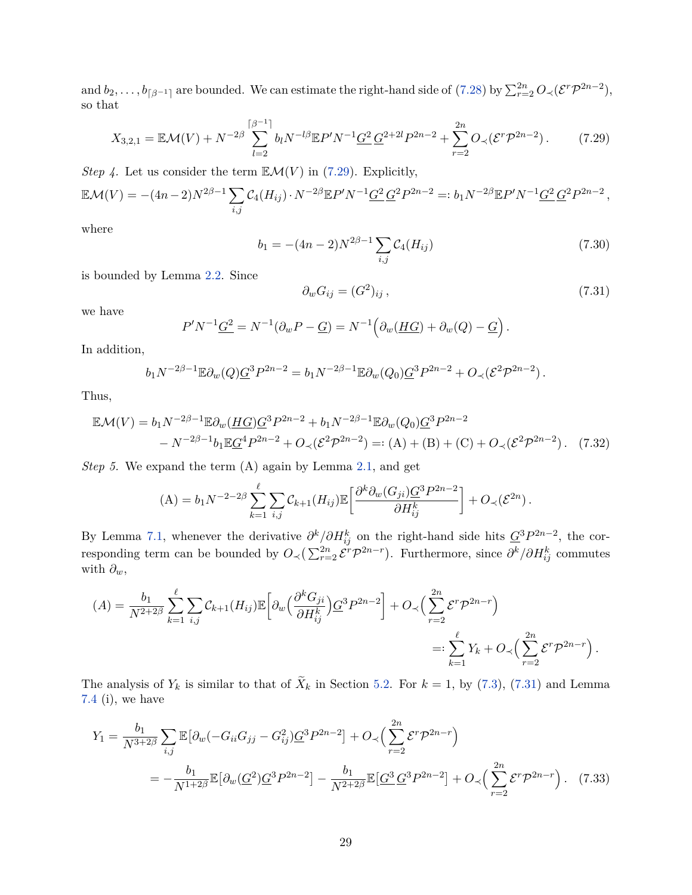and $b_2, \dots, b_{\lceil \beta^{-1} \rceil}$ are bounded. We can estimate the right-hand side of (7.28) by $\sum_{r=2}^{2n} O_{\prec}(\mathcal{E}^r \mathcal{P}^{2n-2})$, so that

$$X_{3,2,1} = \mathbb{E}\mathcal{M}(V) + N^{-2\beta} \sum_{l=2}^{\lceil \beta^{-1} \rceil} b_l N^{-l\beta} \mathbb{E} P' N^{-1} \underline{G^2}\, \underline{G}^{2+2l} P^{2n-2} + \sum_{r=2}^{2n} O_{\prec}(\mathcal{E}^r \mathcal{P}^{2n-2}) . \tag{7.29}$$

*Step 4.* Let us consider the term $\mathbb{E}\mathcal{M}(V)$ in (7.29). Explicitly,

$$\mathbb{E}\mathcal{M}(V) = -(4n-2) N^{2\beta-1} \sum_{i,j} \mathcal{C}_4(H_{ij}) \cdot N^{-2\beta} \mathbb{E} P' N^{-1} \underline{G^2}\, \underline{G}^2 P^{2n-2} =: b_1 N^{-2\beta} \mathbb{E} P' N^{-1} \underline{G^2}\, \underline{G}^2 P^{2n-2} ,$$

where

$$b_1 = -(4n-2) N^{2\beta-1} \sum_{i,j} \mathcal{C}_4(H_{ij}) \tag{7.30}$$

is bounded by Lemma 2.2. Since

$$\partial_w G_{ij} = (G^2)_{ij} , \tag{7.31}$$

we have

$$P' N^{-1} \underline{G^2} = N^{-1} (\partial_w P - \underline{G}) = N^{-1} \Big( \partial_w (\underline{HG}) + \partial_w (Q) - \underline{G} \Big) .$$

In addition,

$$b_1 N^{-2\beta-1} \mathbb{E} \partial_w (Q) \underline{G}^3 P^{2n-2} = b_1 N^{-2\beta-1} \mathbb{E} \partial_w (Q_0) \underline{G}^3 P^{2n-2} + O_{\prec}(\mathcal{E}^2 \mathcal{P}^{2n-2}) .$$

Thus,

$$\begin{aligned}
\mathbb{E}\mathcal{M}(V) = {} & b_1 N^{-2\beta-1} \mathbb{E} \partial_w (\underline{HG}) \underline{G}^3 P^{2n-2} + b_1 N^{-2\beta-1} \mathbb{E} \partial_w (Q_0) \underline{G}^3 P^{2n-2} \\
& - N^{-2\beta-1} b_1 \mathbb{E} \underline{G}^4 P^{2n-2} + O_{\prec}(\mathcal{E}^2 \mathcal{P}^{2n-2}) =: \text{(A)} + \text{(B)} + \text{(C)} + O_{\prec}(\mathcal{E}^2 \mathcal{P}^{2n-2}) .
\end{aligned} \tag{7.32}$$

*Step 5.* We expand the term (A) again by Lemma 2.1, and get

$$\text{(A)} = b_1 N^{-2-2\beta} \sum_{k=1}^{\ell} \sum_{i,j} \mathcal{C}_{k+1}(H_{ij}) \mathbb{E} \Big[ \frac{\partial^k \partial_w (G_{ji}) \underline{G}^3 P^{2n-2}}{\partial H_{ij}^k} \Big] + O_{\prec}(\mathcal{E}^{2n}) .$$

By Lemma 7.1, whenever the derivative $\partial^k / \partial H_{ij}^k$ on the right-hand side hits $\underline{G}^3 P^{2n-2}$, the corresponding term can be bounded by $O_{\prec}(\sum_{r=2}^{2n} \mathcal{E}^r \mathcal{P}^{2n-r})$. Furthermore, since $\partial^k / \partial H_{ij}^k$ commutes with $\partial_w$,

$$\begin{aligned}
(A) = \frac{b_1}{N^{2+2\beta}} \sum_{k=1}^{\ell} \sum_{i,j} \mathcal{C}_{k+1}(H_{ij}) \mathbb{E} \Big[ \partial_w \Big( \frac{\partial^k G_{ji}}{\partial H_{ij}^k} \Big) \underline{G}^3 P^{2n-2} \Big] + O_{\prec}\Big( \sum_{r=2}^{2n} \mathcal{E}^r \mathcal{P}^{2n-r} \Big) \\
=: \sum_{k=1}^{\ell} Y_k + O_{\prec}\Big( \sum_{r=2}^{2n} \mathcal{E}^r \mathcal{P}^{2n-r} \Big) .
\end{aligned}$$

The analysis of $Y_k$ is similar to that of $\widetilde{X}_k$ in Section 5.2. For $k=1$, by (7.3), (7.31) and Lemma 7.4 (i), we have

$$\begin{aligned}
Y_1 & = \frac{b_1}{N^{3+2\beta}} \sum_{i,j} \mathbb{E} \big[ \partial_w (-G_{ii} G_{jj} - G_{ij}^2) \underline{G}^3 P^{2n-2} \big] + O_{\prec}\Big( \sum_{r=2}^{2n} \mathcal{E}^r \mathcal{P}^{2n-r} \Big) \\
& = -\frac{b_1}{N^{1+2\beta}} \mathbb{E} \big[ \partial_w (\underline{G}^2) \underline{G}^3 P^{2n-2} \big] - \frac{b_1}{N^{2+2\beta}} \mathbb{E} \big[ \underline{G^3}\, \underline{G}^3 P^{2n-2} \big] + O_{\prec}\Big( \sum_{r=2}^{2n} \mathcal{E}^r \mathcal{P}^{2n-r} \Big) .
\end{aligned} \tag{7.33}$$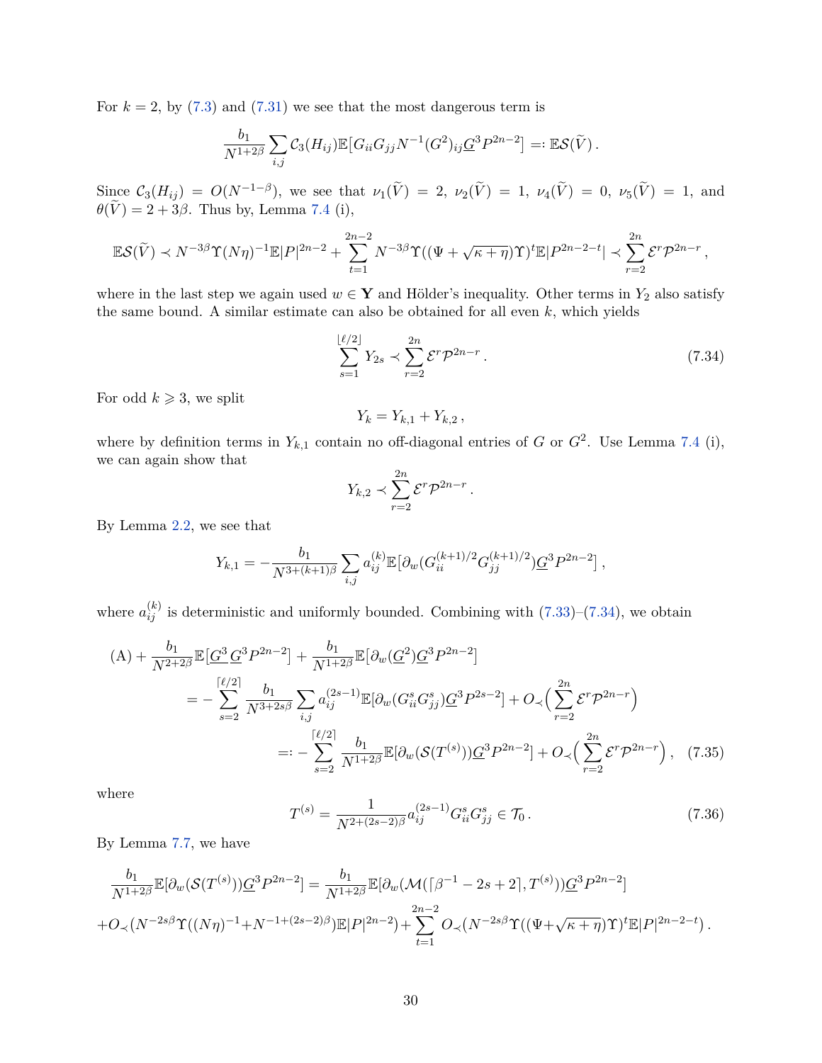For $k=2$, by (7.3) and (7.31) we see that the most dangerous term is

$$\frac{b_1}{N^{1+2\beta}}\sum_{i,j}\mathcal{C}_3(H_{ij})\mathbb{E}\big[G_{ii}G_{jj}N^{-1}(G^2)_{ij}\underline{G}^3P^{2n-2}\big]=:\mathbb{E}\mathcal{S}(\widetilde{V})\,.$$

Since $\mathcal{C}_3(H_{ij})=O(N^{-1-\beta})$, we see that $\nu_1(\widetilde{V})=2$, $\nu_2(\widetilde{V})=1$, $\nu_4(\widetilde{V})=0$, $\nu_5(\widetilde{V})=1$, and $\theta(\widetilde{V})=2+3\beta$. Thus by, Lemma 7.4 (i),

$$\mathbb{E}\mathcal{S}(\widetilde{V})\prec N^{-3\beta}\Upsilon(N\eta)^{-1}\mathbb{E}|P|^{2n-2}+\sum_{t=1}^{2n-2}N^{-3\beta}\Upsilon((\Psi+\sqrt{\kappa+\eta})\Upsilon)^t\mathbb{E}|P^{2n-2-t}|\prec\sum_{r=2}^{2n}\mathcal{E}^r\mathcal{P}^{2n-r}\,,$$

where in the last step we again used $w\in\mathbf{Y}$ and Hölder's inequality. Other terms in $Y_2$ also satisfy the same bound. A similar estimate can also be obtained for all even $k$, which yields

$$\sum_{s=1}^{\lfloor \ell/2\rfloor}Y_{2s}\prec\sum_{r=2}^{2n}\mathcal{E}^r\mathcal{P}^{2n-r}\,. \tag{7.34}$$

For odd $k\geqslant 3$, we split

$$Y_k=Y_{k,1}+Y_{k,2}\,,$$

where by definition terms in $Y_{k,1}$ contain no off-diagonal entries of $G$ or $G^2$. Use Lemma 7.4 (i), we can again show that

$$Y_{k,2}\prec\sum_{r=2}^{2n}\mathcal{E}^r\mathcal{P}^{2n-r}\,.$$

By Lemma 2.2, we see that

$$Y_{k,1}=-\frac{b_1}{N^{3+(k+1)\beta}}\sum_{i,j}a_{ij}^{(k)}\mathbb{E}\big[\partial_w(G_{ii}^{(k+1)/2}G_{jj}^{(k+1)/2})\underline{G}^3P^{2n-2}\big]\,,$$

where $a_{ij}^{(k)}$ is deterministic and uniformly bounded. Combining with (7.33)–(7.34), we obtain

$$\begin{aligned}
(\mathrm{A})&+\frac{b_1}{N^{2+2\beta}}\mathbb{E}\big[\underline{G^3}\,\underline{G}^3P^{2n-2}\big]+\frac{b_1}{N^{1+2\beta}}\mathbb{E}\big[\partial_w(\underline{G^2})\underline{G}^3P^{2n-2}\big]\\
&=-\sum_{s=2}^{\lceil \ell/2\rceil}\frac{b_1}{N^{3+2s\beta}}\sum_{i,j}a_{ij}^{(2s-1)}\mathbb{E}\big[\partial_w(G_{ii}^sG_{jj}^s)\underline{G}^3P^{2s-2}\big]+O_\prec\Big(\sum_{r=2}^{2n}\mathcal{E}^r\mathcal{P}^{2n-r}\Big)\\
&=:-\sum_{s=2}^{\lceil \ell/2\rceil}\frac{b_1}{N^{1+2\beta}}\mathbb{E}\big[\partial_w(\mathcal{S}(T^{(s)}))\underline{G}^3P^{2n-2}\big]+O_\prec\Big(\sum_{r=2}^{2n}\mathcal{E}^r\mathcal{P}^{2n-r}\Big)\,, 
\end{aligned}\tag{7.35}$$

where

$$T^{(s)}=\frac{1}{N^{2+(2s-2)\beta}}a_{ij}^{(2s-1)}G_{ii}^sG_{jj}^s\in\mathcal{T}_0\,. \tag{7.36}$$

By Lemma 7.7, we have

$$\begin{aligned}
&\frac{b_1}{N^{1+2\beta}}\mathbb{E}\big[\partial_w(\mathcal{S}(T^{(s)}))\underline{G}^3P^{2n-2}\big]=\frac{b_1}{N^{1+2\beta}}\mathbb{E}\big[\partial_w(\mathcal{M}(\lceil\beta^{-1}-2s+2\rceil,T^{(s)}))\underline{G}^3P^{2n-2}\big]\\
&+O_\prec(N^{-2s\beta}\Upsilon((N\eta)^{-1}+N^{-1+(2s-2)\beta})\mathbb{E}|P|^{2n-2})+\sum_{t=1}^{2n-2}O_\prec(N^{-2s\beta}\Upsilon((\Psi+\sqrt{\kappa+\eta})\Upsilon)^t\mathbb{E}|P|^{2n-2-t})\,.
\end{aligned}$$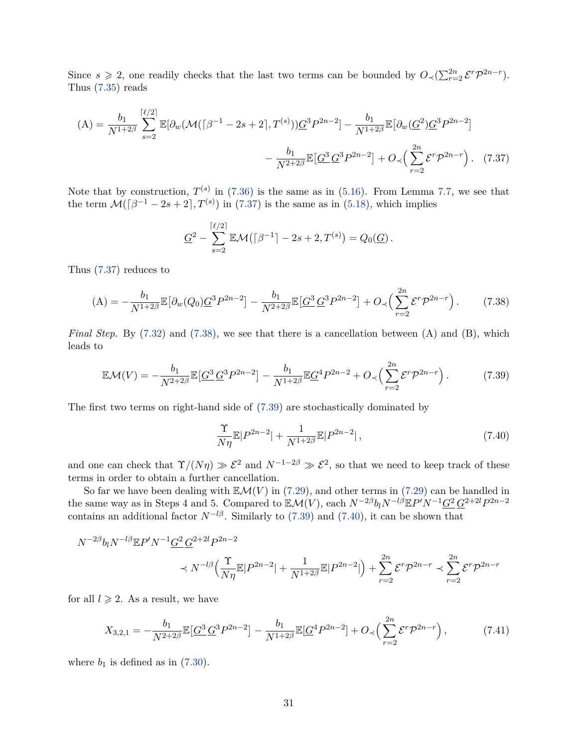Since $s \geqslant 2$, one readily checks that the last two terms can be bounded by $O_\prec(\sum_{r=2}^{2n} \mathcal{E}^r \mathcal{P}^{2n-r})$. Thus (7.35) reads

$$
\begin{aligned}
(\mathrm{A}) = \frac{b_1}{N^{1+2\beta}} \sum_{s=2}^{\lceil \ell/2 \rceil} \mathbb{E}\big[\partial_w(\mathcal{M}(\lceil \beta^{-1} - 2s + 2 \rceil, T^{(s)}))\underline{G}^3 P^{2n-2}\big] - \frac{b_1}{N^{1+2\beta}} \mathbb{E}\big[\partial_w(\underline{G}^2)\underline{G}^3 P^{2n-2}\big] \\
- \frac{b_1}{N^{2+2\beta}} \mathbb{E}\big[\underline{G^3}\,\underline{G}^3 P^{2n-2}\big] + O_\prec\Big(\sum_{r=2}^{2n} \mathcal{E}^r \mathcal{P}^{2n-r}\Big). \quad (7.37)
\end{aligned}
$$

Note that by construction, $T^{(s)}$ in (7.36) is the same as in (5.16). From Lemma 7.7, we see that the term $\mathcal{M}(\lceil \beta^{-1} - 2s + 2 \rceil, T^{(s)})$ in (7.37) is the same as in (5.18), which implies

$$
\underline{G}^2 - \sum_{s=2}^{\lceil \ell/2 \rceil} \mathbb{E}\mathcal{M}(\lceil \beta^{-1} \rceil - 2s + 2, T^{(s)}) = Q_0(\underline{G}).
$$

Thus (7.37) reduces to

$$
(\mathrm{A}) = -\frac{b_1}{N^{1+2\beta}} \mathbb{E}\big[\partial_w(Q_0)\underline{G}^3 P^{2n-2}\big] - \frac{b_1}{N^{2+2\beta}} \mathbb{E}\big[\underline{G^3}\,\underline{G}^3 P^{2n-2}\big] + O_\prec\Big(\sum_{r=2}^{2n} \mathcal{E}^r \mathcal{P}^{2n-r}\Big). \qquad (7.38)
$$

*Final Step.* By (7.32) and (7.38), we see that there is a cancellation between (A) and (B), which leads to

$$
\mathbb{E}\mathcal{M}(V) = -\frac{b_1}{N^{2+2\beta}} \mathbb{E}\big[\underline{G^3}\,\underline{G}^3 P^{2n-2}\big] - \frac{b_1}{N^{1+2\beta}} \mathbb{E}\underline{G}^4 P^{2n-2} + O_\prec\Big(\sum_{r=2}^{2n} \mathcal{E}^r \mathcal{P}^{2n-r}\Big). \qquad (7.39)
$$

The first two terms on right-hand side of (7.39) are stochastically dominated by

$$
\frac{\Upsilon}{N\eta} \mathbb{E}|P^{2n-2}| + \frac{1}{N^{1+2\beta}} \mathbb{E}|P^{2n-2}|, \qquad (7.40)
$$

and one can check that $\Upsilon/(N\eta) \gg \mathcal{E}^2$ and $N^{-1-2\beta} \gg \mathcal{E}^2$, so that we need to keep track of these terms in order to obtain a further cancellation.

So far we have been dealing with $\mathbb{E}\mathcal{M}(V)$ in (7.29), and other terms in (7.29) can be handled in the same way as in Steps 4 and 5. Compared to $\mathbb{E}\mathcal{M}(V)$, each $N^{-2\beta} b_l N^{-l\beta} \mathbb{E} P' N^{-1} \underline{G^2}\,\underline{G}^{2+2l} P^{2n-2}$ contains an additional factor $N^{-l\beta}$. Similarly to (7.39) and (7.40), it can be shown that

$$
\begin{aligned}
N^{-2\beta} b_l N^{-l\beta} \mathbb{E} P' N^{-1} \underline{G^2}\,\underline{G}^{2+2l} P^{2n-2} \\
\prec N^{-l\beta}\Big(\frac{\Upsilon}{N\eta} \mathbb{E}|P^{2n-2}| + \frac{1}{N^{1+2\beta}} \mathbb{E}|P^{2n-2}|\Big) + \sum_{r=2}^{2n} \mathcal{E}^r \mathcal{P}^{2n-r} \prec \sum_{r=2}^{2n} \mathcal{E}^r \mathcal{P}^{2n-r}
\end{aligned}
$$

for all $l \geqslant 2$. As a result, we have

$$
X_{3,2,1} = -\frac{b_1}{N^{2+2\beta}} \mathbb{E}\big[\underline{G^3}\,\underline{G}^3 P^{2n-2}\big] - \frac{b_1}{N^{1+2\beta}} \mathbb{E}\big[\underline{G}^4 P^{2n-2}\big] + O_\prec\Big(\sum_{r=2}^{2n} \mathcal{E}^r \mathcal{P}^{2n-r}\Big), \qquad (7.41)
$$

where $b_1$ is defined as in (7.30).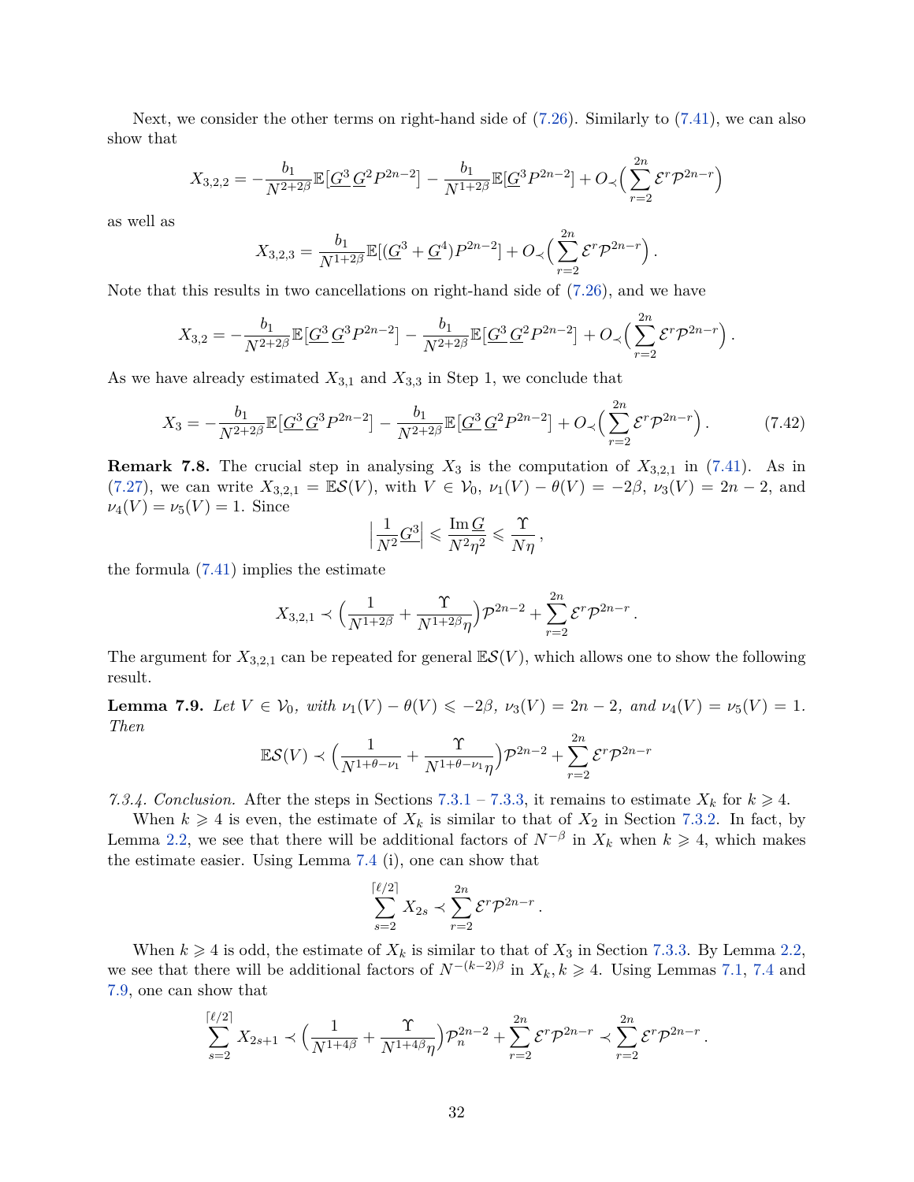Next, we consider the other terms on right-hand side of (7.26). Similarly to (7.41), we can also show that

$$X_{3,2,2}=-\frac{b_1}{N^{2+2\beta}}\mathbb{E}[\underline{G^3}\,\underline{G}^2P^{2n-2}]-\frac{b_1}{N^{1+2\beta}}\mathbb{E}[\underline{G}^3P^{2n-2}]+O_{\prec}\Big(\sum_{r=2}^{2n}\mathcal{E}^r\mathcal{P}^{2n-r}\Big)$$

as well as

$$X_{3,2,3}=\frac{b_1}{N^{1+2\beta}}\mathbb{E}[(\underline{G}^3+\underline{G}^4)P^{2n-2}]+O_{\prec}\Big(\sum_{r=2}^{2n}\mathcal{E}^r\mathcal{P}^{2n-r}\Big)\,.$$

Note that this results in two cancellations on right-hand side of (7.26), and we have

$$X_{3,2}=-\frac{b_1}{N^{2+2\beta}}\mathbb{E}[\underline{G^3}\,\underline{G}^3P^{2n-2}]-\frac{b_1}{N^{2+2\beta}}\mathbb{E}[\underline{G^3}\,\underline{G}^2P^{2n-2}]+O_{\prec}\Big(\sum_{r=2}^{2n}\mathcal{E}^r\mathcal{P}^{2n-r}\Big)\,.$$

As we have already estimated $X_{3,1}$ and $X_{3,3}$ in Step 1, we conclude that

$$X_3=-\frac{b_1}{N^{2+2\beta}}\mathbb{E}[\underline{G^3}\,\underline{G}^3P^{2n-2}]-\frac{b_1}{N^{2+2\beta}}\mathbb{E}[\underline{G^3}\,\underline{G}^2P^{2n-2}]+O_{\prec}\Big(\sum_{r=2}^{2n}\mathcal{E}^r\mathcal{P}^{2n-r}\Big)\,. \tag{7.42}$$

**Remark 7.8.** The crucial step in analysing $X_3$ is the computation of $X_{3,2,1}$ in (7.41). As in (7.27), we can write $X_{3,2,1}=\mathbb{E}\mathcal{S}(V)$, with $V\in\mathcal{V}_0$, $\nu_1(V)-\theta(V)=-2\beta$, $\nu_3(V)=2n-2$, and $\nu_4(V)=\nu_5(V)=1$. Since

$$\Big|\frac{1}{N^2}\underline{G^3}\Big|\leqslant\frac{\operatorname{Im}\underline{G}}{N^2\eta^2}\leqslant\frac{\Upsilon}{N\eta}\,,$$

the formula (7.41) implies the estimate

$$X_{3,2,1}\prec\Big(\frac{1}{N^{1+2\beta}}+\frac{\Upsilon}{N^{1+2\beta}\eta}\Big)\mathcal{P}^{2n-2}+\sum_{r=2}^{2n}\mathcal{E}^r\mathcal{P}^{2n-r}\,.$$

The argument for $X_{3,2,1}$ can be repeated for general $\mathbb{E}\mathcal{S}(V)$, which allows one to show the following result.

**Lemma 7.9.** *Let $V\in\mathcal{V}_0$, with $\nu_1(V)-\theta(V)\leqslant-2\beta$, $\nu_3(V)=2n-2$, and $\nu_4(V)=\nu_5(V)=1$. Then*

$$\mathbb{E}\mathcal{S}(V)\prec\Big(\frac{1}{N^{1+\theta-\nu_1}}+\frac{\Upsilon}{N^{1+\theta-\nu_1}\eta}\Big)\mathcal{P}^{2n-2}+\sum_{r=2}^{2n}\mathcal{E}^r\mathcal{P}^{2n-r}$$

*7.3.4. Conclusion.* After the steps in Sections 7.3.1 – 7.3.3, it remains to estimate $X_k$ for $k\geqslant4$.

When $k\geqslant4$ is even, the estimate of $X_k$ is similar to that of $X_2$ in Section 7.3.2. In fact, by Lemma 2.2, we see that there will be additional factors of $N^{-\beta}$ in $X_k$ when $k\geqslant4$, which makes the estimate easier. Using Lemma 7.4 (i), one can show that

$$\sum_{s=2}^{\lceil\ell/2\rceil}X_{2s}\prec\sum_{r=2}^{2n}\mathcal{E}^r\mathcal{P}^{2n-r}\,.$$

When $k\geqslant4$ is odd, the estimate of $X_k$ is similar to that of $X_3$ in Section 7.3.3. By Lemma 2.2, we see that there will be additional factors of $N^{-(k-2)\beta}$ in $X_k$, $k\geqslant4$. Using Lemmas 7.1, 7.4 and 7.9, one can show that

$$\sum_{s=2}^{\lceil\ell/2\rceil}X_{2s+1}\prec\Big(\frac{1}{N^{1+4\beta}}+\frac{\Upsilon}{N^{1+4\beta}\eta}\Big)\mathcal{P}_n^{2n-2}+\sum_{r=2}^{2n}\mathcal{E}^r\mathcal{P}^{2n-r}\prec\sum_{r=2}^{2n}\mathcal{E}^r\mathcal{P}^{2n-r}\,.$$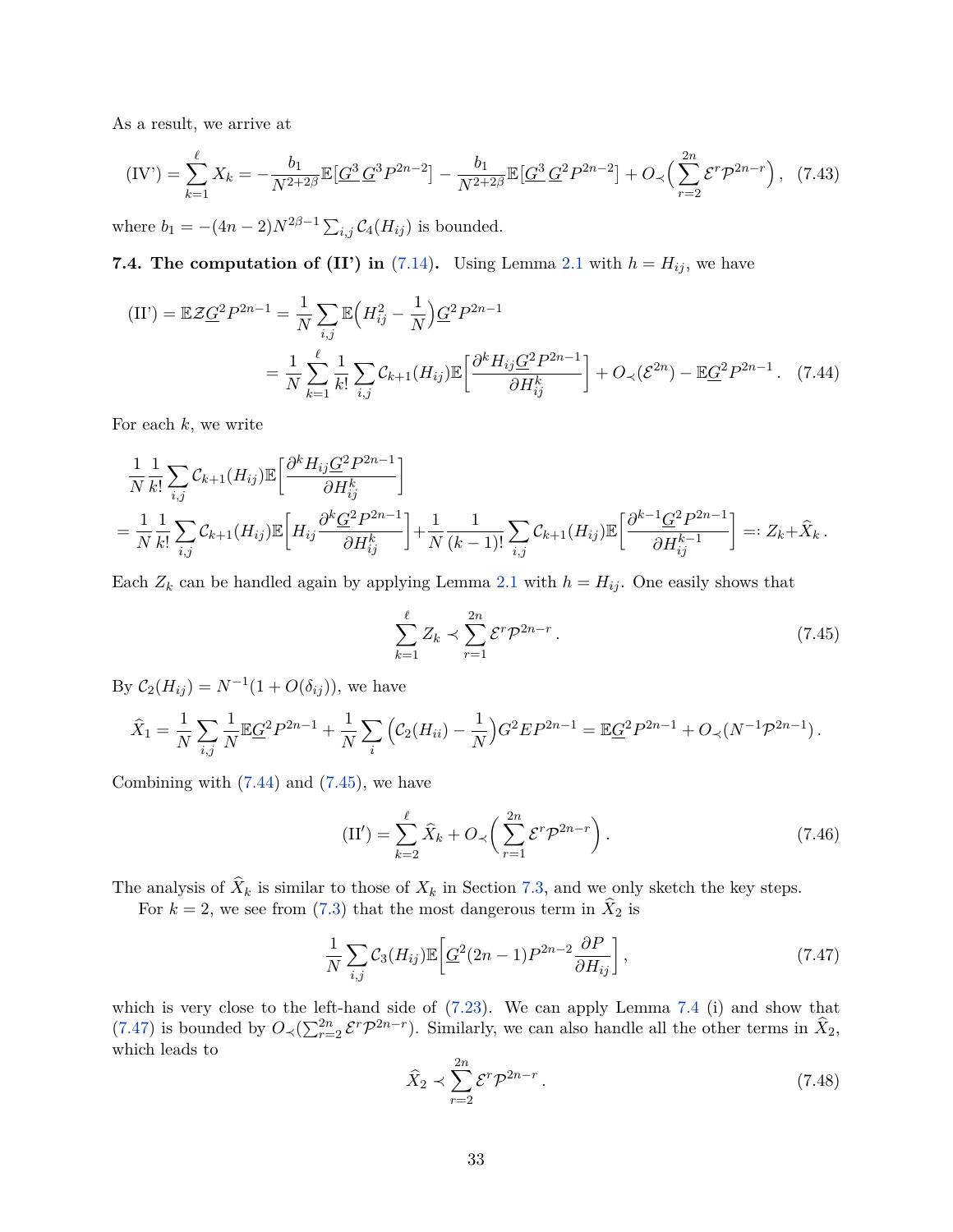As a result, we arrive at

$$
\text{(IV')} = \sum_{k=1}^{\ell} X_k = -\frac{b_1}{N^{2+2\beta}}\mathbb{E}\big[\underline{G^3}\,\underline{G}^3 P^{2n-2}\big] - \frac{b_1}{N^{2+2\beta}}\mathbb{E}\big[\underline{G^3}\,\underline{G^2}P^{2n-2}\big] + O_{\prec}\Big(\sum_{r=2}^{2n}\mathcal{E}^r\mathcal{P}^{2n-r}\Big)\,, \tag{7.43}
$$

where $b_1 = -(4n-2)N^{2\beta-1}\sum_{i,j}\mathcal{C}_4(H_{ij})$ is bounded.

**7.4. The computation of (II') in (7.14).** Using Lemma 2.1 with $h = H_{ij}$, we have

$$
\begin{aligned}
\text{(II')} = \mathbb{E}\mathcal{Z}\underline{G}^2P^{2n-1} &= \frac{1}{N}\sum_{i,j}\mathbb{E}\Big(H_{ij}^2 - \frac{1}{N}\Big)\underline{G}^2P^{2n-1} \\
&= \frac{1}{N}\sum_{k=1}^{\ell}\frac{1}{k!}\sum_{i,j}\mathcal{C}_{k+1}(H_{ij})\mathbb{E}\Big[\frac{\partial^k H_{ij}\underline{G}^2P^{2n-1}}{\partial H_{ij}^k}\Big] + O_{\prec}(\mathcal{E}^{2n}) - \mathbb{E}\underline{G}^2P^{2n-1}\,.
\end{aligned} \tag{7.44}
$$

For each $k$, we write

$$
\begin{aligned}
&\frac{1}{N}\frac{1}{k!}\sum_{i,j}\mathcal{C}_{k+1}(H_{ij})\mathbb{E}\Big[\frac{\partial^k H_{ij}\underline{G}^2P^{2n-1}}{\partial H_{ij}^k}\Big] \\
&= \frac{1}{N}\frac{1}{k!}\sum_{i,j}\mathcal{C}_{k+1}(H_{ij})\mathbb{E}\Big[H_{ij}\frac{\partial^k \underline{G}^2P^{2n-1}}{\partial H_{ij}^k}\Big] + \frac{1}{N}\frac{1}{(k-1)!}\sum_{i,j}\mathcal{C}_{k+1}(H_{ij})\mathbb{E}\Big[\frac{\partial^{k-1}\underline{G}^2P^{2n-1}}{\partial H_{ij}^{k-1}}\Big] =: Z_k + \widehat{X}_k\,.
\end{aligned}
$$

Each $Z_k$ can be handled again by applying Lemma 2.1 with $h = H_{ij}$. One easily shows that

$$
\sum_{k=1}^{\ell} Z_k \prec \sum_{r=1}^{2n}\mathcal{E}^r\mathcal{P}^{2n-r}\,. \tag{7.45}
$$

By $\mathcal{C}_2(H_{ij}) = N^{-1}(1+O(\delta_{ij}))$, we have

$$
\widehat{X}_1 = \frac{1}{N}\sum_{i,j}\frac{1}{N}\mathbb{E}\underline{G}^2P^{2n-1} + \frac{1}{N}\sum_i\Big(\mathcal{C}_2(H_{ii}) - \frac{1}{N}\Big)G^2EP^{2n-1} = \mathbb{E}\underline{G}^2P^{2n-1} + O_{\prec}(N^{-1}\mathcal{P}^{2n-1})\,.
$$

Combining with (7.44) and (7.45), we have

$$
\text{(II}'\text{)} = \sum_{k=2}^{\ell}\widehat{X}_k + O_{\prec}\Big(\sum_{r=1}^{2n}\mathcal{E}^r\mathcal{P}^{2n-r}\Big)\,. \tag{7.46}
$$

The analysis of $\widehat{X}_k$ is similar to those of $X_k$ in Section 7.3, and we only sketch the key steps.

For $k=2$, we see from (7.3) that the most dangerous term in $\widehat{X}_2$ is

$$
\frac{1}{N}\sum_{i,j}\mathcal{C}_3(H_{ij})\mathbb{E}\Big[\underline{G}^2(2n-1)P^{2n-2}\frac{\partial P}{\partial H_{ij}}\Big]\,, \tag{7.47}
$$

which is very close to the left-hand side of (7.23). We can apply Lemma 7.4 (i) and show that (7.47) is bounded by $O_{\prec}(\sum_{r=2}^{2n}\mathcal{E}^r\mathcal{P}^{2n-r})$. Similarly, we can also handle all the other terms in $\widehat{X}_2$, which leads to

$$
\widehat{X}_2 \prec \sum_{r=2}^{2n}\mathcal{E}^r\mathcal{P}^{2n-r}\,. \tag{7.48}
$$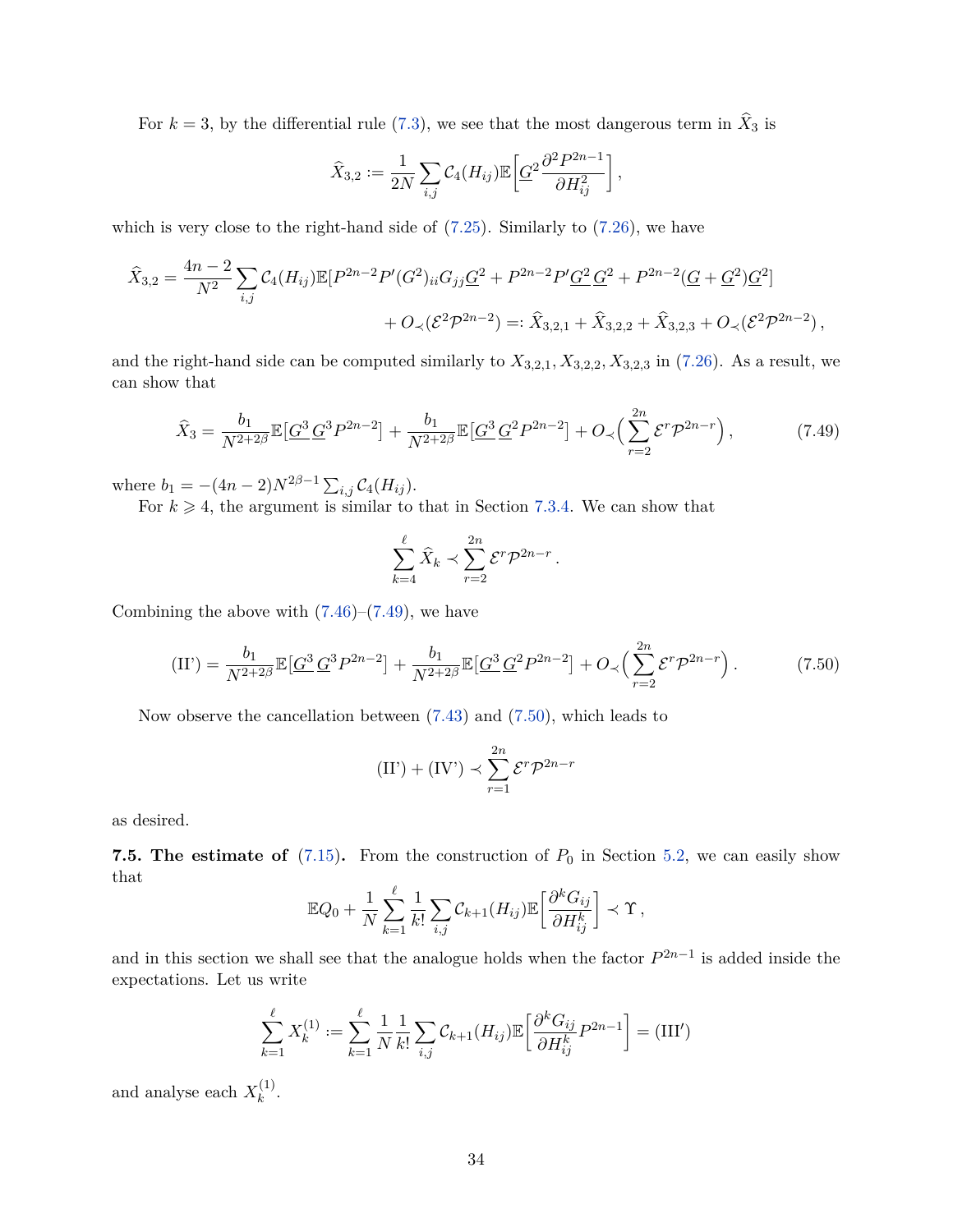For $k=3$, by the differential rule (7.3), we see that the most dangerous term in $\widehat{X}_3$ is

$$\widehat{X}_{3,2} := \frac{1}{2N}\sum_{i,j}\mathcal{C}_4(H_{ij})\mathbb{E}\Big[\underline{G}^2\frac{\partial^2 P^{2n-1}}{\partial H_{ij}^2}\Big],$$

which is very close to the right-hand side of (7.25). Similarly to (7.26), we have

$$\widehat{X}_{3,2} = \frac{4n-2}{N^2}\sum_{i,j}\mathcal{C}_4(H_{ij})\mathbb{E}[P^{2n-2}P'(G^2)_{ii}G_{jj}\underline{G}^2 + P^{2n-2}P'\underline{G^2}\,\underline{G}^2 + P^{2n-2}(\underline{G}+\underline{G^2})\underline{G}^2]$$
$$+ O_\prec(\mathcal{E}^2\mathcal{P}^{2n-2}) =: \widehat{X}_{3,2,1} + \widehat{X}_{3,2,2} + \widehat{X}_{3,2,3} + O_\prec(\mathcal{E}^2\mathcal{P}^{2n-2}),$$

and the right-hand side can be computed similarly to $X_{3,2,1}, X_{3,2,2}, X_{3,2,3}$ in (7.26). As a result, we can show that

$$\widehat{X}_3 = \frac{b_1}{N^{2+2\beta}}\mathbb{E}[\underline{G^3}\,\underline{G}^3 P^{2n-2}] + \frac{b_1}{N^{2+2\beta}}\mathbb{E}[\underline{G^3}\,\underline{G}^2 P^{2n-2}] + O_\prec\Big(\sum_{r=2}^{2n}\mathcal{E}^r\mathcal{P}^{2n-r}\Big), \tag{7.49}$$

where $b_1 = -(4n-2)N^{2\beta-1}\sum_{i,j}\mathcal{C}_4(H_{ij})$.

For $k \geqslant 4$, the argument is similar to that in Section 7.3.4. We can show that

$$\sum_{k=4}^{\ell}\widehat{X}_k \prec \sum_{r=2}^{2n}\mathcal{E}^r\mathcal{P}^{2n-r}.$$

Combining the above with (7.46)–(7.49), we have

$$\text{(II')} = \frac{b_1}{N^{2+2\beta}}\mathbb{E}[\underline{G^3}\,\underline{G}^3 P^{2n-2}] + \frac{b_1}{N^{2+2\beta}}\mathbb{E}[\underline{G^3}\,\underline{G}^2 P^{2n-2}] + O_\prec\Big(\sum_{r=2}^{2n}\mathcal{E}^r\mathcal{P}^{2n-r}\Big). \tag{7.50}$$

Now observe the cancellation between (7.43) and (7.50), which leads to

$$\text{(II')} + \text{(IV')} \prec \sum_{r=1}^{2n}\mathcal{E}^r\mathcal{P}^{2n-r}$$

as desired.

**7.5. The estimate of (7.15).** From the construction of $P_0$ in Section 5.2, we can easily show that

$$\mathbb{E}Q_0 + \frac{1}{N}\sum_{k=1}^{\ell}\frac{1}{k!}\sum_{i,j}\mathcal{C}_{k+1}(H_{ij})\mathbb{E}\Big[\frac{\partial^k G_{ij}}{\partial H_{ij}^k}\Big] \prec \Upsilon,$$

and in this section we shall see that the analogue holds when the factor $P^{2n-1}$ is added inside the expectations. Let us write

$$\sum_{k=1}^{\ell}X_k^{(1)} := \sum_{k=1}^{\ell}\frac{1}{N}\frac{1}{k!}\sum_{i,j}\mathcal{C}_{k+1}(H_{ij})\mathbb{E}\Big[\frac{\partial^k G_{ij}}{\partial H_{ij}^k}P^{2n-1}\Big] = \text{(III')}$$

and analyse each $X_k^{(1)}$.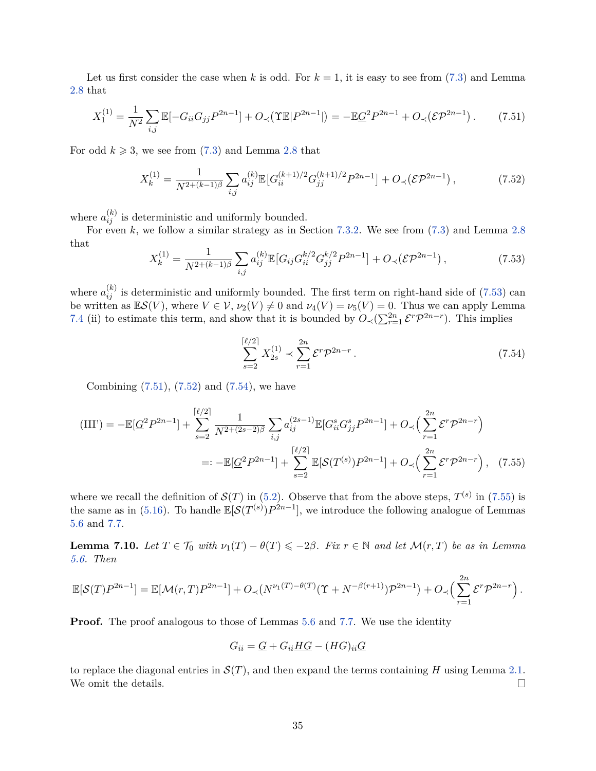Let us first consider the case when $k$ is odd. For $k=1$, it is easy to see from (7.3) and Lemma 2.8 that

$$X_1^{(1)} = \frac{1}{N^2}\sum_{i,j}\mathbb{E}[-G_{ii}G_{jj}P^{2n-1}] + O_\prec(\Upsilon\mathbb{E}|P^{2n-1}|) = -\mathbb{E}\underline{G}^2P^{2n-1} + O_\prec(\mathcal{E}\mathcal{P}^{2n-1})\,. \tag{7.51}$$

For odd $k \geqslant 3$, we see from (7.3) and Lemma 2.8 that

$$X_k^{(1)} = \frac{1}{N^{2+(k-1)\beta}}\sum_{i,j} a_{ij}^{(k)}\mathbb{E}[G_{ii}^{(k+1)/2}G_{jj}^{(k+1)/2}P^{2n-1}] + O_\prec(\mathcal{E}\mathcal{P}^{2n-1})\,, \tag{7.52}$$

where $a_{ij}^{(k)}$ is deterministic and uniformly bounded.

For even $k$, we follow a similar strategy as in Section 7.3.2. We see from (7.3) and Lemma 2.8 that

$$X_k^{(1)} = \frac{1}{N^{2+(k-1)\beta}}\sum_{i,j} a_{ij}^{(k)}\mathbb{E}[G_{ij}G_{ii}^{k/2}G_{jj}^{k/2}P^{2n-1}] + O_\prec(\mathcal{E}\mathcal{P}^{2n-1})\,, \tag{7.53}$$

where $a_{ij}^{(k)}$ is deterministic and uniformly bounded. The first term on right-hand side of (7.53) can be written as $\mathbb{E}\mathcal{S}(V)$, where $V \in \mathcal{V}$, $\nu_2(V) \neq 0$ and $\nu_4(V) = \nu_5(V) = 0$. Thus we can apply Lemma 7.4 (ii) to estimate this term, and show that it is bounded by $O_\prec(\sum_{r=1}^{2n}\mathcal{E}^r\mathcal{P}^{2n-r})$. This implies

$$\sum_{s=2}^{\lceil \ell/2\rceil} X_{2s}^{(1)} \prec \sum_{r=1}^{2n}\mathcal{E}^r\mathcal{P}^{2n-r}\,. \tag{7.54}$$

Combining (7.51), (7.52) and (7.54), we have

$$\begin{aligned}
\text{(III')} &= -\mathbb{E}[\underline{G}^2P^{2n-1}] + \sum_{s=2}^{\lceil \ell/2\rceil}\frac{1}{N^{2+(2s-2)\beta}}\sum_{i,j}a_{ij}^{(2s-1)}\mathbb{E}[G_{ii}^sG_{jj}^sP^{2n-1}] + O_\prec\Big(\sum_{r=1}^{2n}\mathcal{E}^r\mathcal{P}^{2n-r}\Big)\\
&=: -\mathbb{E}[\underline{G}^2P^{2n-1}] + \sum_{s=2}^{\lceil \ell/2\rceil}\mathbb{E}[\mathcal{S}(T^{(s)})P^{2n-1}] + O_\prec\Big(\sum_{r=1}^{2n}\mathcal{E}^r\mathcal{P}^{2n-r}\Big)\,,
\end{aligned} \tag{7.55}$$

where we recall the definition of $\mathcal{S}(T)$ in (5.2). Observe that from the above steps, $T^{(s)}$ in (7.55) is the same as in (5.16). To handle $\mathbb{E}[\mathcal{S}(T^{(s)})P^{2n-1}]$, we introduce the following analogue of Lemmas 5.6 and 7.7.

**Lemma 7.10.** *Let $T \in \mathcal{T}_0$ with $\nu_1(T) - \theta(T) \leqslant -2\beta$. Fix $r \in \mathbb{N}$ and let $\mathcal{M}(r,T)$ be as in Lemma 5.6. Then*

$$\mathbb{E}[\mathcal{S}(T)P^{2n-1}] = \mathbb{E}[\mathcal{M}(r,T)P^{2n-1}] + O_\prec(N^{\nu_1(T)-\theta(T)}(\Upsilon + N^{-\beta(r+1)})\mathcal{P}^{2n-1}) + O_\prec\Big(\sum_{r=1}^{2n}\mathcal{E}^r\mathcal{P}^{2n-r}\Big)\,.$$

**Proof.** The proof analogous to those of Lemmas 5.6 and 7.7. We use the identity

$$G_{ii} = \underline{G} + G_{ii}\underline{HG} - (HG)_{ii}\underline{G}$$

to replace the diagonal entries in $\mathcal{S}(T)$, and then expand the terms containing $H$ using Lemma 2.1. We omit the details. $\square$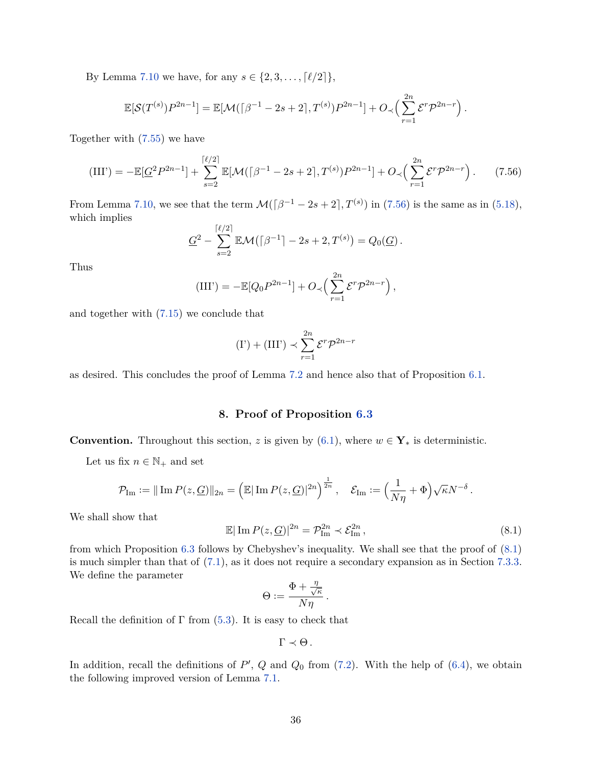By Lemma 7.10 we have, for any $s \in \{2, 3, \ldots, \lceil \ell/2 \rceil\}$,

$$\mathbb{E}[\mathcal{S}(T^{(s)})P^{2n-1}] = \mathbb{E}[\mathcal{M}(\lceil \beta^{-1} - 2s + 2 \rceil, T^{(s)})P^{2n-1}] + O_{\prec}\Big(\sum_{r=1}^{2n} \mathcal{E}^r \mathcal{P}^{2n-r}\Big)\,.$$

Together with (7.55) we have

$$(\text{III'}) = -\mathbb{E}[\underline{G}^2 P^{2n-1}] + \sum_{s=2}^{\lceil \ell/2 \rceil} \mathbb{E}[\mathcal{M}(\lceil \beta^{-1} - 2s + 2 \rceil, T^{(s)})P^{2n-1}] + O_{\prec}\Big(\sum_{r=1}^{2n} \mathcal{E}^r \mathcal{P}^{2n-r}\Big)\,. \tag{7.56}$$

From Lemma 7.10, we see that the term $\mathcal{M}(\lceil \beta^{-1} - 2s + 2 \rceil, T^{(s)})$ in (7.56) is the same as in (5.18), which implies

$$\underline{G}^2 - \sum_{s=2}^{\lceil \ell/2 \rceil} \mathbb{E}\mathcal{M}(\lceil \beta^{-1} \rceil - 2s + 2, T^{(s)}) = Q_0(\underline{G})\,.$$

Thus

$$(\text{III'}) = -\mathbb{E}[Q_0 P^{2n-1}] + O_{\prec}\Big(\sum_{r=1}^{2n} \mathcal{E}^r \mathcal{P}^{2n-r}\Big)\,,$$

and together with (7.15) we conclude that

$$(\text{I'}) + (\text{III'}) \prec \sum_{r=1}^{2n} \mathcal{E}^r \mathcal{P}^{2n-r}$$

as desired. This concludes the proof of Lemma 7.2 and hence also that of Proposition 6.1.

## 8. Proof of Proposition 6.3

**Convention.** Throughout this section, $z$ is given by (6.1), where $w \in \mathbf{Y}_*$ is deterministic.

Let us fix $n \in \mathbb{N}_+$ and set

$$\mathcal{P}_{\text{Im}} := \|\operatorname{Im} P(z, \underline{G})\|_{2n} = \Big(\mathbb{E}|\operatorname{Im} P(z, \underline{G})|^{2n}\Big)^{\frac{1}{2n}}\,, \quad \mathcal{E}_{\text{Im}} := \Big(\frac{1}{N\eta} + \Phi\Big)\sqrt{\kappa} N^{-\delta}\,.$$

We shall show that

$$\mathbb{E}|\operatorname{Im} P(z, \underline{G})|^{2n} = \mathcal{P}_{\text{Im}}^{2n} \prec \mathcal{E}_{\text{Im}}^{2n}\,, \tag{8.1}$$

from which Proposition 6.3 follows by Chebyshev's inequality. We shall see that the proof of (8.1) is much simpler than that of (7.1), as it does not require a secondary expansion as in Section 7.3.3. We define the parameter

$$\Theta := \frac{\Phi + \frac{\eta}{\sqrt{\kappa}}}{N\eta}\,.$$

Recall the definition of $\Gamma$ from (5.3). It is easy to check that

$$\Gamma \prec \Theta\,.$$

In addition, recall the definitions of $P'$, $Q$ and $Q_0$ from (7.2). With the help of (6.4), we obtain the following improved version of Lemma 7.1.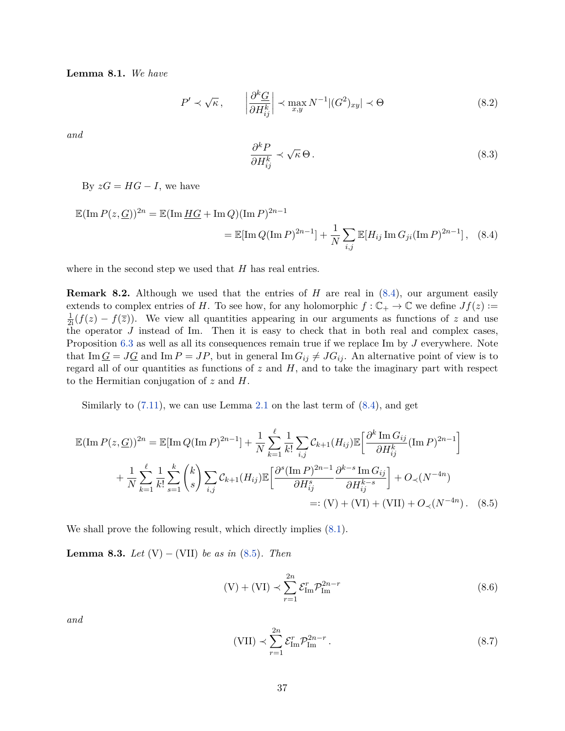**Lemma 8.1.** *We have*

$$P' \prec \sqrt{\kappa}\,, \qquad \left|\frac{\partial^k \underline{G}}{\partial H_{ij}^k}\right| \prec \max_{x,y} N^{-1}|(G^2)_{xy}| \prec \Theta \tag{8.2}$$

*and*

$$\frac{\partial^k P}{\partial H_{ij}^k} \prec \sqrt{\kappa}\,\Theta\,. \tag{8.3}$$

By $zG = HG - I$, we have

$$\begin{aligned}\mathbb{E}(\operatorname{Im} P(z,\underline{G}))^{2n} &= \mathbb{E}(\operatorname{Im} \underline{HG} + \operatorname{Im} Q)(\operatorname{Im} P)^{2n-1}\\ &= \mathbb{E}[\operatorname{Im} Q(\operatorname{Im} P)^{2n-1}] + \frac{1}{N}\sum_{i,j}\mathbb{E}[H_{ij}\operatorname{Im} G_{ji}(\operatorname{Im} P)^{2n-1}]\,,\end{aligned} \tag{8.4}$$

where in the second step we used that $H$ has real entries.

**Remark 8.2.** Although we used that the entries of $H$ are real in (8.4), our argument easily extends to complex entries of $H$. To see how, for any holomorphic $f:\mathbb{C}_+\to\mathbb{C}$ we define $Jf(z) := \frac{1}{2\mathrm{i}}(f(z) - f(\bar{z}))$. We view all quantities appearing in our arguments as functions of $z$ and use the operator $J$ instead of Im. Then it is easy to check that in both real and complex cases, Proposition 6.3 as well as all its consequences remain true if we replace Im by $J$ everywhere. Note that $\operatorname{Im}\underline{G} = J\underline{G}$ and $\operatorname{Im} P = JP$, but in general $\operatorname{Im} G_{ij} \neq JG_{ij}$. An alternative point of view is to regard all of our quantities as functions of $z$ and $H$, and to take the imaginary part with respect to the Hermitian conjugation of $z$ and $H$.

Similarly to (7.11), we can use Lemma 2.1 on the last term of (8.4), and get

$$\begin{aligned}\mathbb{E}(\operatorname{Im} P(z,\underline{G}))^{2n} &= \mathbb{E}[\operatorname{Im} Q(\operatorname{Im} P)^{2n-1}] + \frac{1}{N}\sum_{k=1}^{\ell}\frac{1}{k!}\sum_{i,j}\mathcal{C}_{k+1}(H_{ij})\mathbb{E}\Big[\frac{\partial^k \operatorname{Im} G_{ij}}{\partial H_{ij}^k}(\operatorname{Im} P)^{2n-1}\Big]\\ &\quad+\frac{1}{N}\sum_{k=1}^{\ell}\frac{1}{k!}\sum_{s=1}^{k}\binom{k}{s}\sum_{i,j}\mathcal{C}_{k+1}(H_{ij})\mathbb{E}\Big[\frac{\partial^s(\operatorname{Im} P)^{2n-1}}{\partial H_{ij}^s}\frac{\partial^{k-s}\operatorname{Im} G_{ij}}{\partial H_{ij}^{k-s}}\Big] + O_\prec(N^{-4n})\\ &=: \mathrm{(V)} + \mathrm{(VI)} + \mathrm{(VII)} + O_\prec(N^{-4n})\,.\end{aligned} \tag{8.5}$$

We shall prove the following result, which directly implies (8.1).

**Lemma 8.3.** *Let* (V) – (VII) *be as in* (8.5)*. Then*

$$\mathrm{(V)} + \mathrm{(VI)} \prec \sum_{r=1}^{2n}\mathcal{E}_{\mathrm{Im}}^r\mathcal{P}_{\mathrm{Im}}^{2n-r} \tag{8.6}$$

*and*

$$\mathrm{(VII)} \prec \sum_{r=1}^{2n}\mathcal{E}_{\mathrm{Im}}^r\mathcal{P}_{\mathrm{Im}}^{2n-r}\,. \tag{8.7}$$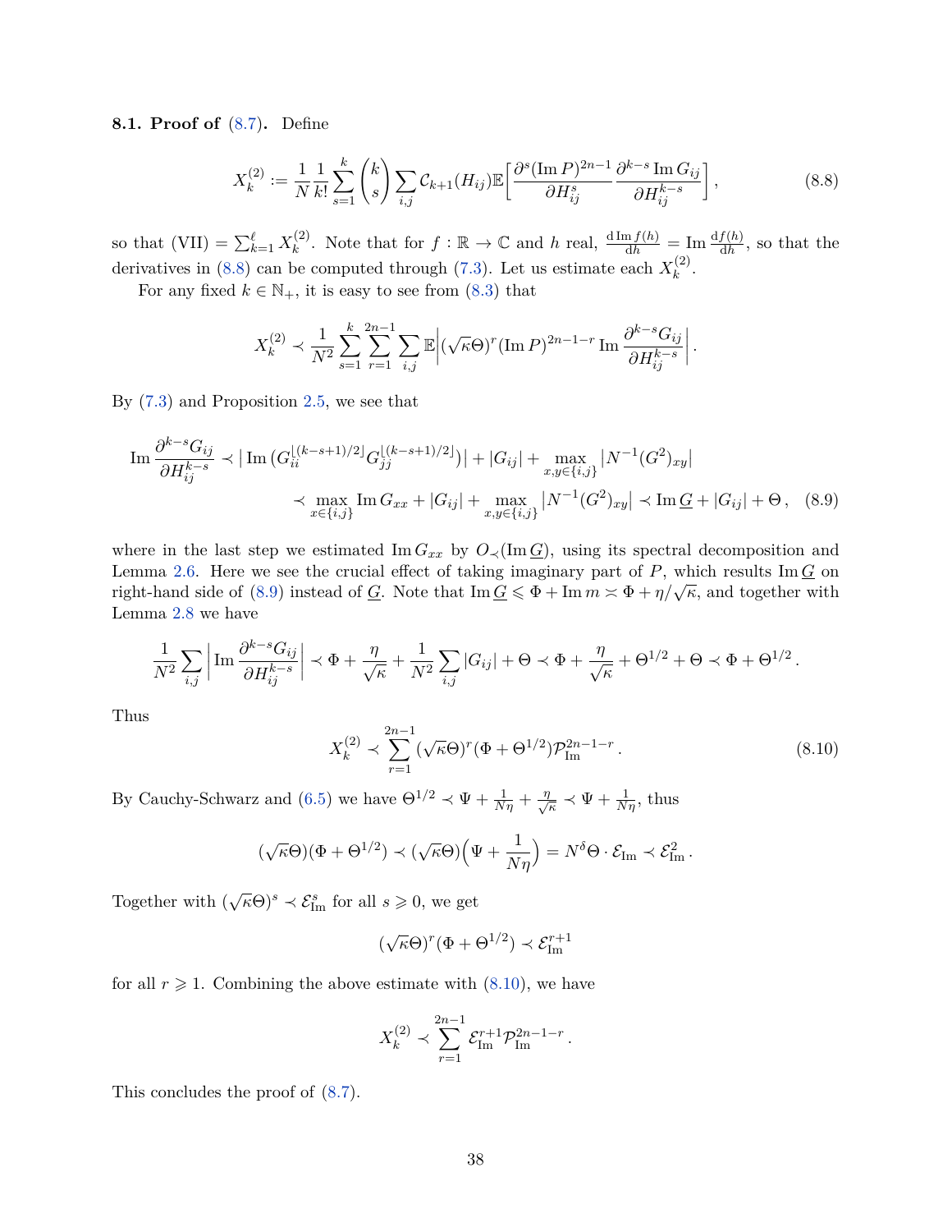**8.1. Proof of (8.7).** Define

$$X_k^{(2)} := \frac{1}{N}\frac{1}{k!}\sum_{s=1}^{k}\binom{k}{s}\sum_{i,j}\mathcal{C}_{k+1}(H_{ij})\mathbb{E}\Big[\frac{\partial^s(\operatorname{Im}P)^{2n-1}}{\partial H_{ij}^s}\frac{\partial^{k-s}\operatorname{Im}G_{ij}}{\partial H_{ij}^{k-s}}\Big]\,, \tag{8.8}$$

so that (VII) $=\sum_{k=1}^{\ell}X_k^{(2)}$. Note that for $f:\mathbb{R}\to\mathbb{C}$ and $h$ real, $\frac{\mathrm{d}\operatorname{Im}f(h)}{\mathrm{d}h}=\operatorname{Im}\frac{\mathrm{d}f(h)}{\mathrm{d}h}$, so that the derivatives in (8.8) can be computed through (7.3). Let us estimate each $X_k^{(2)}$.

For any fixed $k\in\mathbb{N}_+$, it is easy to see from (8.3) that

$$X_k^{(2)}\prec\frac{1}{N^2}\sum_{s=1}^{k}\sum_{r=1}^{2n-1}\sum_{i,j}\mathbb{E}\Big|(\sqrt{\kappa}\Theta)^r(\operatorname{Im}P)^{2n-1-r}\operatorname{Im}\frac{\partial^{k-s}G_{ij}}{\partial H_{ij}^{k-s}}\Big|\,.$$

By (7.3) and Proposition 2.5, we see that

$$\begin{aligned}\operatorname{Im}\frac{\partial^{k-s}G_{ij}}{\partial H_{ij}^{k-s}}&\prec\big|\operatorname{Im}\big(G_{ii}^{\lfloor(k-s+1)/2\rfloor}G_{jj}^{\lfloor(k-s+1)/2\rfloor}\big)\big|+|G_{ij}|+\max_{x,y\in\{i,j\}}\big|N^{-1}(G^2)_{xy}\big|\\&\prec\max_{x\in\{i,j\}}\operatorname{Im}G_{xx}+|G_{ij}|+\max_{x,y\in\{i,j\}}\big|N^{-1}(G^2)_{xy}\big|\prec\operatorname{Im}\underline{G}+|G_{ij}|+\Theta\,,\end{aligned}\tag{8.9}$$

where in the last step we estimated $\operatorname{Im}G_{xx}$ by $O_\prec(\operatorname{Im}\underline{G})$, using its spectral decomposition and Lemma 2.6. Here we see the crucial effect of taking imaginary part of $P$, which results $\operatorname{Im}\underline{G}$ on right-hand side of (8.9) instead of $\underline{G}$. Note that $\operatorname{Im}\underline{G}\leqslant\Phi+\operatorname{Im}m\asymp\Phi+\eta/\sqrt{\kappa}$, and together with Lemma 2.8 we have

$$\frac{1}{N^2}\sum_{i,j}\Big|\operatorname{Im}\frac{\partial^{k-s}G_{ij}}{\partial H_{ij}^{k-s}}\Big|\prec\Phi+\frac{\eta}{\sqrt{\kappa}}+\frac{1}{N^2}\sum_{i,j}|G_{ij}|+\Theta\prec\Phi+\frac{\eta}{\sqrt{\kappa}}+\Theta^{1/2}+\Theta\prec\Phi+\Theta^{1/2}\,.$$

Thus

$$X_k^{(2)}\prec\sum_{r=1}^{2n-1}(\sqrt{\kappa}\Theta)^r(\Phi+\Theta^{1/2})\mathcal{P}_{\mathrm{Im}}^{2n-1-r}\,. \tag{8.10}$$

By Cauchy-Schwarz and (6.5) we have $\Theta^{1/2}\prec\Psi+\frac{1}{N\eta}+\frac{\eta}{\sqrt{\kappa}}\prec\Psi+\frac{1}{N\eta}$, thus

$$(\sqrt{\kappa}\Theta)(\Phi+\Theta^{1/2})\prec(\sqrt{\kappa}\Theta)\Big(\Psi+\frac{1}{N\eta}\Big)=N^{\delta}\Theta\cdot\mathcal{E}_{\mathrm{Im}}\prec\mathcal{E}_{\mathrm{Im}}^2\,.$$

Together with $(\sqrt{\kappa}\Theta)^s\prec\mathcal{E}_{\mathrm{Im}}^s$ for all $s\geqslant0$, we get

$$(\sqrt{\kappa}\Theta)^r(\Phi+\Theta^{1/2})\prec\mathcal{E}_{\mathrm{Im}}^{r+1}$$

for all $r\geqslant1$. Combining the above estimate with (8.10), we have

$$X_k^{(2)}\prec\sum_{r=1}^{2n-1}\mathcal{E}_{\mathrm{Im}}^{r+1}\mathcal{P}_{\mathrm{Im}}^{2n-1-r}\,.$$

This concludes the proof of (8.7).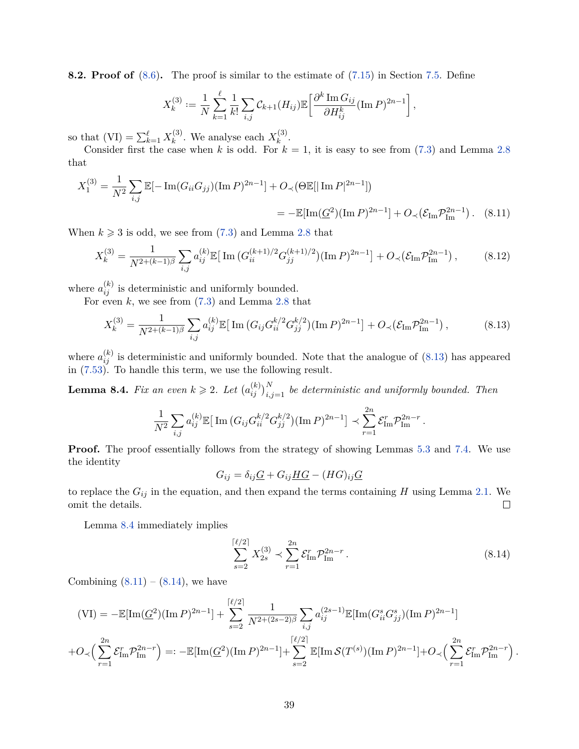**8.2. Proof of (8.6).** The proof is similar to the estimate of (7.15) in Section 7.5. Define

$$X_k^{(3)} := \frac{1}{N}\sum_{k=1}^{\ell}\frac{1}{k!}\sum_{i,j}\mathcal{C}_{k+1}(H_{ij})\mathbb{E}\Big[\frac{\partial^k \operatorname{Im} G_{ij}}{\partial H_{ij}^k}(\operatorname{Im} P)^{2n-1}\Big]\,,$$

so that (VI) $= \sum_{k=1}^{\ell} X_k^{(3)}$. We analyse each $X_k^{(3)}$.

Consider first the case when $k$ is odd. For $k=1$, it is easy to see from (7.3) and Lemma 2.8 that

$$\begin{aligned}X_1^{(3)} &= \frac{1}{N^2}\sum_{i,j}\mathbb{E}[-\operatorname{Im}(G_{ii}G_{jj})(\operatorname{Im} P)^{2n-1}] + O_\prec(\Theta\mathbb{E}[|\operatorname{Im} P|^{2n-1}])\\ &= -\mathbb{E}[\operatorname{Im}(\underline{G}^2)(\operatorname{Im} P)^{2n-1}] + O_\prec(\mathcal{E}_{\mathrm{Im}}\mathcal{P}_{\mathrm{Im}}^{2n-1})\,. \qquad (8.11)\end{aligned}$$

When $k \geqslant 3$ is odd, we see from (7.3) and Lemma 2.8 that

$$X_k^{(3)} = \frac{1}{N^{2+(k-1)\beta}}\sum_{i,j}a_{ij}^{(k)}\mathbb{E}\big[\operatorname{Im}\big(G_{ii}^{(k+1)/2}G_{jj}^{(k+1)/2}\big)(\operatorname{Im} P)^{2n-1}\big] + O_\prec(\mathcal{E}_{\mathrm{Im}}\mathcal{P}_{\mathrm{Im}}^{2n-1})\,, \qquad (8.12)$$

where $a_{ij}^{(k)}$ is deterministic and uniformly bounded.

For even $k$, we see from (7.3) and Lemma 2.8 that

$$X_k^{(3)} = \frac{1}{N^{2+(k-1)\beta}}\sum_{i,j}a_{ij}^{(k)}\mathbb{E}\big[\operatorname{Im}\big(G_{ij}G_{ii}^{k/2}G_{jj}^{k/2}\big)(\operatorname{Im} P)^{2n-1}\big] + O_\prec(\mathcal{E}_{\mathrm{Im}}\mathcal{P}_{\mathrm{Im}}^{2n-1})\,, \qquad (8.13)$$

where $a_{ij}^{(k)}$ is deterministic and uniformly bounded. Note that the analogue of (8.13) has appeared in (7.53). To handle this term, we use the following result.

**Lemma 8.4.** *Fix an even $k \geqslant 2$. Let $(a_{ij}^{(k)})_{i,j=1}^N$ be deterministic and uniformly bounded. Then*

$$\frac{1}{N^2}\sum_{i,j}a_{ij}^{(k)}\mathbb{E}\big[\operatorname{Im}\big(G_{ij}G_{ii}^{k/2}G_{jj}^{k/2}\big)(\operatorname{Im} P)^{2n-1}\big] \prec \sum_{r=1}^{2n}\mathcal{E}_{\mathrm{Im}}^r\mathcal{P}_{\mathrm{Im}}^{2n-r}\,.$$

**Proof.** The proof essentially follows from the strategy of showing Lemmas 5.3 and 7.4. We use the identity

$$G_{ij} = \delta_{ij}\underline{G} + G_{ij}\underline{HG} - (HG)_{ij}\underline{G}$$

to replace the $G_{ij}$ in the equation, and then expand the terms containing $H$ using Lemma 2.1. We omit the details. ∎

Lemma 8.4 immediately implies

$$\sum_{s=2}^{\lceil \ell/2\rceil} X_{2s}^{(3)} \prec \sum_{r=1}^{2n}\mathcal{E}_{\mathrm{Im}}^r\mathcal{P}_{\mathrm{Im}}^{2n-r}\,. \qquad (8.14)$$

Combining (8.11) – (8.14), we have

$$\begin{aligned}\text{(VI)} &= -\mathbb{E}[\operatorname{Im}(\underline{G}^2)(\operatorname{Im} P)^{2n-1}] + \sum_{s=2}^{\lceil \ell/2\rceil}\frac{1}{N^{2+(2s-2)\beta}}\sum_{i,j}a_{ij}^{(2s-1)}\mathbb{E}[\operatorname{Im}(G_{ii}^sG_{jj}^s)(\operatorname{Im} P)^{2n-1}]\\ &+ O_\prec\Big(\sum_{r=1}^{2n}\mathcal{E}_{\mathrm{Im}}^r\mathcal{P}_{\mathrm{Im}}^{2n-r}\Big) =: -\mathbb{E}[\operatorname{Im}(\underline{G}^2)(\operatorname{Im} P)^{2n-1}] + \sum_{s=2}^{\lceil \ell/2\rceil}\mathbb{E}[\operatorname{Im}\mathcal{S}(T^{(s)})(\operatorname{Im} P)^{2n-1}] + O_\prec\Big(\sum_{r=1}^{2n}\mathcal{E}_{\mathrm{Im}}^r\mathcal{P}_{\mathrm{Im}}^{2n-r}\Big)\,.\end{aligned}$$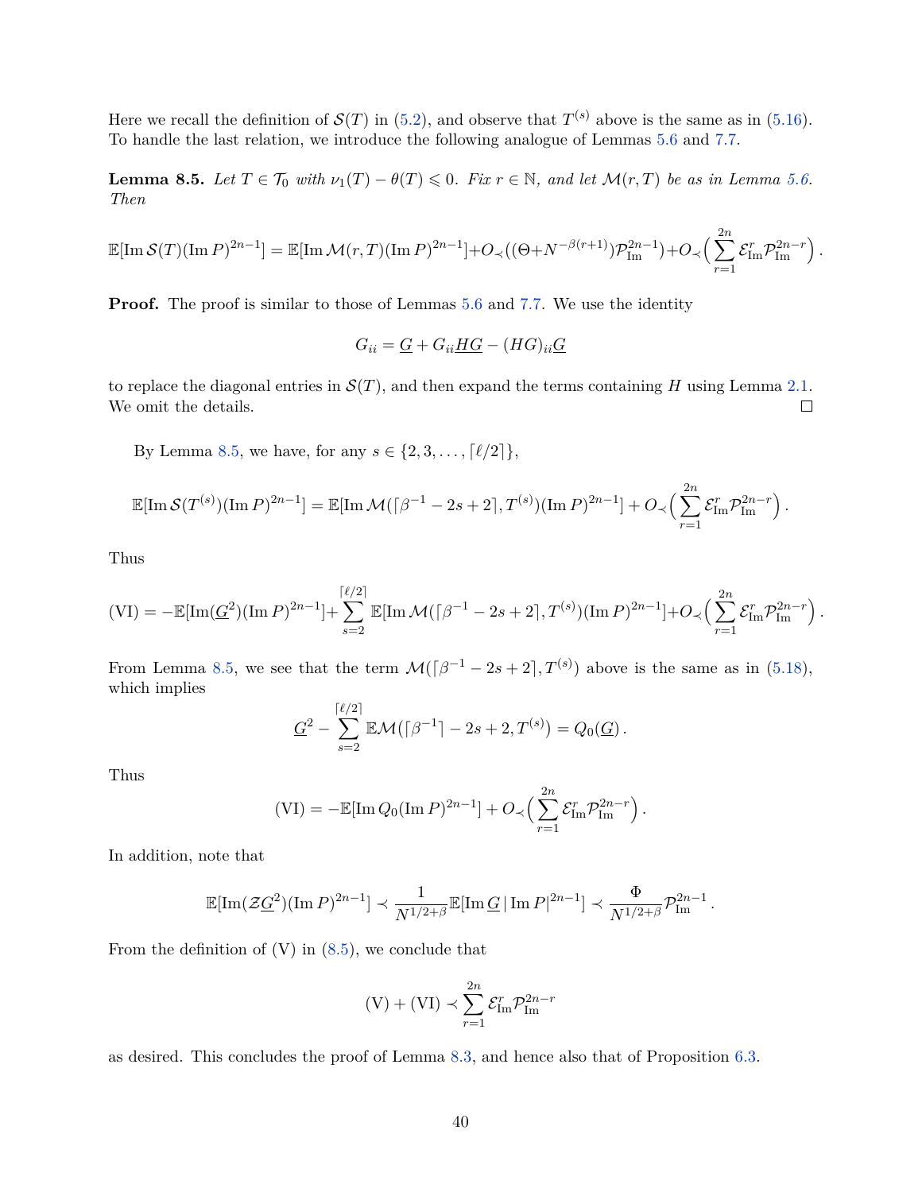Here we recall the definition of $\mathcal{S}(T)$ in (5.2), and observe that $T^{(s)}$ above is the same as in (5.16). To handle the last relation, we introduce the following analogue of Lemmas 5.6 and 7.7.

**Lemma 8.5.** *Let $T \in \mathcal{T}_0$ with $\nu_1(T) - \theta(T) \leqslant 0$. Fix $r \in \mathbb{N}$, and let $\mathcal{M}(r,T)$ be as in Lemma 5.6. Then*

$$\mathbb{E}[\operatorname{Im} \mathcal{S}(T)(\operatorname{Im} P)^{2n-1}] = \mathbb{E}[\operatorname{Im} \mathcal{M}(r,T)(\operatorname{Im} P)^{2n-1}] + O_{\prec}((\Theta + N^{-\beta(r+1)})\mathcal{P}_{\mathrm{Im}}^{2n-1}) + O_{\prec}\Big(\sum_{r=1}^{2n} \mathcal{E}_{\mathrm{Im}}^{r} \mathcal{P}_{\mathrm{Im}}^{2n-r}\Big)\,.$$

**Proof.** The proof is similar to those of Lemmas 5.6 and 7.7. We use the identity

$$G_{ii} = \underline{G} + G_{ii}\underline{HG} - (HG)_{ii}\underline{G}$$

to replace the diagonal entries in $\mathcal{S}(T)$, and then expand the terms containing $H$ using Lemma 2.1. We omit the details. $\square$

By Lemma 8.5, we have, for any $s \in \{2, 3, \ldots, \lceil \ell/2 \rceil\}$,

$$\mathbb{E}[\operatorname{Im} \mathcal{S}(T^{(s)})(\operatorname{Im} P)^{2n-1}] = \mathbb{E}[\operatorname{Im} \mathcal{M}(\lceil \beta^{-1} - 2s + 2 \rceil, T^{(s)})(\operatorname{Im} P)^{2n-1}] + O_{\prec}\Big(\sum_{r=1}^{2n} \mathcal{E}_{\mathrm{Im}}^{r} \mathcal{P}_{\mathrm{Im}}^{2n-r}\Big)\,.$$

Thus

$$\text{(VI)} = -\mathbb{E}[\operatorname{Im}(\underline{G}^2)(\operatorname{Im} P)^{2n-1}] + \sum_{s=2}^{\lceil \ell/2 \rceil} \mathbb{E}[\operatorname{Im} \mathcal{M}(\lceil \beta^{-1} - 2s + 2 \rceil, T^{(s)})(\operatorname{Im} P)^{2n-1}] + O_{\prec}\Big(\sum_{r=1}^{2n} \mathcal{E}_{\mathrm{Im}}^{r} \mathcal{P}_{\mathrm{Im}}^{2n-r}\Big)\,.$$

From Lemma 8.5, we see that the term $\mathcal{M}(\lceil \beta^{-1} - 2s + 2 \rceil, T^{(s)})$ above is the same as in (5.18), which implies

$$\underline{G}^2 - \sum_{s=2}^{\lceil \ell/2 \rceil} \mathbb{E}\mathcal{M}(\lceil \beta^{-1} \rceil - 2s + 2, T^{(s)}) = Q_0(\underline{G})\,.$$

Thus

$$\text{(VI)} = -\mathbb{E}[\operatorname{Im} Q_0 (\operatorname{Im} P)^{2n-1}] + O_{\prec}\Big(\sum_{r=1}^{2n} \mathcal{E}_{\mathrm{Im}}^{r} \mathcal{P}_{\mathrm{Im}}^{2n-r}\Big)\,.$$

In addition, note that

$$\mathbb{E}[\operatorname{Im}(\mathcal{Z}\underline{G}^2)(\operatorname{Im} P)^{2n-1}] \prec \frac{1}{N^{1/2+\beta}} \mathbb{E}[\operatorname{Im} \underline{G}\,|\operatorname{Im} P|^{2n-1}] \prec \frac{\Phi}{N^{1/2+\beta}} \mathcal{P}_{\mathrm{Im}}^{2n-1}\,.$$

From the definition of (V) in (8.5), we conclude that

$$\text{(V)} + \text{(VI)} \prec \sum_{r=1}^{2n} \mathcal{E}_{\mathrm{Im}}^{r} \mathcal{P}_{\mathrm{Im}}^{2n-r}$$

as desired. This concludes the proof of Lemma 8.3, and hence also that of Proposition 6.3.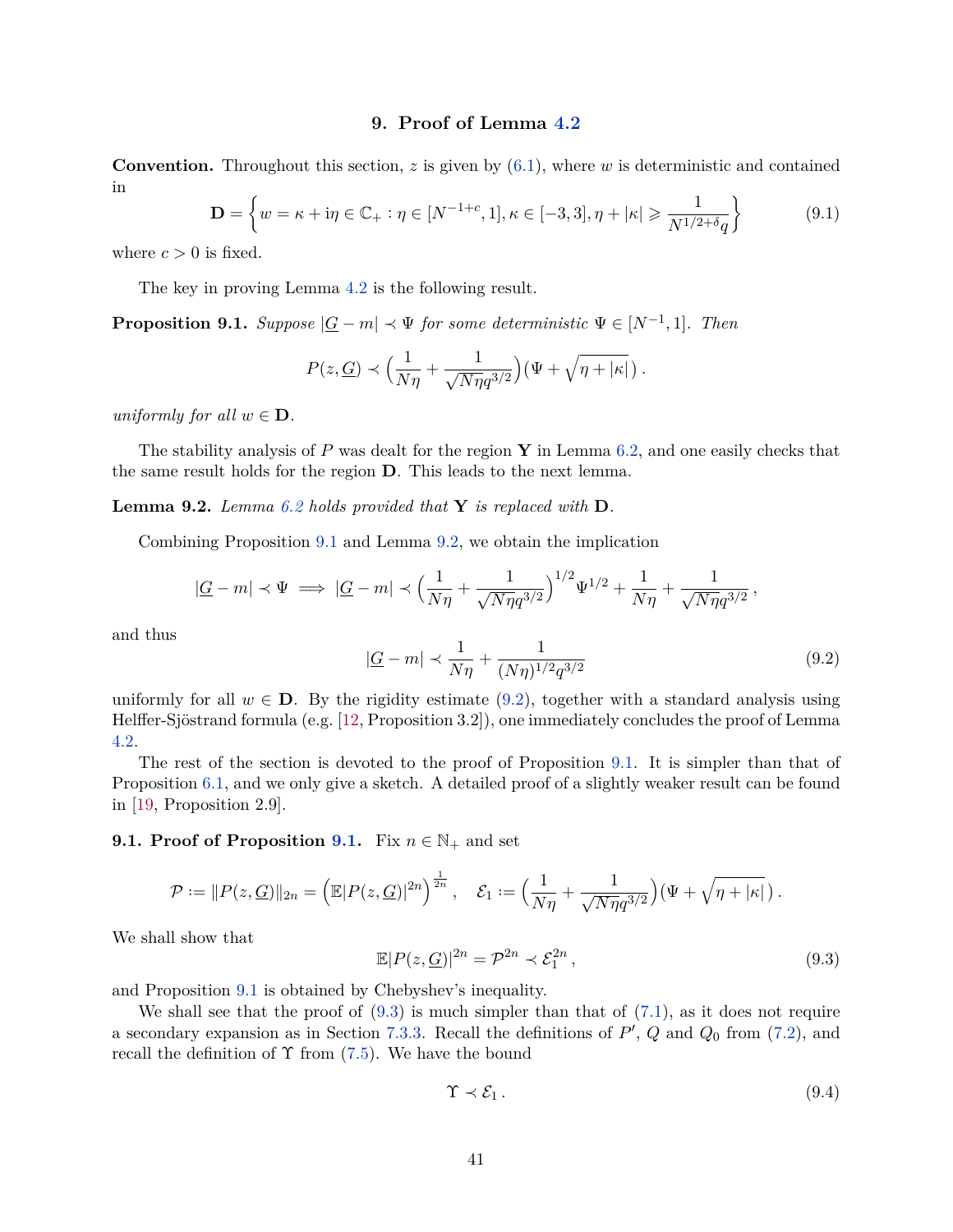## 9. Proof of Lemma 4.2

**Convention.** Throughout this section, $z$ is given by (6.1), where $w$ is deterministic and contained in

$$\mathbf{D} = \left\{ w = \kappa + \mathrm{i}\eta \in \mathbb{C}_+ : \eta \in [N^{-1+c}, 1], \kappa \in [-3, 3], \eta + |\kappa| \geqslant \frac{1}{N^{1/2+\delta} q} \right\} \tag{9.1}$$

where $c > 0$ is fixed.

The key in proving Lemma 4.2 is the following result.

**Proposition 9.1.** *Suppose $|\underline{G} - m| \prec \Psi$ for some deterministic $\Psi \in [N^{-1}, 1]$. Then*

$$P(z, \underline{G}) \prec \Big( \frac{1}{N\eta} + \frac{1}{\sqrt{N\eta} q^{3/2}} \Big) \big( \Psi + \sqrt{\eta + |\kappa|} \,\big) \,.$$

*uniformly for all $w \in \mathbf{D}$.*

The stability analysis of $P$ was dealt for the region $\mathbf{Y}$ in Lemma 6.2, and one easily checks that the same result holds for the region $\mathbf{D}$. This leads to the next lemma.

**Lemma 9.2.** *Lemma 6.2 holds provided that $\mathbf{Y}$ is replaced with $\mathbf{D}$.*

Combining Proposition 9.1 and Lemma 9.2, we obtain the implication

$$|\underline{G} - m| \prec \Psi \implies |\underline{G} - m| \prec \Big( \frac{1}{N\eta} + \frac{1}{\sqrt{N\eta} q^{3/2}} \Big)^{1/2} \Psi^{1/2} + \frac{1}{N\eta} + \frac{1}{\sqrt{N\eta} q^{3/2}} \,,$$

and thus

$$|\underline{G} - m| \prec \frac{1}{N\eta} + \frac{1}{(N\eta)^{1/2} q^{3/2}} \tag{9.2}$$

uniformly for all $w \in \mathbf{D}$. By the rigidity estimate (9.2), together with a standard analysis using Helffer-Sjöstrand formula (e.g. [12, Proposition 3.2]), one immediately concludes the proof of Lemma 4.2.

The rest of the section is devoted to the proof of Proposition 9.1. It is simpler than that of Proposition 6.1, and we only give a sketch. A detailed proof of a slightly weaker result can be found in [19, Proposition 2.9].

### 9.1. Proof of Proposition 9.1.

Fix $n \in \mathbb{N}_+$ and set

$$\mathcal{P} := \|P(z, \underline{G})\|_{2n} = \Big( \mathbb{E} |P(z, \underline{G})|^{2n} \Big)^{\frac{1}{2n}} \,, \quad \mathcal{E}_1 := \Big( \frac{1}{N\eta} + \frac{1}{\sqrt{N\eta} q^{3/2}} \Big) \big( \Psi + \sqrt{\eta + |\kappa|} \,\big) \,.$$

We shall show that

$$\mathbb{E} |P(z, \underline{G})|^{2n} = \mathcal{P}^{2n} \prec \mathcal{E}_1^{2n} \,, \tag{9.3}$$

and Proposition 9.1 is obtained by Chebyshev's inequality.

We shall see that the proof of (9.3) is much simpler than that of (7.1), as it does not require a secondary expansion as in Section 7.3.3. Recall the definitions of $P'$, $Q$ and $Q_0$ from (7.2), and recall the definition of $\Upsilon$ from (7.5). We have the bound

$$\Upsilon \prec \mathcal{E}_1 \,. \tag{9.4}$$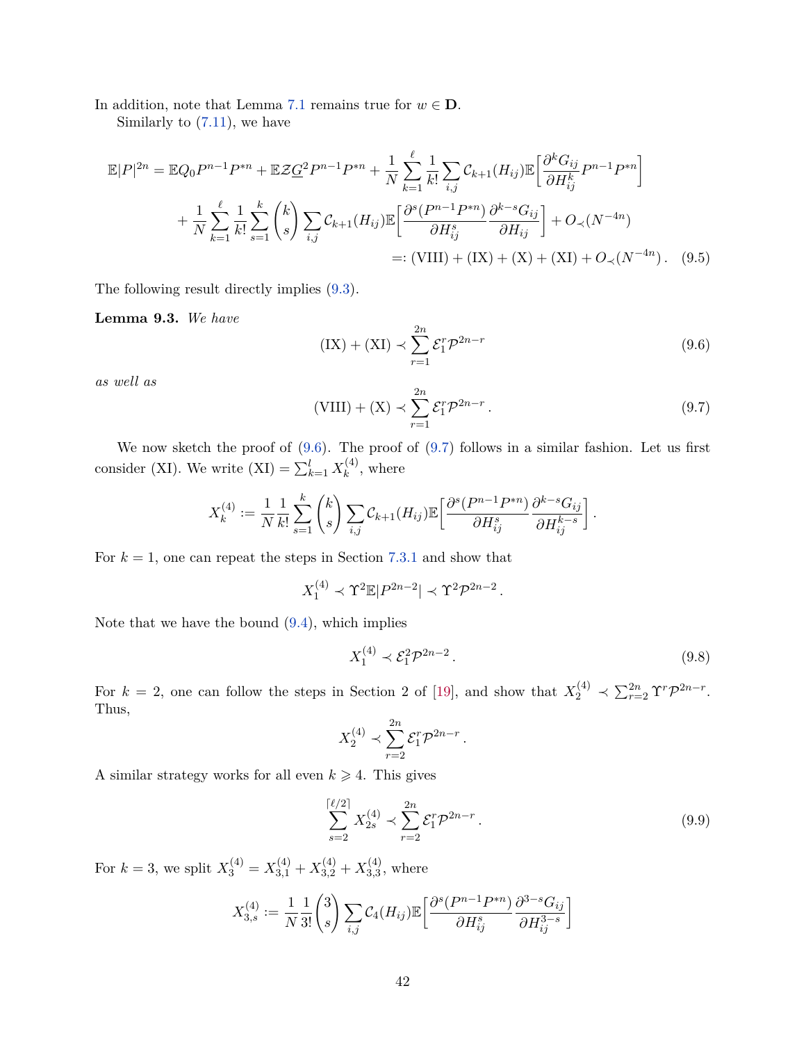In addition, note that Lemma 7.1 remains true for $w \in \mathbf{D}$.

Similarly to (7.11), we have

$$
\begin{aligned}
\mathbb{E}|P|^{2n} = \mathbb{E}Q_0 P^{n-1}P^{*n} + \mathbb{E}\mathcal{Z}\underline{G}^2 P^{n-1}P^{*n} + \frac{1}{N}\sum_{k=1}^{\ell}\frac{1}{k!}\sum_{i,j}\mathcal{C}_{k+1}(H_{ij})\mathbb{E}\Big[\frac{\partial^k G_{ij}}{\partial H_{ij}^k}P^{n-1}P^{*n}\Big] \\
+ \frac{1}{N}\sum_{k=1}^{\ell}\frac{1}{k!}\sum_{s=1}^{k}\binom{k}{s}\sum_{i,j}\mathcal{C}_{k+1}(H_{ij})\mathbb{E}\Big[\frac{\partial^s(P^{n-1}P^{*n})}{\partial H_{ij}^s}\frac{\partial^{k-s}G_{ij}}{\partial H_{ij}}\Big] + O_{\prec}(N^{-4n}) \\
=: \mathrm{(VIII)} + \mathrm{(IX)} + \mathrm{(X)} + \mathrm{(XI)} + O_{\prec}(N^{-4n})\,. \quad (9.5)
\end{aligned}
$$

The following result directly implies (9.3).

**Lemma 9.3.** *We have*

$$
\mathrm{(IX)} + \mathrm{(XI)} \prec \sum_{r=1}^{2n}\mathcal{E}_1^r\mathcal{P}^{2n-r} \qquad (9.6)
$$

*as well as*

$$
\mathrm{(VIII)} + \mathrm{(X)} \prec \sum_{r=1}^{2n}\mathcal{E}_1^r\mathcal{P}^{2n-r}\,. \qquad (9.7)
$$

We now sketch the proof of (9.6). The proof of (9.7) follows in a similar fashion. Let us first consider (XI). We write $\mathrm{(XI)} = \sum_{k=1}^{l} X_k^{(4)}$, where

$$
X_k^{(4)} := \frac{1}{N}\frac{1}{k!}\sum_{s=1}^{k}\binom{k}{s}\sum_{i,j}\mathcal{C}_{k+1}(H_{ij})\mathbb{E}\Big[\frac{\partial^s(P^{n-1}P^{*n})}{\partial H_{ij}^s}\frac{\partial^{k-s}G_{ij}}{\partial H_{ij}^{k-s}}\Big]\,.
$$

For $k=1$, one can repeat the steps in Section 7.3.1 and show that

$$
X_1^{(4)} \prec \Upsilon^2\mathbb{E}|P^{2n-2}| \prec \Upsilon^2\mathcal{P}^{2n-2}\,.
$$

Note that we have the bound (9.4), which implies

$$
X_1^{(4)} \prec \mathcal{E}_1^2\mathcal{P}^{2n-2}\,. \qquad (9.8)
$$

For $k=2$, one can follow the steps in Section 2 of [19], and show that $X_2^{(4)} \prec \sum_{r=2}^{2n}\Upsilon^r\mathcal{P}^{2n-r}$. Thus,

$$
X_2^{(4)} \prec \sum_{r=2}^{2n}\mathcal{E}_1^r\mathcal{P}^{2n-r}\,.
$$

A similar strategy works for all even $k \geqslant 4$. This gives

$$
\sum_{s=2}^{\lceil \ell/2\rceil} X_{2s}^{(4)} \prec \sum_{r=2}^{2n}\mathcal{E}_1^r\mathcal{P}^{2n-r}\,. \qquad (9.9)
$$

For $k=3$, we split $X_3^{(4)} = X_{3,1}^{(4)} + X_{3,2}^{(4)} + X_{3,3}^{(4)}$, where

$$
X_{3,s}^{(4)} := \frac{1}{N}\frac{1}{3!}\binom{3}{s}\sum_{i,j}\mathcal{C}_4(H_{ij})\mathbb{E}\Big[\frac{\partial^s(P^{n-1}P^{*n})}{\partial H_{ij}^s}\frac{\partial^{3-s}G_{ij}}{\partial H_{ij}^{3-s}}\Big]
$$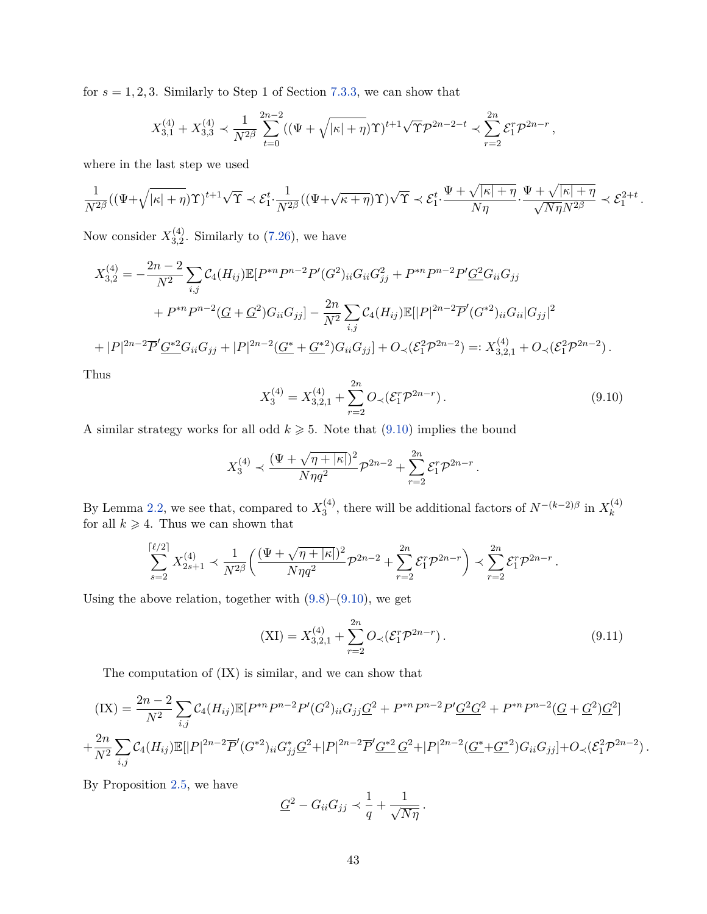for $s = 1, 2, 3$. Similarly to Step 1 of Section 7.3.3, we can show that

$$X_{3,1}^{(4)} + X_{3,3}^{(4)} \prec \frac{1}{N^{2\beta}} \sum_{t=0}^{2n-2} ((\Psi + \sqrt{|\kappa| + \eta})\Upsilon)^{t+1} \sqrt{\Upsilon} \mathcal{P}^{2n-2-t} \prec \sum_{r=2}^{2n} \mathcal{E}_1^r \mathcal{P}^{2n-r} ,$$

where in the last step we used

$$\frac{1}{N^{2\beta}}((\Psi + \sqrt{|\kappa| + \eta})\Upsilon)^{t+1}\sqrt{\Upsilon} \prec \mathcal{E}_1^t \cdot \frac{1}{N^{2\beta}}((\Psi + \sqrt{\kappa + \eta})\Upsilon)\sqrt{\Upsilon} \prec \mathcal{E}_1^t \cdot \frac{\Psi + \sqrt{|\kappa| + \eta}}{N\eta} \cdot \frac{\Psi + \sqrt{|\kappa| + \eta}}{\sqrt{N\eta} N^{2\beta}} \prec \mathcal{E}_1^{2+t} .$$

Now consider $X_{3,2}^{(4)}$. Similarly to (7.26), we have

$$\begin{aligned}
X_{3,2}^{(4)} = &-\frac{2n-2}{N^2} \sum_{i,j} \mathcal{C}_4(H_{ij}) \mathbb{E}[P^{*n} P^{n-2} P' (G^2)_{ii} G_{ii} G_{jj}^2 + P^{*n} P^{n-2} P' \underline{G^2} G_{ii} G_{jj} \\
&+ P^{*n} P^{n-2} (\underline{G} + \underline{G^2}) G_{ii} G_{jj}] - \frac{2n}{N^2} \sum_{i,j} \mathcal{C}_4(H_{ij}) \mathbb{E}[|P|^{2n-2} \overline{P}' (G^{*2})_{ii} G_{ii} |G_{jj}|^2 \\
&+ |P|^{2n-2} \overline{P}' \underline{G^{*2}} G_{ii} G_{jj} + |P|^{2n-2} (\underline{G^*} + \underline{G^{*2}}) G_{ii} G_{jj}] + O_\prec(\mathcal{E}_1^2 \mathcal{P}^{2n-2}) =: X_{3,2,1}^{(4)} + O_\prec(\mathcal{E}_1^2 \mathcal{P}^{2n-2}) .
\end{aligned}$$

Thus

$$X_3^{(4)} = X_{3,2,1}^{(4)} + \sum_{r=2}^{2n} O_\prec(\mathcal{E}_1^r \mathcal{P}^{2n-r}) . \tag{9.10}$$

A similar strategy works for all odd $k \geqslant 5$. Note that (9.10) implies the bound

$$X_3^{(4)} \prec \frac{(\Psi + \sqrt{\eta + |\kappa|})^2}{N\eta q^2} \mathcal{P}^{2n-2} + \sum_{r=2}^{2n} \mathcal{E}_1^r \mathcal{P}^{2n-r} .$$

By Lemma 2.2, we see that, compared to $X_3^{(4)}$, there will be additional factors of $N^{-(k-2)\beta}$ in $X_k^{(4)}$ for all $k \geqslant 4$. Thus we can shown that

$$\sum_{s=2}^{\lceil \ell/2 \rceil} X_{2s+1}^{(4)} \prec \frac{1}{N^{2\beta}} \Big( \frac{(\Psi + \sqrt{\eta + |\kappa|})^2}{N\eta q^2} \mathcal{P}^{2n-2} + \sum_{r=2}^{2n} \mathcal{E}_1^r \mathcal{P}^{2n-r} \Big) \prec \sum_{r=2}^{2n} \mathcal{E}_1^r \mathcal{P}^{2n-r} .$$

Using the above relation, together with (9.8)–(9.10), we get

$$\text{(XI)} = X_{3,2,1}^{(4)} + \sum_{r=2}^{2n} O_\prec(\mathcal{E}_1^r \mathcal{P}^{2n-r}) . \tag{9.11}$$

The computation of (IX) is similar, and we can show that

$$\begin{aligned}
\text{(IX)} = &\frac{2n-2}{N^2} \sum_{i,j} \mathcal{C}_4(H_{ij}) \mathbb{E}[P^{*n} P^{n-2} P' (G^2)_{ii} G_{jj} \underline{G}^2 + P^{*n} P^{n-2} P' \underline{G^2} \underline{G}^2 + P^{*n} P^{n-2} (\underline{G} + \underline{G^2}) \underline{G}^2] \\
+ &\frac{2n}{N^2} \sum_{i,j} \mathcal{C}_4(H_{ij}) \mathbb{E}[|P|^{2n-2} \overline{P}' (G^{*2})_{ii} G_{jj}^* \underline{G}^2 + |P|^{2n-2} \overline{P}' \underline{G^{*2}}\, \underline{G}^2 + |P|^{2n-2} (\underline{G^*} + \underline{G^{*2}}) G_{ii} G_{jj}] + O_\prec(\mathcal{E}_1^2 \mathcal{P}^{2n-2}) .
\end{aligned}$$

By Proposition 2.5, we have

$$\underline{G}^2 - G_{ii} G_{jj} \prec \frac{1}{q} + \frac{1}{\sqrt{N\eta}} .$$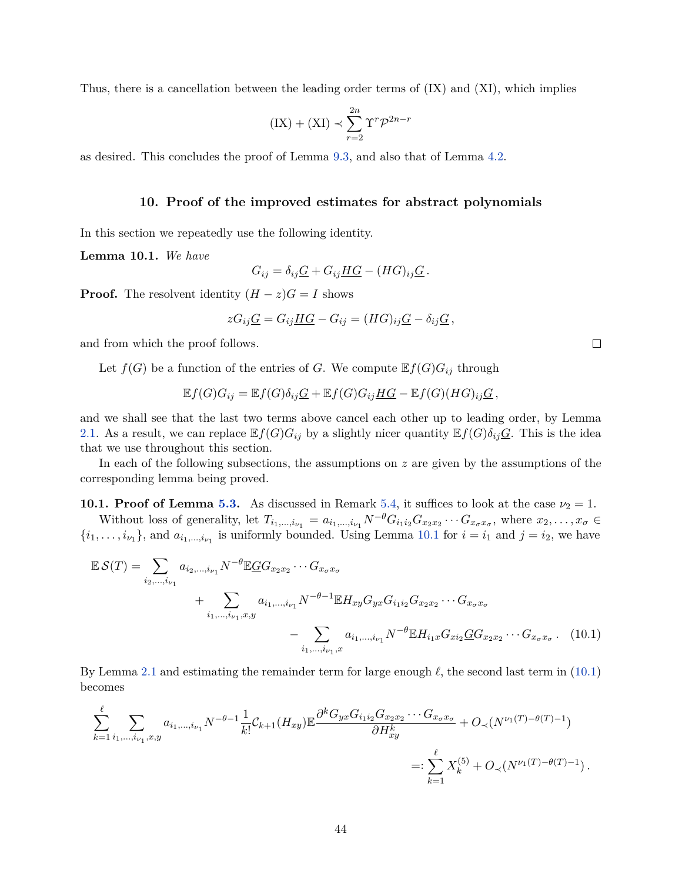Thus, there is a cancellation between the leading order terms of (IX) and (XI), which implies

$$\text{(IX)} + \text{(XI)} \prec \sum_{r=2}^{2n} \Upsilon^r \mathcal{P}^{2n-r}$$

as desired. This concludes the proof of Lemma 9.3, and also that of Lemma 4.2.

## 10. Proof of the improved estimates for abstract polynomials

In this section we repeatedly use the following identity.

**Lemma 10.1.** *We have*

$$G_{ij} = \delta_{ij}\underline{G} + G_{ij}\underline{HG} - (HG)_{ij}\underline{G}\,.$$

**Proof.** The resolvent identity $(H-z)G = I$ shows

$$zG_{ij}\underline{G} = G_{ij}\underline{HG} - G_{ij} = (HG)_{ij}\underline{G} - \delta_{ij}\underline{G}\,,$$

and from which the proof follows. □

Let $f(G)$ be a function of the entries of $G$. We compute $\mathbb{E}f(G)G_{ij}$ through

$$\mathbb{E}f(G)G_{ij} = \mathbb{E}f(G)\delta_{ij}\underline{G} + \mathbb{E}f(G)G_{ij}\underline{HG} - \mathbb{E}f(G)(HG)_{ij}\underline{G}\,,$$

and we shall see that the last two terms above cancel each other up to leading order, by Lemma 2.1. As a result, we can replace $\mathbb{E}f(G)G_{ij}$ by a slightly nicer quantity $\mathbb{E}f(G)\delta_{ij}\underline{G}$. This is the idea that we use throughout this section.

In each of the following subsections, the assumptions on $z$ are given by the assumptions of the corresponding lemma being proved.

**10.1. Proof of Lemma 5.3.** As discussed in Remark 5.4, it suffices to look at the case $\nu_2 = 1$.

Without loss of generality, let $T_{i_1,\dots,i_{\nu_1}} = a_{i_1,\dots,i_{\nu_1}} N^{-\theta} G_{i_1i_2}G_{x_2x_2}\cdots G_{x_\sigma x_\sigma}$, where $x_2,\dots,x_\sigma \in \{i_1,\dots,i_{\nu_1}\}$, and $a_{i_1,\dots,i_{\nu_1}}$ is uniformly bounded. Using Lemma 10.1 for $i = i_1$ and $j = i_2$, we have

$$\begin{aligned}
\mathbb{E}\,\mathcal{S}(T) = \sum_{i_2,\dots,i_{\nu_1}} a_{i_2,\dots,i_{\nu_1}} N^{-\theta}\mathbb{E}\underline{G}G_{x_2x_2}\cdots G_{x_\sigma x_\sigma} \\
+ \sum_{i_1,\dots,i_{\nu_1},x,y} a_{i_1,\dots,i_{\nu_1}} N^{-\theta-1}\mathbb{E}H_{xy}G_{yx}G_{i_1i_2}G_{x_2x_2}\cdots G_{x_\sigma x_\sigma} \\
- \sum_{i_1,\dots,i_{\nu_1},x} a_{i_1,\dots,i_{\nu_1}} N^{-\theta}\mathbb{E}H_{i_1x}G_{xi_2}\underline{G}G_{x_2x_2}\cdots G_{x_\sigma x_\sigma}\,. \quad (10.1)
\end{aligned}$$

By Lemma 2.1 and estimating the remainder term for large enough $\ell$, the second last term in (10.1) becomes

$$\begin{aligned}
\sum_{k=1}^{\ell}\sum_{i_1,\dots,i_{\nu_1},x,y} a_{i_1,\dots,i_{\nu_1}} N^{-\theta-1}\frac{1}{k!}\mathcal{C}_{k+1}(H_{xy})\mathbb{E}\frac{\partial^k G_{yx}G_{i_1i_2}G_{x_2x_2}\cdots G_{x_\sigma x_\sigma}}{\partial H_{xy}^k} + O_{\prec}(N^{\nu_1(T)-\theta(T)-1}) \\
=: \sum_{k=1}^{\ell} X_k^{(5)} + O_{\prec}(N^{\nu_1(T)-\theta(T)-1})\,.
\end{aligned}$$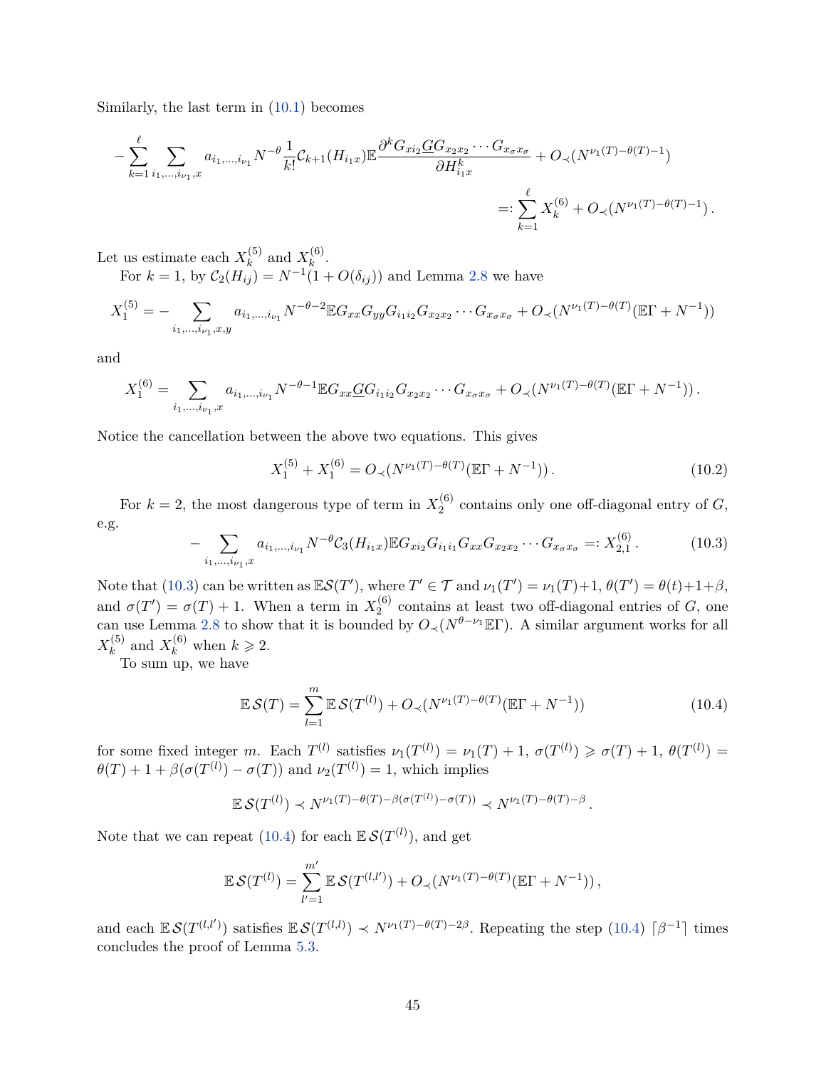Similarly, the last term in (10.1) becomes

$$
-\sum_{k=1}^{\ell}\sum_{i_1,\dots,i_{\nu_1},x} a_{i_1,\dots,i_{\nu_1}} N^{-\theta}\frac{1}{k!}\mathcal{C}_{k+1}(H_{i_1x})\mathbb{E}\frac{\partial^k G_{xi_2}\underline{G}G_{x_2x_2}\cdots G_{x_\sigma x_\sigma}}{\partial H_{i_1x}^k} + O_\prec(N^{\nu_1(T)-\theta(T)-1})
$$

$$
=: \sum_{k=1}^{\ell} X_k^{(6)} + O_\prec(N^{\nu_1(T)-\theta(T)-1}).
$$

Let us estimate each $X_k^{(5)}$ and $X_k^{(6)}$.

For $k=1$, by $\mathcal{C}_2(H_{ij}) = N^{-1}(1+O(\delta_{ij}))$ and Lemma 2.8 we have

$$
X_1^{(5)} = -\sum_{i_1,\dots,i_{\nu_1},x,y} a_{i_1,\dots,i_{\nu_1}} N^{-\theta-2}\mathbb{E}G_{xx}G_{yy}G_{i_1i_2}G_{x_2x_2}\cdots G_{x_\sigma x_\sigma} + O_\prec(N^{\nu_1(T)-\theta(T)}(\mathbb{E}\Gamma + N^{-1}))
$$

and

$$
X_1^{(6)} = \sum_{i_1,\dots,i_{\nu_1},x} a_{i_1,\dots,i_{\nu_1}} N^{-\theta-1}\mathbb{E}G_{xx}\underline{G}G_{i_1i_2}G_{x_2x_2}\cdots G_{x_\sigma x_\sigma} + O_\prec(N^{\nu_1(T)-\theta(T)}(\mathbb{E}\Gamma + N^{-1})).
$$

Notice the cancellation between the above two equations. This gives

$$
X_1^{(5)} + X_1^{(6)} = O_\prec(N^{\nu_1(T)-\theta(T)}(\mathbb{E}\Gamma + N^{-1})). \tag{10.2}
$$

For $k=2$, the most dangerous type of term in $X_2^{(6)}$ contains only one off-diagonal entry of $G$, e.g.

$$
-\sum_{i_1,\dots,i_{\nu_1},x} a_{i_1,\dots,i_{\nu_1}} N^{-\theta}\mathcal{C}_3(H_{i_1x})\mathbb{E}G_{xi_2}G_{i_1i_1}G_{xx}G_{x_2x_2}\cdots G_{x_\sigma x_\sigma} =: X_{2,1}^{(6)}. \tag{10.3}
$$

Note that (10.3) can be written as $\mathbb{E}\mathcal{S}(T')$, where $T' \in \mathcal{T}$ and $\nu_1(T') = \nu_1(T)+1$, $\theta(T') = \theta(t)+1+\beta$, and $\sigma(T') = \sigma(T)+1$. When a term in $X_2^{(6)}$ contains at least two off-diagonal entries of $G$, one can use Lemma 2.8 to show that it is bounded by $O_\prec(N^{\theta-\nu_1}\mathbb{E}\Gamma)$. A similar argument works for all $X_k^{(5)}$ and $X_k^{(6)}$ when $k \geqslant 2$.

To sum up, we have

$$
\mathbb{E}\,\mathcal{S}(T) = \sum_{l=1}^{m}\mathbb{E}\,\mathcal{S}(T^{(l)}) + O_\prec(N^{\nu_1(T)-\theta(T)}(\mathbb{E}\Gamma + N^{-1})) \tag{10.4}
$$

for some fixed integer $m$. Each $T^{(l)}$ satisfies $\nu_1(T^{(l)}) = \nu_1(T)+1$, $\sigma(T^{(l)}) \geqslant \sigma(T)+1$, $\theta(T^{(l)}) = \theta(T)+1+\beta(\sigma(T^{(l)})-\sigma(T))$ and $\nu_2(T^{(l)}) = 1$, which implies

$$
\mathbb{E}\,\mathcal{S}(T^{(l)}) \prec N^{\nu_1(T)-\theta(T)-\beta(\sigma(T^{(l)})-\sigma(T))} \prec N^{\nu_1(T)-\theta(T)-\beta}.
$$

Note that we can repeat (10.4) for each $\mathbb{E}\,\mathcal{S}(T^{(l)})$, and get

$$
\mathbb{E}\,\mathcal{S}(T^{(l)}) = \sum_{l'=1}^{m'}\mathbb{E}\,\mathcal{S}(T^{(l,l')}) + O_\prec(N^{\nu_1(T)-\theta(T)}(\mathbb{E}\Gamma + N^{-1})),
$$

and each $\mathbb{E}\,\mathcal{S}(T^{(l,l')})$ satisfies $\mathbb{E}\,\mathcal{S}(T^{(l,l)}) \prec N^{\nu_1(T)-\theta(T)-2\beta}$. Repeating the step (10.4) $\lceil \beta^{-1}\rceil$ times concludes the proof of Lemma 5.3.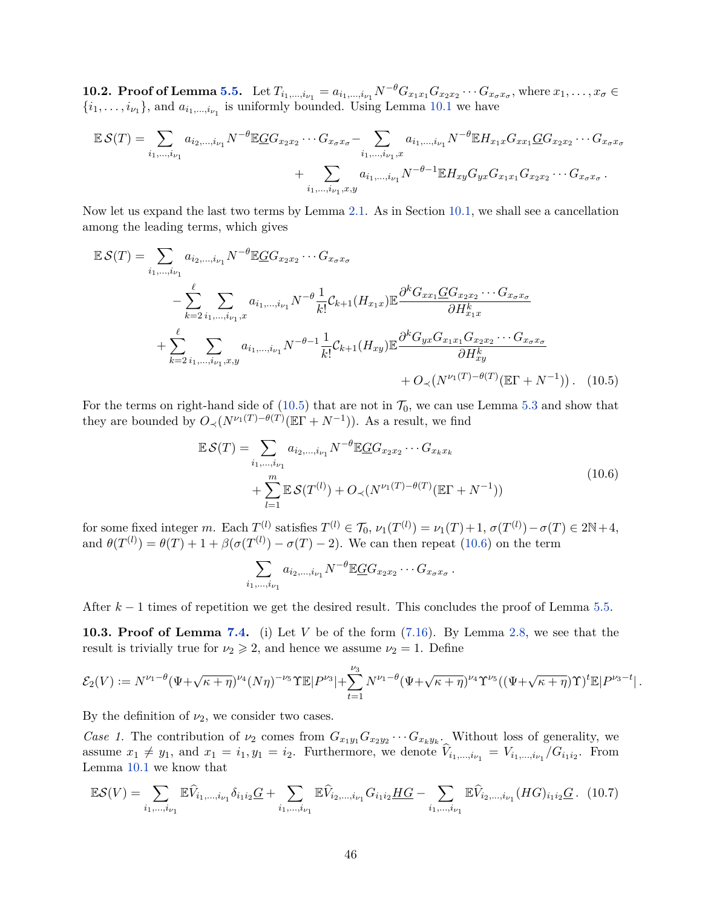**10.2. Proof of Lemma 5.5.** Let $T_{i_1,\dots,i_{\nu_1}} = a_{i_1,\dots,i_{\nu_1}} N^{-\theta} G_{x_1x_1} G_{x_2x_2} \cdots G_{x_\sigma x_\sigma}$, where $x_1,\dots,x_\sigma \in \{i_1,\dots,i_{\nu_1}\}$, and $a_{i_1,\dots,i_{\nu_1}}$ is uniformly bounded. Using Lemma 10.1 we have

$$
\mathbb{E}\,\mathcal{S}(T) = \sum_{i_1,\dots,i_{\nu_1}} a_{i_2,\dots,i_{\nu_1}} N^{-\theta} \mathbb{E}\underline{G} G_{x_2x_2}\cdots G_{x_\sigma x_\sigma} - \sum_{i_1,\dots,i_{\nu_1},x} a_{i_1,\dots,i_{\nu_1}} N^{-\theta} \mathbb{E} H_{x_1x} G_{xx_1} \underline{G} G_{x_2x_2}\cdots G_{x_\sigma x_\sigma}
$$
$$
+ \sum_{i_1,\dots,i_{\nu_1},x,y} a_{i_1,\dots,i_{\nu_1}} N^{-\theta-1} \mathbb{E} H_{xy} G_{yx} G_{x_1x_1} G_{x_2x_2}\cdots G_{x_\sigma x_\sigma}\,.
$$

Now let us expand the last two terms by Lemma 2.1. As in Section 10.1, we shall see a cancellation among the leading terms, which gives

$$
\begin{aligned}
\mathbb{E}\,\mathcal{S}(T) = &\sum_{i_1,\dots,i_{\nu_1}} a_{i_2,\dots,i_{\nu_1}} N^{-\theta} \mathbb{E}\underline{G} G_{x_2x_2}\cdots G_{x_\sigma x_\sigma} \\
&- \sum_{k=2}^{\ell} \sum_{i_1,\dots,i_{\nu_1},x} a_{i_1,\dots,i_{\nu_1}} N^{-\theta} \frac{1}{k!} \mathcal{C}_{k+1}(H_{x_1x}) \mathbb{E} \frac{\partial^k G_{xx_1} \underline{G} G_{x_2x_2}\cdots G_{x_\sigma x_\sigma}}{\partial H_{x_1x}^k} \\
&+ \sum_{k=2}^{\ell} \sum_{i_1,\dots,i_{\nu_1},x,y} a_{i_1,\dots,i_{\nu_1}} N^{-\theta-1} \frac{1}{k!} \mathcal{C}_{k+1}(H_{xy}) \mathbb{E} \frac{\partial^k G_{yx} G_{x_1x_1} G_{x_2x_2}\cdots G_{x_\sigma x_\sigma}}{\partial H_{xy}^k} \\
&+ O_{\prec}\big(N^{\nu_1(T)-\theta(T)}(\mathbb{E}\Gamma + N^{-1})\big)\,. 
\end{aligned} \tag{10.5}
$$

For the terms on right-hand side of (10.5) that are not in $\mathcal{T}_0$, we can use Lemma 5.3 and show that they are bounded by $O_{\prec}(N^{\nu_1(T)-\theta(T)}(\mathbb{E}\Gamma + N^{-1}))$. As a result, we find

$$
\begin{aligned}
\mathbb{E}\,\mathcal{S}(T) = &\sum_{i_1,\dots,i_{\nu_1}} a_{i_2,\dots,i_{\nu_1}} N^{-\theta} \mathbb{E}\underline{G} G_{x_2x_2}\cdots G_{x_kx_k} \\
&+ \sum_{l=1}^{m} \mathbb{E}\,\mathcal{S}(T^{(l)}) + O_{\prec}(N^{\nu_1(T)-\theta(T)}(\mathbb{E}\Gamma + N^{-1}))
\end{aligned} \tag{10.6}
$$

for some fixed integer $m$. Each $T^{(l)}$ satisfies $T^{(l)} \in \mathcal{T}_0$, $\nu_1(T^{(l)}) = \nu_1(T)+1$, $\sigma(T^{(l)}) - \sigma(T) \in 2\mathbb{N}+4$, and $\theta(T^{(l)}) = \theta(T) + 1 + \beta(\sigma(T^{(l)}) - \sigma(T) - 2)$. We can then repeat (10.6) on the term

$$
\sum_{i_1,\dots,i_{\nu_1}} a_{i_2,\dots,i_{\nu_1}} N^{-\theta} \mathbb{E}\underline{G} G_{x_2x_2}\cdots G_{x_\sigma x_\sigma}\,.
$$

After $k-1$ times of repetition we get the desired result. This concludes the proof of Lemma 5.5.

**10.3. Proof of Lemma 7.4.** (i) Let $V$ be of the form (7.16). By Lemma 2.8, we see that the result is trivially true for $\nu_2 \geqslant 2$, and hence we assume $\nu_2 = 1$. Define

$$
\mathcal{E}_2(V) := N^{\nu_1-\theta}(\Psi+\sqrt{\kappa+\eta})^{\nu_4}(N\eta)^{-\nu_5}\Upsilon\mathbb{E}|P^{\nu_3}| + \sum_{t=1}^{\nu_3} N^{\nu_1-\theta}(\Psi+\sqrt{\kappa+\eta})^{\nu_4}\Upsilon^{\nu_5}((\Psi+\sqrt{\kappa+\eta})\Upsilon)^t\mathbb{E}|P^{\nu_3-t}|\,.
$$

By the definition of $\nu_2$, we consider two cases.

*Case 1.* The contribution of $\nu_2$ comes from $G_{x_1y_1}G_{x_2y_2}\cdots G_{x_ky_k}$. Without loss of generality, we assume $x_1 \neq y_1$, and $x_1 = i_1, y_1 = i_2$. Furthermore, we denote $\widehat{V}_{i_1,\dots,i_{\nu_1}} = V_{i_1,\dots,i_{\nu_1}}/G_{i_1i_2}$. From Lemma 10.1 we know that

$$
\mathbb{E}\mathcal{S}(V) = \sum_{i_1,\dots,i_{\nu_1}} \mathbb{E}\widehat{V}_{i_1,\dots,i_{\nu_1}}\delta_{i_1i_2}\underline{G} + \sum_{i_1,\dots,i_{\nu_1}} \mathbb{E}\widehat{V}_{i_2,\dots,i_{\nu_1}} G_{i_1i_2}\underline{HG} - \sum_{i_1,\dots,i_{\nu_1}} \mathbb{E}\widehat{V}_{i_2,\dots,i_{\nu_1}}(HG)_{i_1i_2}\underline{G}\,. \tag{10.7}
$$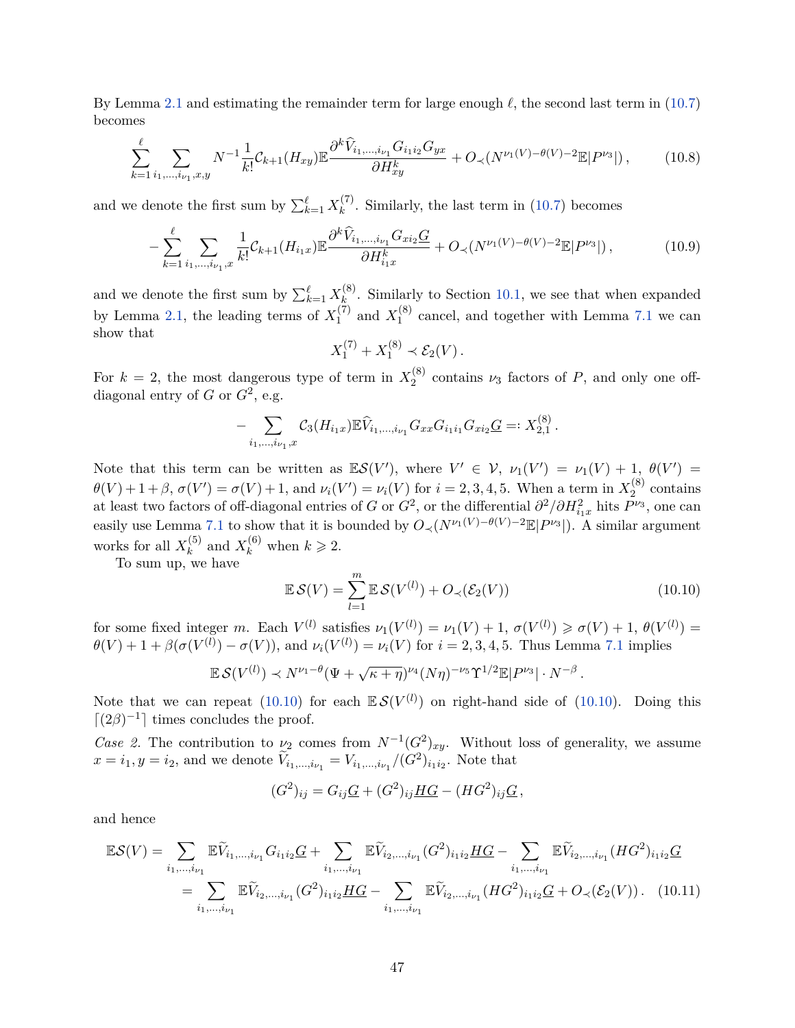By Lemma 2.1 and estimating the remainder term for large enough $\ell$, the second last term in (10.7) becomes

$$\sum_{k=1}^{\ell} \sum_{i_1,\dots,i_{\nu_1},x,y} N^{-1}\frac{1}{k!}\mathcal{C}_{k+1}(H_{xy})\mathbb{E}\frac{\partial^k \widehat{V}_{i_1,\dots,i_{\nu_1}} G_{i_1 i_2} G_{yx}}{\partial H_{xy}^k} + O_{\prec}(N^{\nu_1(V)-\theta(V)-2}\mathbb{E}|P^{\nu_3}|)\,, \tag{10.8}$$

and we denote the first sum by $\sum_{k=1}^{\ell} X_k^{(7)}$. Similarly, the last term in (10.7) becomes

$$-\sum_{k=1}^{\ell} \sum_{i_1,\dots,i_{\nu_1},x} \frac{1}{k!}\mathcal{C}_{k+1}(H_{i_1 x})\mathbb{E}\frac{\partial^k \widehat{V}_{i_1,\dots,i_{\nu_1}} G_{x i_2} \underline{G}}{\partial H_{i_1 x}^k} + O_{\prec}(N^{\nu_1(V)-\theta(V)-2}\mathbb{E}|P^{\nu_3}|)\,, \tag{10.9}$$

and we denote the first sum by $\sum_{k=1}^{\ell} X_k^{(8)}$. Similarly to Section 10.1, we see that when expanded by Lemma 2.1, the leading terms of $X_1^{(7)}$ and $X_1^{(8)}$ cancel, and together with Lemma 7.1 we can show that

$$X_1^{(7)} + X_1^{(8)} \prec \mathcal{E}_2(V)\,.$$

For $k=2$, the most dangerous type of term in $X_2^{(8)}$ contains $\nu_3$ factors of $P$, and only one off-diagonal entry of $G$ or $G^2$, e.g.

$$-\sum_{i_1,\dots,i_{\nu_1},x} \mathcal{C}_3(H_{i_1 x})\mathbb{E}\widehat{V}_{i_1,\dots,i_{\nu_1}} G_{xx} G_{i_1 i_1} G_{x i_2}\underline{G} =: X_{2,1}^{(8)}\,.$$

Note that this term can be written as $\mathbb{E}\mathcal{S}(V')$, where $V'\in\mathcal{V}$, $\nu_1(V')=\nu_1(V)+1$, $\theta(V')=\theta(V)+1+\beta$, $\sigma(V')=\sigma(V)+1$, and $\nu_i(V')=\nu_i(V)$ for $i=2,3,4,5$. When a term in $X_2^{(8)}$ contains at least two factors of off-diagonal entries of $G$ or $G^2$, or the differential $\partial^2/\partial H_{i_1 x}^2$ hits $P^{\nu_3}$, one can easily use Lemma 7.1 to show that it is bounded by $O_{\prec}(N^{\nu_1(V)-\theta(V)-2}\mathbb{E}|P^{\nu_3}|)$. A similar argument works for all $X_k^{(5)}$ and $X_k^{(6)}$ when $k\geqslant 2$.

To sum up, we have

$$\mathbb{E}\,\mathcal{S}(V) = \sum_{l=1}^{m}\mathbb{E}\,\mathcal{S}(V^{(l)}) + O_{\prec}(\mathcal{E}_2(V)) \tag{10.10}$$

for some fixed integer $m$. Each $V^{(l)}$ satisfies $\nu_1(V^{(l)})=\nu_1(V)+1$, $\sigma(V^{(l)})\geqslant\sigma(V)+1$, $\theta(V^{(l)})=\theta(V)+1+\beta(\sigma(V^{(l)})-\sigma(V))$, and $\nu_i(V^{(l)})=\nu_i(V)$ for $i=2,3,4,5$. Thus Lemma 7.1 implies

$$\mathbb{E}\,\mathcal{S}(V^{(l)}) \prec N^{\nu_1-\theta}(\Psi+\sqrt{\kappa+\eta})^{\nu_4}(N\eta)^{-\nu_5}\Upsilon^{1/2}\mathbb{E}|P^{\nu_3}|\cdot N^{-\beta}\,.$$

Note that we can repeat (10.10) for each $\mathbb{E}\,\mathcal{S}(V^{(l)})$ on right-hand side of (10.10). Doing this $\lceil (2\beta)^{-1}\rceil$ times concludes the proof.

*Case 2.* The contribution to $\nu_2$ comes from $N^{-1}(G^2)_{xy}$. Without loss of generality, we assume $x=i_1, y=i_2$, and we denote $\widetilde{V}_{i_1,\dots,i_{\nu_1}} = V_{i_1,\dots,i_{\nu_1}}/(G^2)_{i_1 i_2}$. Note that

$$(G^2)_{ij} = G_{ij}\underline{G} + (G^2)_{ij}\underline{HG} - (HG^2)_{ij}\underline{G}\,,$$

and hence

$$\begin{aligned}
\mathbb{E}\mathcal{S}(V) &= \sum_{i_1,\dots,i_{\nu_1}}\mathbb{E}\widetilde{V}_{i_1,\dots,i_{\nu_1}} G_{i_1 i_2}\underline{G} + \sum_{i_1,\dots,i_{\nu_1}}\mathbb{E}\widetilde{V}_{i_2,\dots,i_{\nu_1}}(G^2)_{i_1 i_2}\underline{HG} - \sum_{i_1,\dots,i_{\nu_1}}\mathbb{E}\widetilde{V}_{i_2,\dots,i_{\nu_1}}(HG^2)_{i_1 i_2}\underline{G}\\
&= \sum_{i_1,\dots,i_{\nu_1}}\mathbb{E}\widetilde{V}_{i_2,\dots,i_{\nu_1}}(G^2)_{i_1 i_2}\underline{HG} - \sum_{i_1,\dots,i_{\nu_1}}\mathbb{E}\widetilde{V}_{i_2,\dots,i_{\nu_1}}(HG^2)_{i_1 i_2}\underline{G} + O_{\prec}(\mathcal{E}_2(V))\,.
\end{aligned} \tag{10.11}$$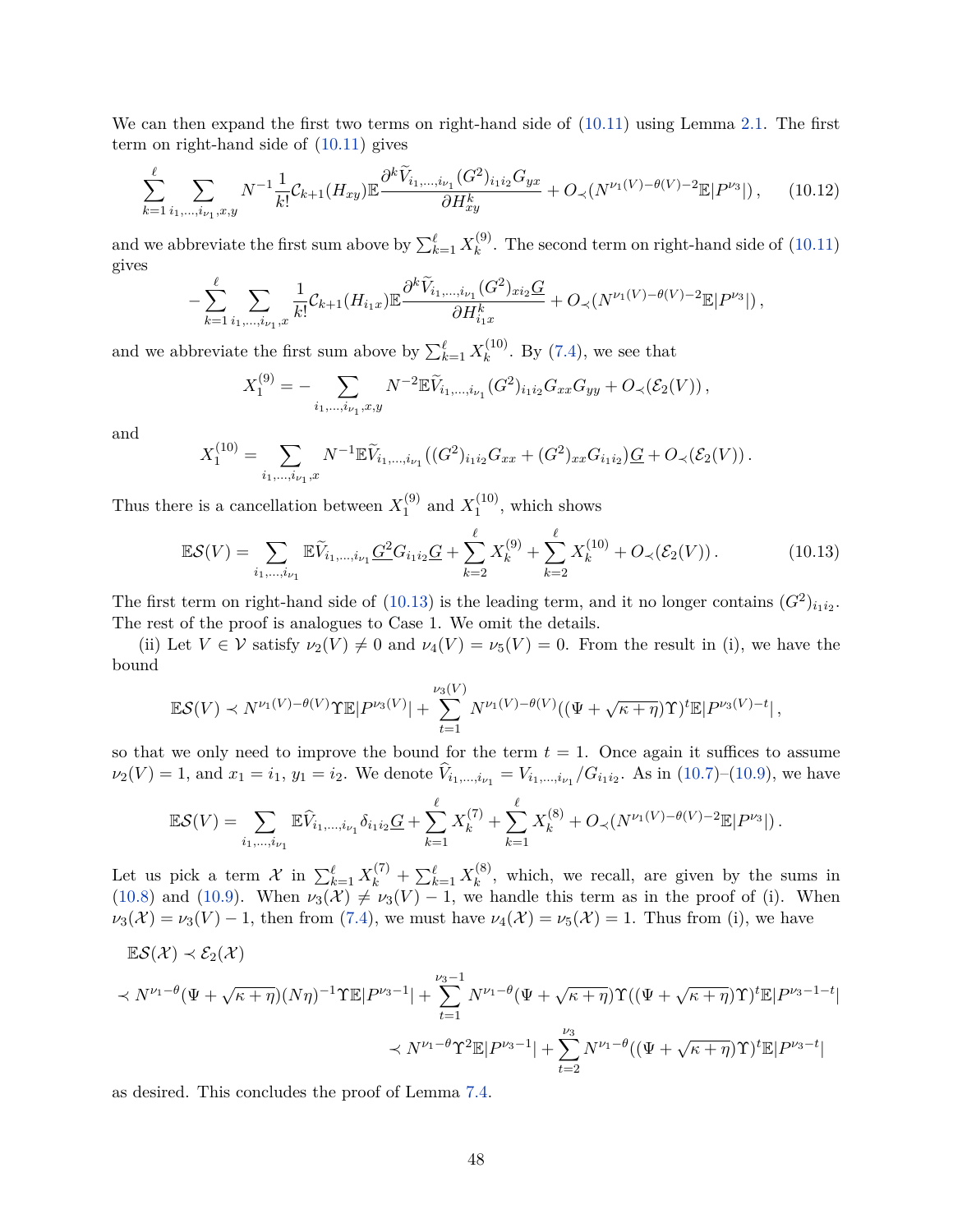We can then expand the first two terms on right-hand side of (10.11) using Lemma 2.1. The first term on right-hand side of (10.11) gives

$$\sum_{k=1}^{\ell} \sum_{i_1,\dots,i_{\nu_1},x,y} N^{-1}\frac{1}{k!}\mathcal{C}_{k+1}(H_{xy})\mathbb{E}\frac{\partial^k \widetilde{V}_{i_1,\dots,i_{\nu_1}}(G^2)_{i_1i_2}G_{yx}}{\partial H_{xy}^k} + O_{\prec}(N^{\nu_1(V)-\theta(V)-2}\mathbb{E}|P^{\nu_3}|)\,, \tag{10.12}$$

and we abbreviate the first sum above by $\sum_{k=1}^{\ell} X_k^{(9)}$. The second term on right-hand side of (10.11) gives

$$-\sum_{k=1}^{\ell} \sum_{i_1,\dots,i_{\nu_1},x} \frac{1}{k!}\mathcal{C}_{k+1}(H_{i_1x})\mathbb{E}\frac{\partial^k \widetilde{V}_{i_1,\dots,i_{\nu_1}}(G^2)_{xi_2}\underline{G}}{\partial H_{i_1x}^k} + O_{\prec}(N^{\nu_1(V)-\theta(V)-2}\mathbb{E}|P^{\nu_3}|)\,,$$

and we abbreviate the first sum above by $\sum_{k=1}^{\ell} X_k^{(10)}$. By (7.4), we see that

$$X_1^{(9)} = -\sum_{i_1,\dots,i_{\nu_1},x,y} N^{-2}\mathbb{E}\widetilde{V}_{i_1,\dots,i_{\nu_1}}(G^2)_{i_1i_2}G_{xx}G_{yy} + O_{\prec}(\mathcal{E}_2(V))\,,$$

and

$$X_1^{(10)} = \sum_{i_1,\dots,i_{\nu_1},x} N^{-1}\mathbb{E}\widetilde{V}_{i_1,\dots,i_{\nu_1}}\big((G^2)_{i_1i_2}G_{xx} + (G^2)_{xx}G_{i_1i_2}\big)\underline{G} + O_{\prec}(\mathcal{E}_2(V))\,.$$

Thus there is a cancellation between $X_1^{(9)}$ and $X_1^{(10)}$, which shows

$$\mathbb{E}\mathcal{S}(V) = \sum_{i_1,\dots,i_{\nu_1}} \mathbb{E}\widetilde{V}_{i_1,\dots,i_{\nu_1}}\underline{G^2}G_{i_1i_2}\underline{G} + \sum_{k=2}^{\ell} X_k^{(9)} + \sum_{k=2}^{\ell} X_k^{(10)} + O_{\prec}(\mathcal{E}_2(V))\,. \tag{10.13}$$

The first term on right-hand side of (10.13) is the leading term, and it no longer contains $(G^2)_{i_1i_2}$. The rest of the proof is analogues to Case 1. We omit the details.

(ii) Let $V \in \mathcal{V}$ satisfy $\nu_2(V) \neq 0$ and $\nu_4(V) = \nu_5(V) = 0$. From the result in (i), we have the bound

$$\mathbb{E}\mathcal{S}(V) \prec N^{\nu_1(V)-\theta(V)}\Upsilon\mathbb{E}|P^{\nu_3(V)}| + \sum_{t=1}^{\nu_3(V)} N^{\nu_1(V)-\theta(V)}((\Psi+\sqrt{\kappa+\eta})\Upsilon)^t\mathbb{E}|P^{\nu_3(V)-t}|\,,$$

so that we only need to improve the bound for the term $t=1$. Once again it suffices to assume $\nu_2(V) = 1$, and $x_1 = i_1$, $y_1 = i_2$. We denote $\widehat{V}_{i_1,\dots,i_{\nu_1}} = V_{i_1,\dots,i_{\nu_1}}/G_{i_1i_2}$. As in (10.7)–(10.9), we have

$$\mathbb{E}\mathcal{S}(V) = \sum_{i_1,\dots,i_{\nu_1}} \mathbb{E}\widehat{V}_{i_1,\dots,i_{\nu_1}}\delta_{i_1i_2}\underline{G} + \sum_{k=1}^{\ell} X_k^{(7)} + \sum_{k=1}^{\ell} X_k^{(8)} + O_{\prec}(N^{\nu_1(V)-\theta(V)-2}\mathbb{E}|P^{\nu_3}|)\,.$$

Let us pick a term $\mathcal{X}$ in $\sum_{k=1}^{\ell} X_k^{(7)} + \sum_{k=1}^{\ell} X_k^{(8)}$, which, we recall, are given by the sums in (10.8) and (10.9). When $\nu_3(\mathcal{X}) \neq \nu_3(V) - 1$, we handle this term as in the proof of (i). When $\nu_3(\mathcal{X}) = \nu_3(V) - 1$, then from (7.4), we must have $\nu_4(\mathcal{X}) = \nu_5(\mathcal{X}) = 1$. Thus from (i), we have

$$\begin{aligned}
&\mathbb{E}\mathcal{S}(\mathcal{X}) \prec \mathcal{E}_2(\mathcal{X})\\
&\prec N^{\nu_1-\theta}(\Psi+\sqrt{\kappa+\eta})(N\eta)^{-1}\Upsilon\mathbb{E}|P^{\nu_3-1}| + \sum_{t=1}^{\nu_3-1} N^{\nu_1-\theta}(\Psi+\sqrt{\kappa+\eta})\Upsilon((\Psi+\sqrt{\kappa+\eta})\Upsilon)^t\mathbb{E}|P^{\nu_3-1-t}|\\
&\qquad\prec N^{\nu_1-\theta}\Upsilon^2\mathbb{E}|P^{\nu_3-1}| + \sum_{t=2}^{\nu_3} N^{\nu_1-\theta}((\Psi+\sqrt{\kappa+\eta})\Upsilon)^t\mathbb{E}|P^{\nu_3-t}|
\end{aligned}$$

as desired. This concludes the proof of Lemma 7.4.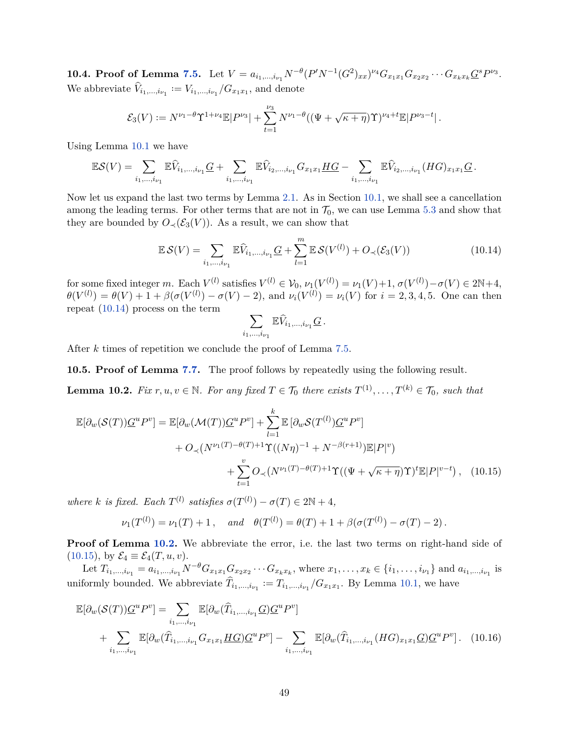**10.4. Proof of Lemma 7.5.** Let $V = a_{i_1,\dots,i_{\nu_1}} N^{-\theta}(P' N^{-1}(G^2)_{xx})^{\nu_4} G_{x_1x_1}G_{x_2x_2}\cdots G_{x_kx_k}\underline{G}^s P^{\nu_3}$. We abbreviate $\widehat{V}_{i_1,\dots,i_{\nu_1}} := V_{i_1,\dots,i_{\nu_1}}/G_{x_1x_1}$, and denote

$$\mathcal{E}_3(V) := N^{\nu_1-\theta}\Upsilon^{1+\nu_4}\mathbb{E}|P^{\nu_3}| + \sum_{t=1}^{\nu_3} N^{\nu_1-\theta}((\Psi+\sqrt{\kappa+\eta})\Upsilon)^{\nu_4+t}\mathbb{E}|P^{\nu_3-t}|\,.$$

Using Lemma 10.1 we have

$$\mathbb{E}\mathcal{S}(V) = \sum_{i_1,\dots,i_{\nu_1}}\mathbb{E}\widehat{V}_{i_1,\dots,i_{\nu_1}}\underline{G} + \sum_{i_1,\dots,i_{\nu_1}}\mathbb{E}\widehat{V}_{i_2,\dots,i_{\nu_1}}G_{x_1x_1}\underline{HG} - \sum_{i_1,\dots,i_{\nu_1}}\mathbb{E}\widehat{V}_{i_2,\dots,i_{\nu_1}}(HG)_{x_1x_1}\underline{G}\,.$$

Now let us expand the last two terms by Lemma 2.1. As in Section 10.1, we shall see a cancellation among the leading terms. For other terms that are not in $\mathcal{T}_0$, we can use Lemma 5.3 and show that they are bounded by $O_\prec(\mathcal{E}_3(V))$. As a result, we can show that

$$\mathbb{E}\,\mathcal{S}(V) = \sum_{i_1,\dots,i_{\nu_1}}\mathbb{E}\widehat{V}_{i_1,\dots,i_{\nu_1}}\underline{G} + \sum_{l=1}^{m}\mathbb{E}\,\mathcal{S}(V^{(l)}) + O_\prec(\mathcal{E}_3(V)) \tag{10.14}$$

for some fixed integer $m$. Each $V^{(l)}$ satisfies $V^{(l)}\in\mathcal{V}_0$, $\nu_1(V^{(l)}) = \nu_1(V)+1$, $\sigma(V^{(l)})-\sigma(V)\in 2\mathbb{N}+4$, $\theta(V^{(l)}) = \theta(V)+1+\beta(\sigma(V^{(l)})-\sigma(V)-2)$, and $\nu_i(V^{(l)}) = \nu_i(V)$ for $i=2,3,4,5$. One can then repeat (10.14) process on the term

$$\sum_{i_1,\dots,i_{\nu_1}}\mathbb{E}\widehat{V}_{i_1,\dots,i_{\nu_1}}\underline{G}\,.$$

After $k$ times of repetition we conclude the proof of Lemma 7.5.

**10.5. Proof of Lemma 7.7.** The proof follows by repeatedly using the following result.

**Lemma 10.2.** *Fix $r,u,v\in\mathbb{N}$. For any fixed $T\in\mathcal{T}_0$ there exists $T^{(1)},\dots,T^{(k)}\in\mathcal{T}_0$, such that*

$$\begin{aligned}
\mathbb{E}[\partial_w(\mathcal{S}(T))\underline{G}^uP^v] = \mathbb{E}[\partial_w(\mathcal{M}(T))\underline{G}^uP^v] &+ \sum_{l=1}^{k}\mathbb{E}\left[\partial_w\mathcal{S}(T^{(l)})\underline{G}^uP^v\right]\\
&+ O_\prec(N^{\nu_1(T)-\theta(T)+1}\Upsilon((N\eta)^{-1}+N^{-\beta(r+1)})\mathbb{E}|P|^v)\\
&+ \sum_{t=1}^{v}O_\prec(N^{\nu_1(T)-\theta(T)+1}\Upsilon((\Psi+\sqrt{\kappa+\eta})\Upsilon)^t\mathbb{E}|P|^{v-t})\,,
\end{aligned} \tag{10.15}$$

*where $k$ is fixed. Each $T^{(l)}$ satisfies $\sigma(T^{(l)})-\sigma(T)\in 2\mathbb{N}+4$,*

$$\nu_1(T^{(l)}) = \nu_1(T)+1\,,\quad \textit{and}\quad \theta(T^{(l)}) = \theta(T)+1+\beta(\sigma(T^{(l)})-\sigma(T)-2)\,.$$

**Proof of Lemma 10.2.** We abbreviate the error, i.e. the last two terms on right-hand side of (10.15), by $\mathcal{E}_4\equiv\mathcal{E}_4(T,u,v)$.

Let $T_{i_1,\dots,i_{\nu_1}} = a_{i_1,\dots,i_{\nu_1}}N^{-\theta}G_{x_1x_1}G_{x_2x_2}\cdots G_{x_kx_k}$, where $x_1,\dots,x_k\in\{i_1,\dots,i_{\nu_1}\}$ and $a_{i_1,\dots,i_{\nu_1}}$ is uniformly bounded. We abbreviate $\widehat{T}_{i_1,\dots,i_{\nu_1}} := T_{i_1,\dots,i_{\nu_1}}/G_{x_1x_1}$. By Lemma 10.1, we have

$$\begin{aligned}
\mathbb{E}[\partial_w(\mathcal{S}(T))\underline{G}^uP^v] &= \sum_{i_1,\dots,i_{\nu_1}}\mathbb{E}[\partial_w(\widehat{T}_{i_1,\dots,i_{\nu_1}}\underline{G})\underline{G}^uP^v]\\
&+ \sum_{i_1,\dots,i_{\nu_1}}\mathbb{E}[\partial_w(\widehat{T}_{i_1,\dots,i_{\nu_1}}G_{x_1x_1}\underline{HG})\underline{G}^uP^v] - \sum_{i_1,\dots,i_{\nu_1}}\mathbb{E}[\partial_w(\widehat{T}_{i_1,\dots,i_{\nu_1}}(HG)_{x_1x_1}\underline{G})\underline{G}^uP^v]\,.
\end{aligned} \tag{10.16}$$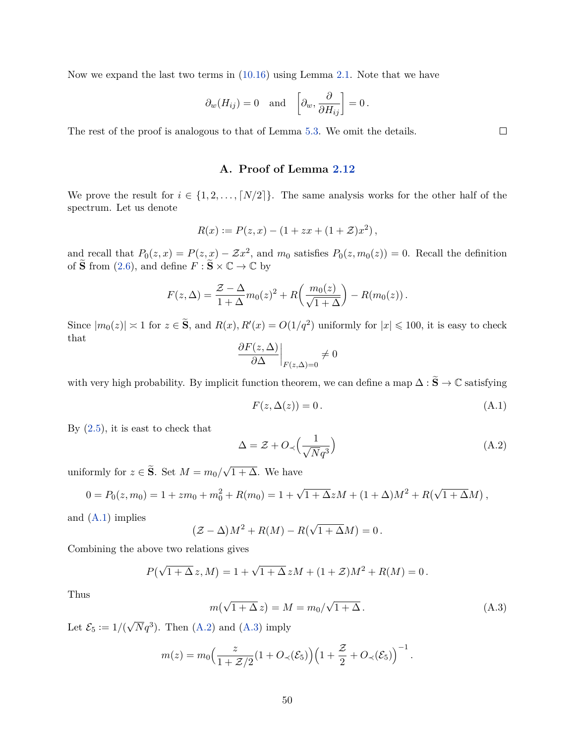Now we expand the last two terms in (10.16) using Lemma 2.1. Note that we have

$$\partial_w(H_{ij}) = 0 \quad \text{and} \quad \Big[\partial_w, \frac{\partial}{\partial H_{ij}}\Big] = 0\,.$$

The rest of the proof is analogous to that of Lemma 5.3. We omit the details. $\square$

## A. Proof of Lemma 2.12

We prove the result for $i \in \{1, 2, \dots, \lceil N/2 \rceil\}$. The same analysis works for the other half of the spectrum. Let us denote

$$R(x) := P(z, x) - (1 + zx + (1 + \mathcal{Z})x^2)\,,$$

and recall that $P_0(z, x) = P(z, x) - \mathcal{Z}x^2$, and $m_0$ satisfies $P_0(z, m_0(z)) = 0$. Recall the definition of $\widetilde{\mathbf{S}}$ from (2.6), and define $F : \widetilde{\mathbf{S}} \times \mathbb{C} \to \mathbb{C}$ by

$$F(z, \Delta) = \frac{\mathcal{Z} - \Delta}{1 + \Delta} m_0(z)^2 + R\Big(\frac{m_0(z)}{\sqrt{1 + \Delta}}\Big) - R(m_0(z))\,.$$

Since $|m_0(z)| \asymp 1$ for $z \in \widetilde{\mathbf{S}}$, and $R(x), R'(x) = O(1/q^2)$ uniformly for $|x| \leqslant 100$, it is easy to check that

$$\frac{\partial F(z, \Delta)}{\partial \Delta}\bigg|_{F(z,\Delta)=0} \neq 0$$

with very high probability. By implicit function theorem, we can define a map $\Delta : \widetilde{\mathbf{S}} \to \mathbb{C}$ satisfying

$$F(z, \Delta(z)) = 0\,. \tag{A.1}$$

By (2.5), it is east to check that

$$\Delta = \mathcal{Z} + O_{\prec}\Big(\frac{1}{\sqrt{N}q^3}\Big) \tag{A.2}$$

uniformly for $z \in \widetilde{\mathbf{S}}$. Set $M = m_0/\sqrt{1 + \Delta}$. We have

$$0 = P_0(z, m_0) = 1 + zm_0 + m_0^2 + R(m_0) = 1 + \sqrt{1 + \Delta}zM + (1 + \Delta)M^2 + R(\sqrt{1 + \Delta}M)\,,$$

and (A.1) implies

$$(\mathcal{Z} - \Delta)M^2 + R(M) - R(\sqrt{1 + \Delta}M) = 0\,.$$

Combining the above two relations gives

$$P(\sqrt{1 + \Delta}\, z, M) = 1 + \sqrt{1 + \Delta}\, zM + (1 + \mathcal{Z})M^2 + R(M) = 0\,.$$

Thus

$$m(\sqrt{1 + \Delta}\, z) = M = m_0/\sqrt{1 + \Delta}\,. \tag{A.3}$$

Let $\mathcal{E}_5 := 1/(\sqrt{N}q^3)$. Then (A.2) and (A.3) imply

$$m(z) = m_0\Big(\frac{z}{1 + \mathcal{Z}/2}(1 + O_{\prec}(\mathcal{E}_5))\Big)\Big(1 + \frac{\mathcal{Z}}{2} + O_{\prec}(\mathcal{E}_5)\Big)^{-1}\,.$$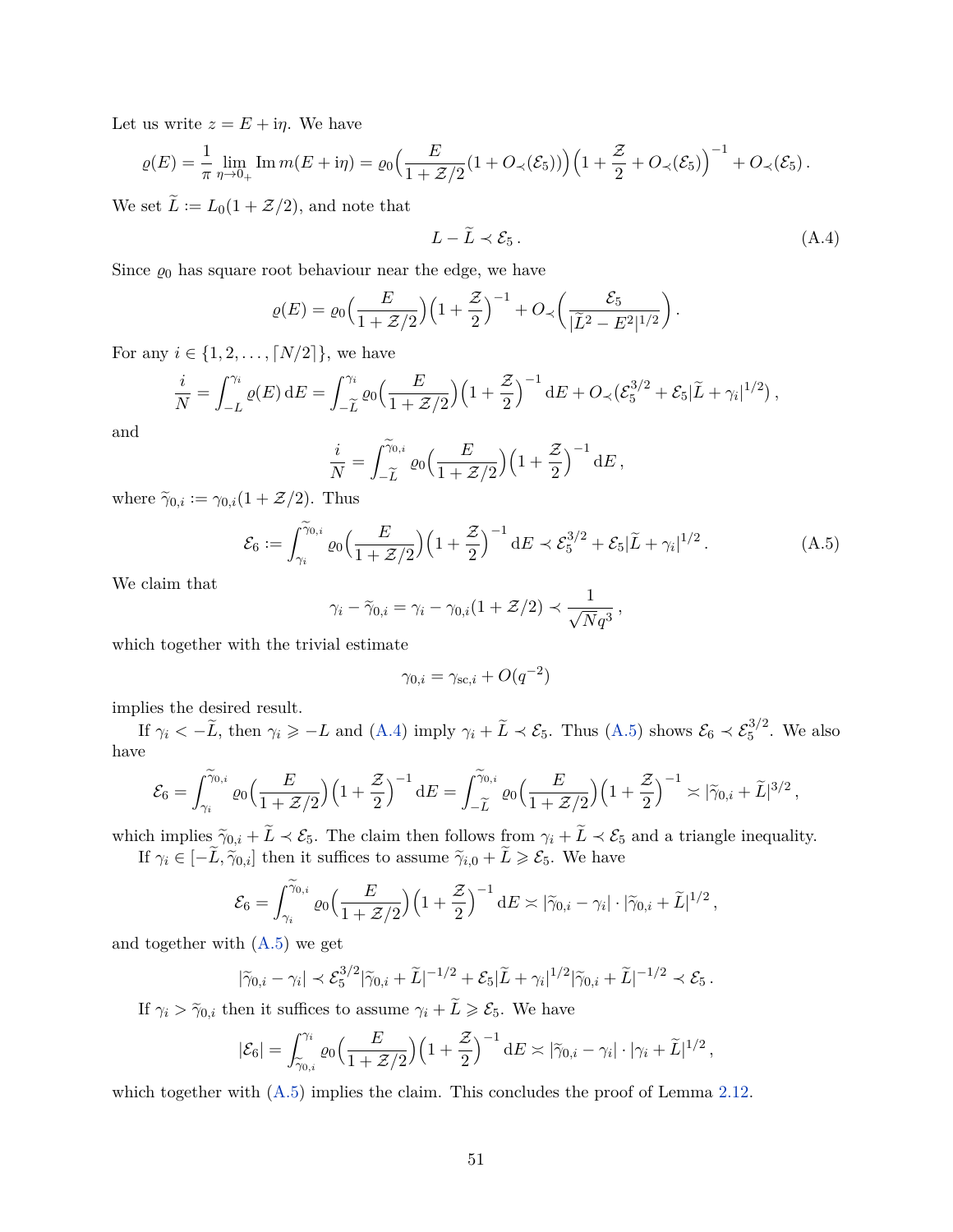Let us write $z = E + \mathrm{i}\eta$. We have

$$\varrho(E) = \frac{1}{\pi} \lim_{\eta \to 0_+} \operatorname{Im} m(E + \mathrm{i}\eta) = \varrho_0\Big(\frac{E}{1+\mathcal{Z}/2}(1 + O_\prec(\mathcal{E}_5))\Big)\Big(1 + \frac{\mathcal{Z}}{2} + O_\prec(\mathcal{E}_5)\Big)^{-1} + O_\prec(\mathcal{E}_5)\,.$$

We set $\widetilde{L} := L_0(1 + \mathcal{Z}/2)$, and note that

$$L - \widetilde{L} \prec \mathcal{E}_5\,. \tag{A.4}$$

Since $\varrho_0$ has square root behaviour near the edge, we have

$$\varrho(E) = \varrho_0\Big(\frac{E}{1+\mathcal{Z}/2}\Big)\Big(1 + \frac{\mathcal{Z}}{2}\Big)^{-1} + O_\prec\Big(\frac{\mathcal{E}_5}{|\widetilde{L}^2 - E^2|^{1/2}}\Big)\,.$$

For any $i \in \{1, 2, \dots, \lceil N/2 \rceil\}$, we have

$$\frac{i}{N} = \int_{-L}^{\gamma_i} \varrho(E)\,\mathrm{d}E = \int_{-\widetilde{L}}^{\gamma_i} \varrho_0\Big(\frac{E}{1+\mathcal{Z}/2}\Big)\Big(1 + \frac{\mathcal{Z}}{2}\Big)^{-1}\mathrm{d}E + O_\prec(\mathcal{E}_5^{3/2} + \mathcal{E}_5|\widetilde{L} + \gamma_i|^{1/2})\,,$$

and

$$\frac{i}{N} = \int_{-\widetilde{L}}^{\widetilde{\gamma}_{0,i}} \varrho_0\Big(\frac{E}{1+\mathcal{Z}/2}\Big)\Big(1 + \frac{\mathcal{Z}}{2}\Big)^{-1}\mathrm{d}E\,,$$

where $\widetilde{\gamma}_{0,i} := \gamma_{0,i}(1 + \mathcal{Z}/2)$. Thus

$$\mathcal{E}_6 := \int_{\gamma_i}^{\widetilde{\gamma}_{0,i}} \varrho_0\Big(\frac{E}{1+\mathcal{Z}/2}\Big)\Big(1 + \frac{\mathcal{Z}}{2}\Big)^{-1}\mathrm{d}E \prec \mathcal{E}_5^{3/2} + \mathcal{E}_5|\widetilde{L} + \gamma_i|^{1/2}\,. \tag{A.5}$$

We claim that

$$\gamma_i - \widetilde{\gamma}_{0,i} = \gamma_i - \gamma_{0,i}(1 + \mathcal{Z}/2) \prec \frac{1}{\sqrt{N}q^3}\,,$$

which together with the trivial estimate

$$\gamma_{0,i} = \gamma_{\mathrm{sc},i} + O(q^{-2})$$

implies the desired result.

If $\gamma_i < -\widetilde{L}$, then $\gamma_i \geqslant -L$ and (A.4) imply $\gamma_i + \widetilde{L} \prec \mathcal{E}_5$. Thus (A.5) shows $\mathcal{E}_6 \prec \mathcal{E}_5^{3/2}$. We also have

$$\mathcal{E}_6 = \int_{\gamma_i}^{\widetilde{\gamma}_{0,i}} \varrho_0\Big(\frac{E}{1+\mathcal{Z}/2}\Big)\Big(1 + \frac{\mathcal{Z}}{2}\Big)^{-1}\mathrm{d}E = \int_{-\widetilde{L}}^{\widetilde{\gamma}_{0,i}} \varrho_0\Big(\frac{E}{1+\mathcal{Z}/2}\Big)\Big(1 + \frac{\mathcal{Z}}{2}\Big)^{-1} \asymp |\widetilde{\gamma}_{0,i} + \widetilde{L}|^{3/2}\,,$$

which implies $\widetilde{\gamma}_{0,i} + \widetilde{L} \prec \mathcal{E}_5$. The claim then follows from $\gamma_i + \widetilde{L} \prec \mathcal{E}_5$ and a triangle inequality.

If $\gamma_i \in [-\widetilde{L}, \widetilde{\gamma}_{0,i}]$ then it suffices to assume $\widetilde{\gamma}_{i,0} + \widetilde{L} \geqslant \mathcal{E}_5$. We have

$$\mathcal{E}_6 = \int_{\gamma_i}^{\widetilde{\gamma}_{0,i}} \varrho_0\Big(\frac{E}{1+\mathcal{Z}/2}\Big)\Big(1 + \frac{\mathcal{Z}}{2}\Big)^{-1}\mathrm{d}E \asymp |\widetilde{\gamma}_{0,i} - \gamma_i| \cdot |\widetilde{\gamma}_{0,i} + \widetilde{L}|^{1/2}\,,$$

and together with (A.5) we get

$$|\widetilde{\gamma}_{0,i} - \gamma_i| \prec \mathcal{E}_5^{3/2}|\widetilde{\gamma}_{0,i} + \widetilde{L}|^{-1/2} + \mathcal{E}_5|\widetilde{L} + \gamma_i|^{1/2}|\widetilde{\gamma}_{0,i} + \widetilde{L}|^{-1/2} \prec \mathcal{E}_5\,.$$

If $\gamma_i > \widetilde{\gamma}_{0,i}$ then it suffices to assume $\gamma_i + \widetilde{L} \geqslant \mathcal{E}_5$. We have

$$|\mathcal{E}_6| = \int_{\widetilde{\gamma}_{0,i}}^{\gamma_i} \varrho_0\Big(\frac{E}{1+\mathcal{Z}/2}\Big)\Big(1 + \frac{\mathcal{Z}}{2}\Big)^{-1}\mathrm{d}E \asymp |\widetilde{\gamma}_{0,i} - \gamma_i| \cdot |\gamma_i + \widetilde{L}|^{1/2}\,,$$

which together with (A.5) implies the claim. This concludes the proof of Lemma 2.12.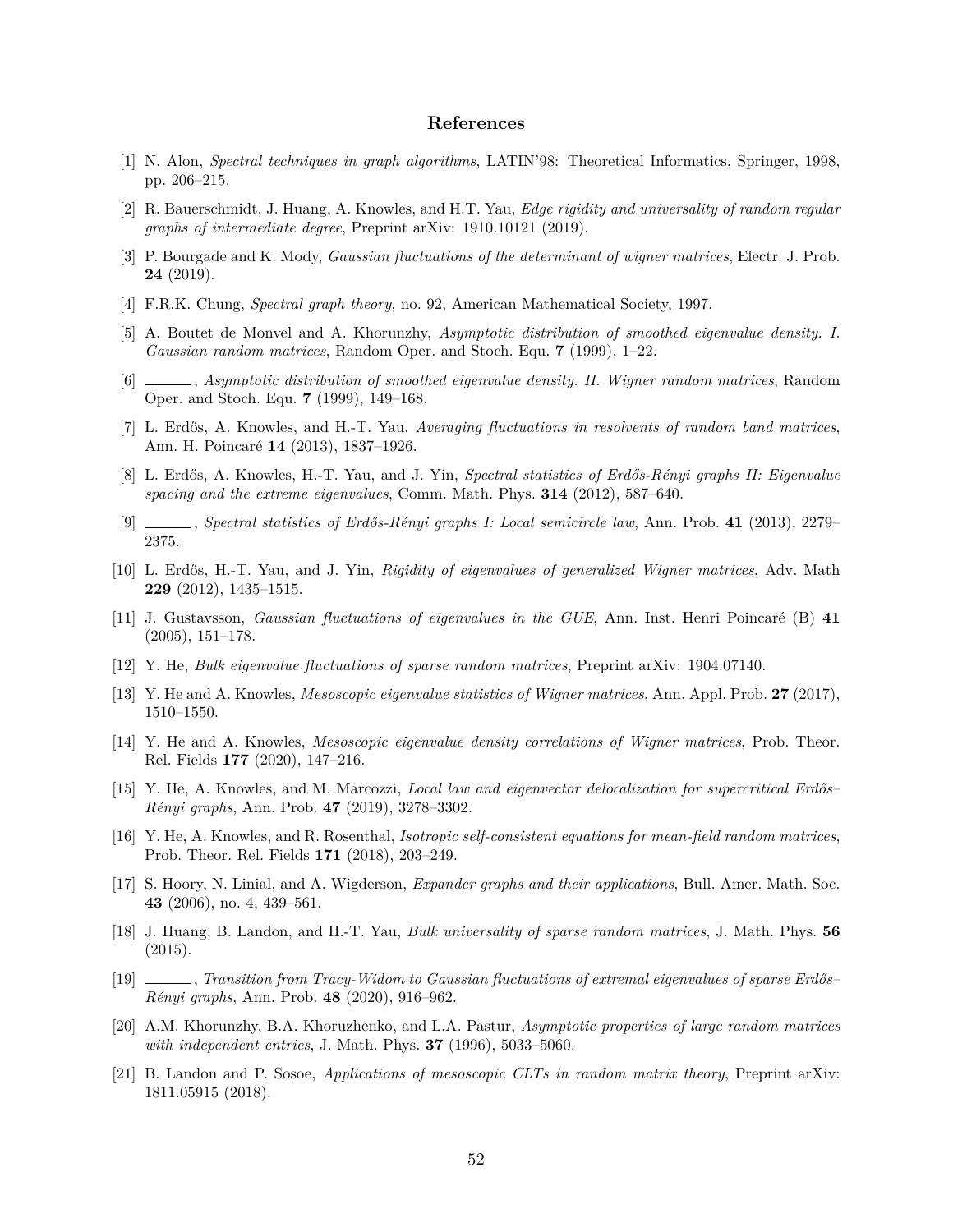## References

[1] N. Alon, *Spectral techniques in graph algorithms*, LATIN'98: Theoretical Informatics, Springer, 1998, pp. 206–215.

[2] R. Bauerschmidt, J. Huang, A. Knowles, and H.T. Yau, *Edge rigidity and universality of random regular graphs of intermediate degree*, Preprint arXiv: 1910.10121 (2019).

[3] P. Bourgade and K. Mody, *Gaussian fluctuations of the determinant of wigner matrices*, Electr. J. Prob. **24** (2019).

[4] F.R.K. Chung, *Spectral graph theory*, no. 92, American Mathematical Society, 1997.

[5] A. Boutet de Monvel and A. Khorunzhy, *Asymptotic distribution of smoothed eigenvalue density. I. Gaussian random matrices*, Random Oper. and Stoch. Equ. **7** (1999), 1–22.

[6] ______, *Asymptotic distribution of smoothed eigenvalue density. II. Wigner random matrices*, Random Oper. and Stoch. Equ. **7** (1999), 149–168.

[7] L. Erdős, A. Knowles, and H.-T. Yau, *Averaging fluctuations in resolvents of random band matrices*, Ann. H. Poincaré **14** (2013), 1837–1926.

[8] L. Erdős, A. Knowles, H.-T. Yau, and J. Yin, *Spectral statistics of Erdős-Rényi graphs II: Eigenvalue spacing and the extreme eigenvalues*, Comm. Math. Phys. **314** (2012), 587–640.

[9] ______, *Spectral statistics of Erdős-Rényi graphs I: Local semicircle law*, Ann. Prob. **41** (2013), 2279–2375.

[10] L. Erdős, H.-T. Yau, and J. Yin, *Rigidity of eigenvalues of generalized Wigner matrices*, Adv. Math **229** (2012), 1435–1515.

[11] J. Gustavsson, *Gaussian fluctuations of eigenvalues in the GUE*, Ann. Inst. Henri Poincaré (B) **41** (2005), 151–178.

[12] Y. He, *Bulk eigenvalue fluctuations of sparse random matrices*, Preprint arXiv: 1904.07140.

[13] Y. He and A. Knowles, *Mesoscopic eigenvalue statistics of Wigner matrices*, Ann. Appl. Prob. **27** (2017), 1510–1550.

[14] Y. He and A. Knowles, *Mesoscopic eigenvalue density correlations of Wigner matrices*, Prob. Theor. Rel. Fields **177** (2020), 147–216.

[15] Y. He, A. Knowles, and M. Marcozzi, *Local law and eigenvector delocalization for supercritical Erdős–Rényi graphs*, Ann. Prob. **47** (2019), 3278–3302.

[16] Y. He, A. Knowles, and R. Rosenthal, *Isotropic self-consistent equations for mean-field random matrices*, Prob. Theor. Rel. Fields **171** (2018), 203–249.

[17] S. Hoory, N. Linial, and A. Wigderson, *Expander graphs and their applications*, Bull. Amer. Math. Soc. **43** (2006), no. 4, 439–561.

[18] J. Huang, B. Landon, and H.-T. Yau, *Bulk universality of sparse random matrices*, J. Math. Phys. **56** (2015).

[19] ______, *Transition from Tracy-Widom to Gaussian fluctuations of extremal eigenvalues of sparse Erdős–Rényi graphs*, Ann. Prob. **48** (2020), 916–962.

[20] A.M. Khorunzhy, B.A. Khoruzhenko, and L.A. Pastur, *Asymptotic properties of large random matrices with independent entries*, J. Math. Phys. **37** (1996), 5033–5060.

[21] B. Landon and P. Sosoe, *Applications of mesoscopic CLTs in random matrix theory*, Preprint arXiv: 1811.05915 (2018).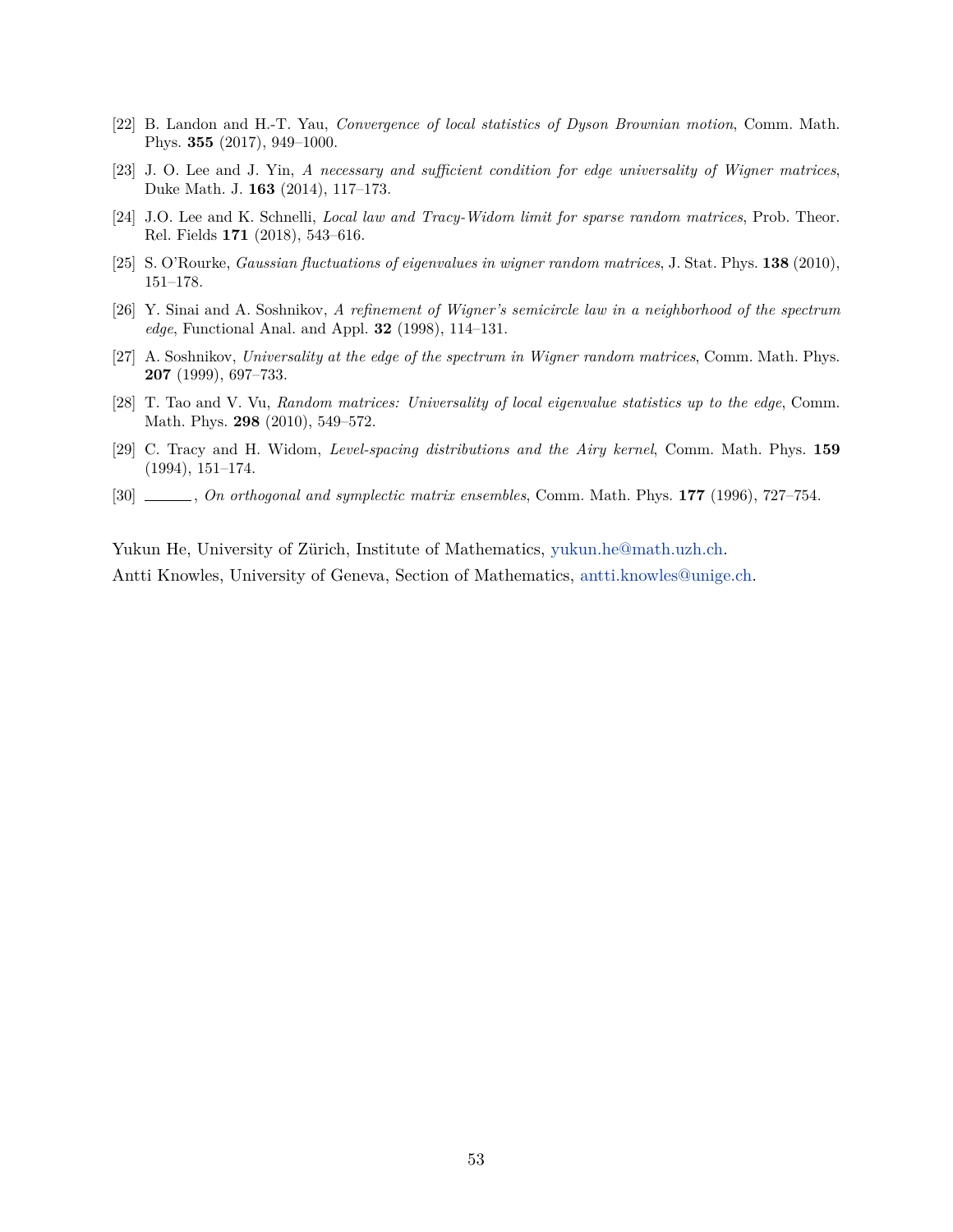[22] B. Landon and H.-T. Yau, *Convergence of local statistics of Dyson Brownian motion*, Comm. Math. Phys. **355** (2017), 949–1000.

[23] J. O. Lee and J. Yin, *A necessary and sufficient condition for edge universality of Wigner matrices*, Duke Math. J. **163** (2014), 117–173.

[24] J.O. Lee and K. Schnelli, *Local law and Tracy-Widom limit for sparse random matrices*, Prob. Theor. Rel. Fields **171** (2018), 543–616.

[25] S. O'Rourke, *Gaussian fluctuations of eigenvalues in wigner random matrices*, J. Stat. Phys. **138** (2010), 151–178.

[26] Y. Sinai and A. Soshnikov, *A refinement of Wigner's semicircle law in a neighborhood of the spectrum edge*, Functional Anal. and Appl. **32** (1998), 114–131.

[27] A. Soshnikov, *Universality at the edge of the spectrum in Wigner random matrices*, Comm. Math. Phys. **207** (1999), 697–733.

[28] T. Tao and V. Vu, *Random matrices: Universality of local eigenvalue statistics up to the edge*, Comm. Math. Phys. **298** (2010), 549–572.

[29] C. Tracy and H. Widom, *Level-spacing distributions and the Airy kernel*, Comm. Math. Phys. **159** (1994), 151–174.

[30] ______, *On orthogonal and symplectic matrix ensembles*, Comm. Math. Phys. **177** (1996), 727–754.

Yukun He, University of Zürich, Institute of Mathematics, yukun.he@math.uzh.ch.

Antti Knowles, University of Geneva, Section of Mathematics, antti.knowles@unige.ch.